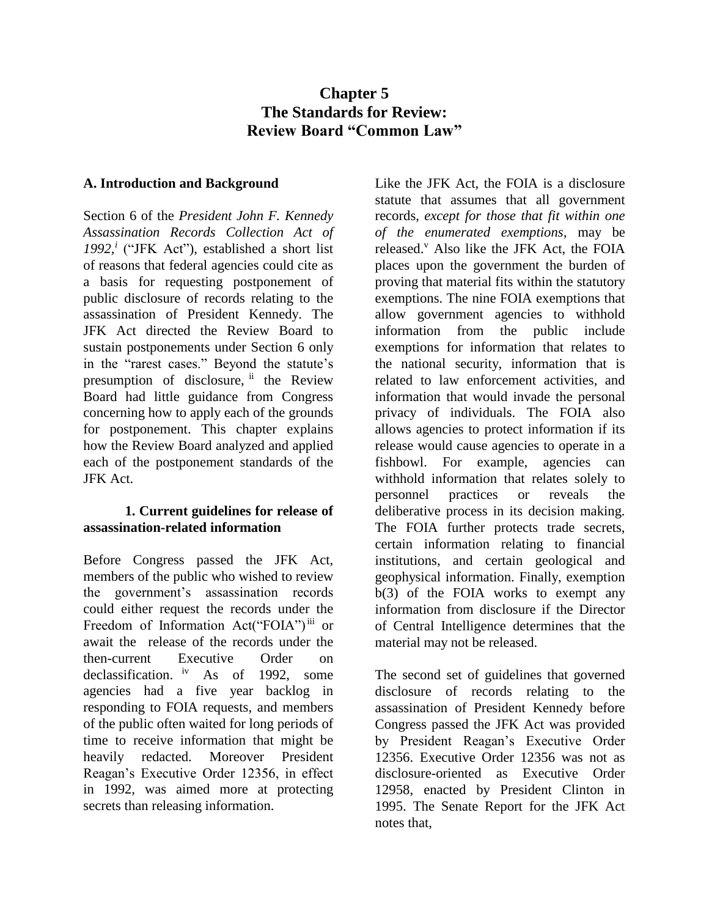# Chapter 5
# The Standards for Review:
# Review Board "Common Law"

## A. Introduction and Background

Section 6 of the *President John F. Kennedy Assassination Records Collection Act of 1992,*[i] ("JFK Act"), established a short list of reasons that federal agencies could cite as a basis for requesting postponement of public disclosure of records relating to the assassination of President Kennedy. The JFK Act directed the Review Board to sustain postponements under Section 6 only in the "rarest cases." Beyond the statute's presumption of disclosure, [ii] the Review Board had little guidance from Congress concerning how to apply each of the grounds for postponement. This chapter explains how the Review Board analyzed and applied each of the postponement standards of the JFK Act.

### 1. Current guidelines for release of assassination-related information

Before Congress passed the JFK Act, members of the public who wished to review the government's assassination records could either request the records under the Freedom of Information Act("FOIA")[iii] or await the release of the records under the then-current Executive Order on declassification. [iv] As of 1992, some agencies had a five year backlog in responding to FOIA requests, and members of the public often waited for long periods of time to receive information that might be heavily redacted. Moreover President Reagan's Executive Order 12356, in effect in 1992, was aimed more at protecting secrets than releasing information.

Like the JFK Act, the FOIA is a disclosure statute that assumes that all government records, *except for those that fit within one of the enumerated exemptions,* may be released.[v] Also like the JFK Act, the FOIA places upon the government the burden of proving that material fits within the statutory exemptions. The nine FOIA exemptions that allow government agencies to withhold information from the public include exemptions for information that relates to the national security, information that is related to law enforcement activities, and information that would invade the personal privacy of individuals. The FOIA also allows agencies to protect information if its release would cause agencies to operate in a fishbowl. For example, agencies can withhold information that relates solely to personnel practices or reveals the deliberative process in its decision making. The FOIA further protects trade secrets, certain information relating to financial institutions, and certain geological and geophysical information. Finally, exemption b(3) of the FOIA works to exempt any information from disclosure if the Director of Central Intelligence determines that the material may not be released.

The second set of guidelines that governed disclosure of records relating to the assassination of President Kennedy before Congress passed the JFK Act was provided by President Reagan's Executive Order 12356. Executive Order 12356 was not as disclosure-oriented as Executive Order 12958, enacted by President Clinton in 1995. The Senate Report for the JFK Act notes that,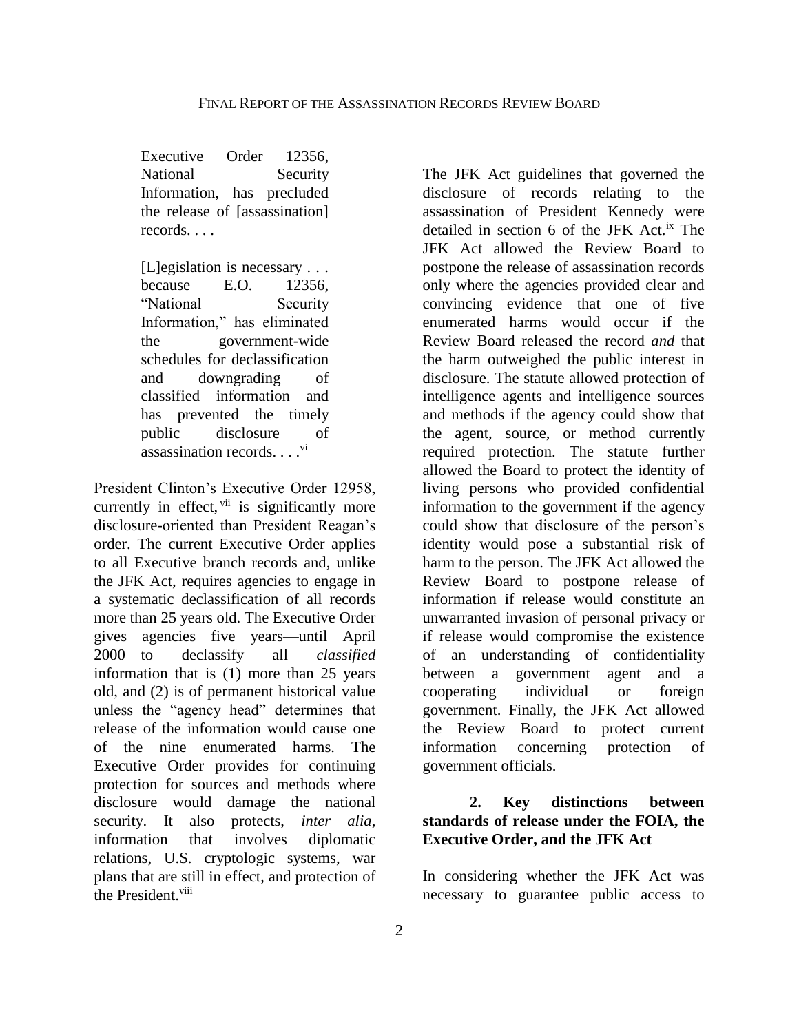> Executive Order 12356, National Security Information, has precluded the release of [assassination] records. . . .
>
> [L]egislation is necessary . . . because E.O. 12356, "National Security Information," has eliminated the government-wide schedules for declassification and downgrading of classified information and has prevented the timely public disclosure of assassination records. . . .[vi]

President Clinton's Executive Order 12958, currently in effect,[vii] is significantly more disclosure-oriented than President Reagan's order. The current Executive Order applies to all Executive branch records and, unlike the JFK Act, requires agencies to engage in a systematic declassification of all records more than 25 years old. The Executive Order gives agencies five years—until April 2000—to declassify all *classified* information that is (1) more than 25 years old, and (2) is of permanent historical value unless the "agency head" determines that release of the information would cause one of the nine enumerated harms. The Executive Order provides for continuing protection for sources and methods where disclosure would damage the national security. It also protects, *inter alia,* information that involves diplomatic relations, U.S. cryptologic systems, war plans that are still in effect, and protection of the President.[viii]

The JFK Act guidelines that governed the disclosure of records relating to the assassination of President Kennedy were detailed in section 6 of the JFK Act.[ix] The JFK Act allowed the Review Board to postpone the release of assassination records only where the agencies provided clear and convincing evidence that one of five enumerated harms would occur if the Review Board released the record *and* that the harm outweighed the public interest in disclosure. The statute allowed protection of intelligence agents and intelligence sources and methods if the agency could show that the agent, source, or method currently required protection. The statute further allowed the Board to protect the identity of living persons who provided confidential information to the government if the agency could show that disclosure of the person's identity would pose a substantial risk of harm to the person. The JFK Act allowed the Review Board to postpone release of information if release would constitute an unwarranted invasion of personal privacy or if release would compromise the existence of an understanding of confidentiality between a government agent and a cooperating individual or foreign government. Finally, the JFK Act allowed the Review Board to protect current information concerning protection of government officials.

**2. Key distinctions between standards of release under the FOIA, the Executive Order, and the JFK Act**

In considering whether the JFK Act was necessary to guarantee public access to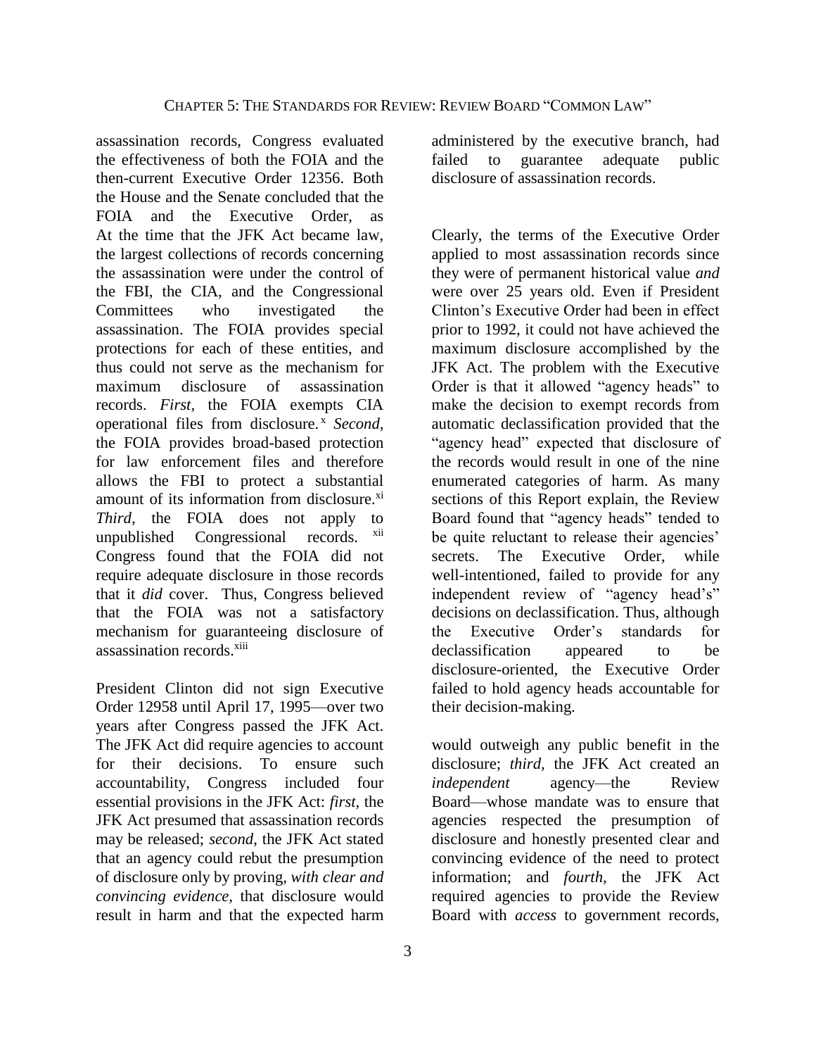assassination records, Congress evaluated the effectiveness of both the FOIA and the then-current Executive Order 12356. Both the House and the Senate concluded that the FOIA and the Executive Order, as administered by the executive branch, had failed to guarantee adequate public disclosure of assassination records.

At the time that the JFK Act became law, the largest collections of records concerning the assassination were under the control of the FBI, the CIA, and the Congressional Committees who investigated the assassination. The FOIA provides special protections for each of these entities, and thus could not serve as the mechanism for maximum disclosure of assassination records. *First,* the FOIA exempts CIA operational files from disclosure.[x] *Second,* the FOIA provides broad-based protection for law enforcement files and therefore allows the FBI to protect a substantial amount of its information from disclosure.[xi] *Third,* the FOIA does not apply to unpublished Congressional records.[xii] Congress found that the FOIA did not require adequate disclosure in those records that it *did* cover. Thus, Congress believed that the FOIA was not a satisfactory mechanism for guaranteeing disclosure of assassination records.[xiii]

Clearly, the terms of the Executive Order applied to most assassination records since they were of permanent historical value *and* were over 25 years old. Even if President Clinton's Executive Order had been in effect prior to 1992, it could not have achieved the maximum disclosure accomplished by the JFK Act. The problem with the Executive Order is that it allowed "agency heads" to make the decision to exempt records from automatic declassification provided that the "agency head" expected that disclosure of the records would result in one of the nine enumerated categories of harm. As many sections of this Report explain, the Review Board found that "agency heads" tended to be quite reluctant to release their agencies' secrets. The Executive Order, while well-intentioned, failed to provide for any independent review of "agency head's" decisions on declassification. Thus, although the Executive Order's standards for declassification appeared to be disclosure-oriented, the Executive Order failed to hold agency heads accountable for their decision-making.

President Clinton did not sign Executive Order 12958 until April 17, 1995—over two years after Congress passed the JFK Act. The JFK Act did require agencies to account for their decisions. To ensure such accountability, Congress included four essential provisions in the JFK Act: *first,* the JFK Act presumed that assassination records may be released; *second,* the JFK Act stated that an agency could rebut the presumption of disclosure only by proving, *with clear and convincing evidence,* that disclosure would result in harm and that the expected harm would outweigh any public benefit in the disclosure; *third,* the JFK Act created an *independent* agency—the Review Board—whose mandate was to ensure that agencies respected the presumption of disclosure and honestly presented clear and convincing evidence of the need to protect information; and *fourth,* the JFK Act required agencies to provide the Review Board with *access* to government records,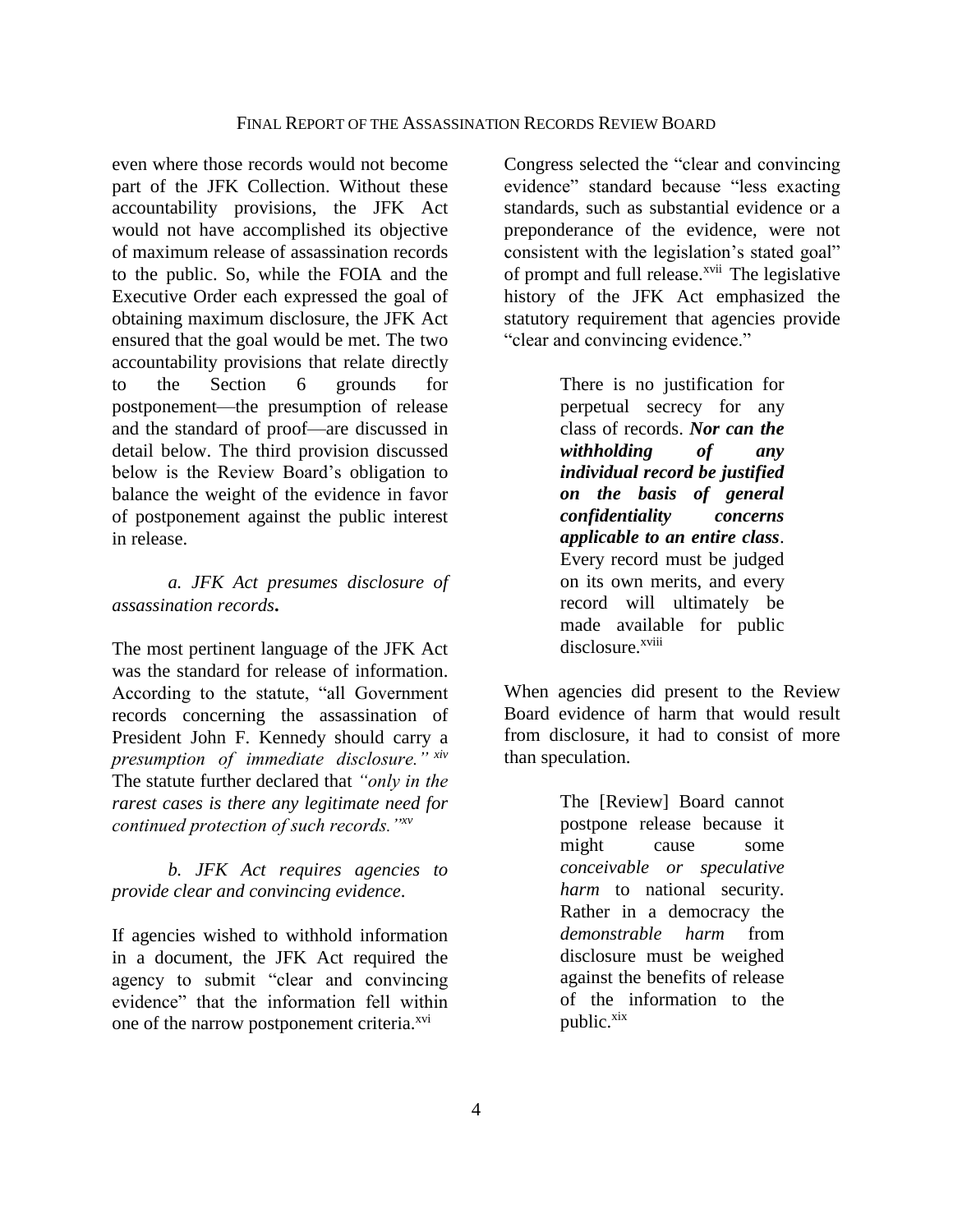even where those records would not become part of the JFK Collection. Without these accountability provisions, the JFK Act would not have accomplished its objective of maximum release of assassination records to the public. So, while the FOIA and the Executive Order each expressed the goal of obtaining maximum disclosure, the JFK Act ensured that the goal would be met. The two accountability provisions that relate directly to the Section 6 grounds for postponement—the presumption of release and the standard of proof—are discussed in detail below. The third provision discussed below is the Review Board's obligation to balance the weight of the evidence in favor of postponement against the public interest in release.

*a. JFK Act presumes disclosure of assassination records*.

The most pertinent language of the JFK Act was the standard for release of information. According to the statute, "all Government records concerning the assassination of President John F. Kennedy should carry a *presumption of immediate disclosure.*"[xiv] The statute further declared that *"only in the rarest cases is there any legitimate need for continued protection of such records."*[xv]

*b. JFK Act requires agencies to provide clear and convincing evidence*.

If agencies wished to withhold information in a document, the JFK Act required the agency to submit "clear and convincing evidence" that the information fell within one of the narrow postponement criteria.[xvi]

Congress selected the "clear and convincing evidence" standard because "less exacting standards, such as substantial evidence or a preponderance of the evidence, were not consistent with the legislation's stated goal" of prompt and full release.[xvii] The legislative history of the JFK Act emphasized the statutory requirement that agencies provide "clear and convincing evidence."

> There is no justification for perpetual secrecy for any class of records. ***Nor can the withholding of any individual record be justified on the basis of general confidentiality concerns applicable to an entire class***. Every record must be judged on its own merits, and every record will ultimately be made available for public disclosure.[xviii]

When agencies did present to the Review Board evidence of harm that would result from disclosure, it had to consist of more than speculation.

> The [Review] Board cannot postpone release because it might cause some *conceivable or speculative harm* to national security. Rather in a democracy the *demonstrable harm* from disclosure must be weighed against the benefits of release of the information to the public.[xix]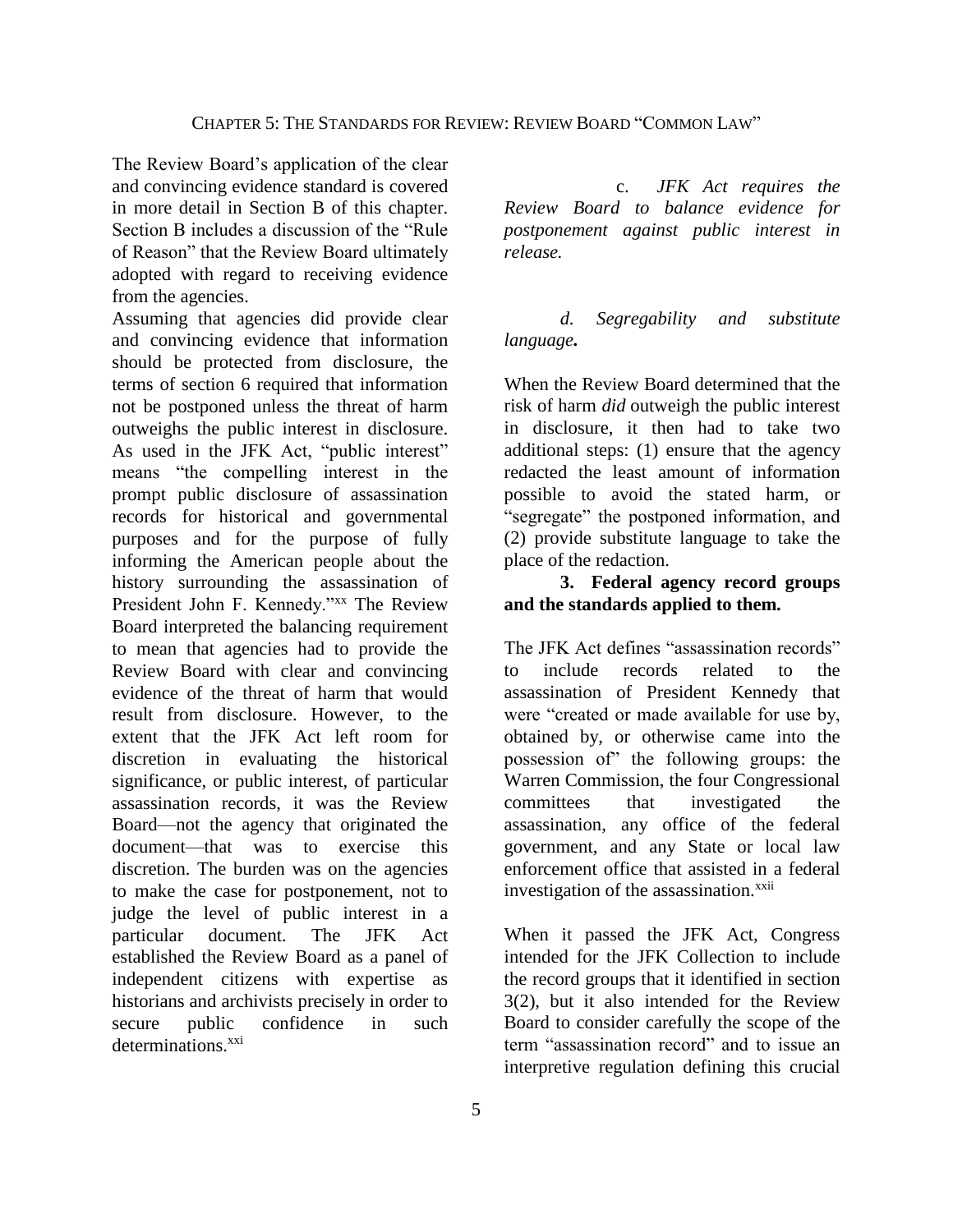The Review Board's application of the clear and convincing evidence standard is covered in more detail in Section B of this chapter. Section B includes a discussion of the "Rule of Reason" that the Review Board ultimately adopted with regard to receiving evidence from the agencies.

Assuming that agencies did provide clear and convincing evidence that information should be protected from disclosure, the terms of section 6 required that information not be postponed unless the threat of harm outweighs the public interest in disclosure. As used in the JFK Act, "public interest" means "the compelling interest in the prompt public disclosure of assassination records for historical and governmental purposes and for the purpose of fully informing the American people about the history surrounding the assassination of President John F. Kennedy."[xx] The Review Board interpreted the balancing requirement to mean that agencies had to provide the Review Board with clear and convincing evidence of the threat of harm that would result from disclosure. However, to the extent that the JFK Act left room for discretion in evaluating the historical significance, or public interest, of particular assassination records, it was the Review Board—not the agency that originated the document—that was to exercise this discretion. The burden was on the agencies to make the case for postponement, not to judge the level of public interest in a particular document. The JFK Act established the Review Board as a panel of independent citizens with expertise as historians and archivists precisely in order to secure public confidence in such determinations.[xxi]

c. *JFK Act requires the Review Board to balance evidence for postponement against public interest in release.*

*d. Segregability and substitute language.*

When the Review Board determined that the risk of harm *did* outweigh the public interest in disclosure, it then had to take two additional steps: (1) ensure that the agency redacted the least amount of information possible to avoid the stated harm, or "segregate" the postponed information, and (2) provide substitute language to take the place of the redaction.

**3. Federal agency record groups and the standards applied to them.**

The JFK Act defines "assassination records" to include records related to the assassination of President Kennedy that were "created or made available for use by, obtained by, or otherwise came into the possession of" the following groups: the Warren Commission, the four Congressional committees that investigated the assassination, any office of the federal government, and any State or local law enforcement office that assisted in a federal investigation of the assassination.[xxii]

When it passed the JFK Act, Congress intended for the JFK Collection to include the record groups that it identified in section 3(2), but it also intended for the Review Board to consider carefully the scope of the term "assassination record" and to issue an interpretive regulation defining this crucial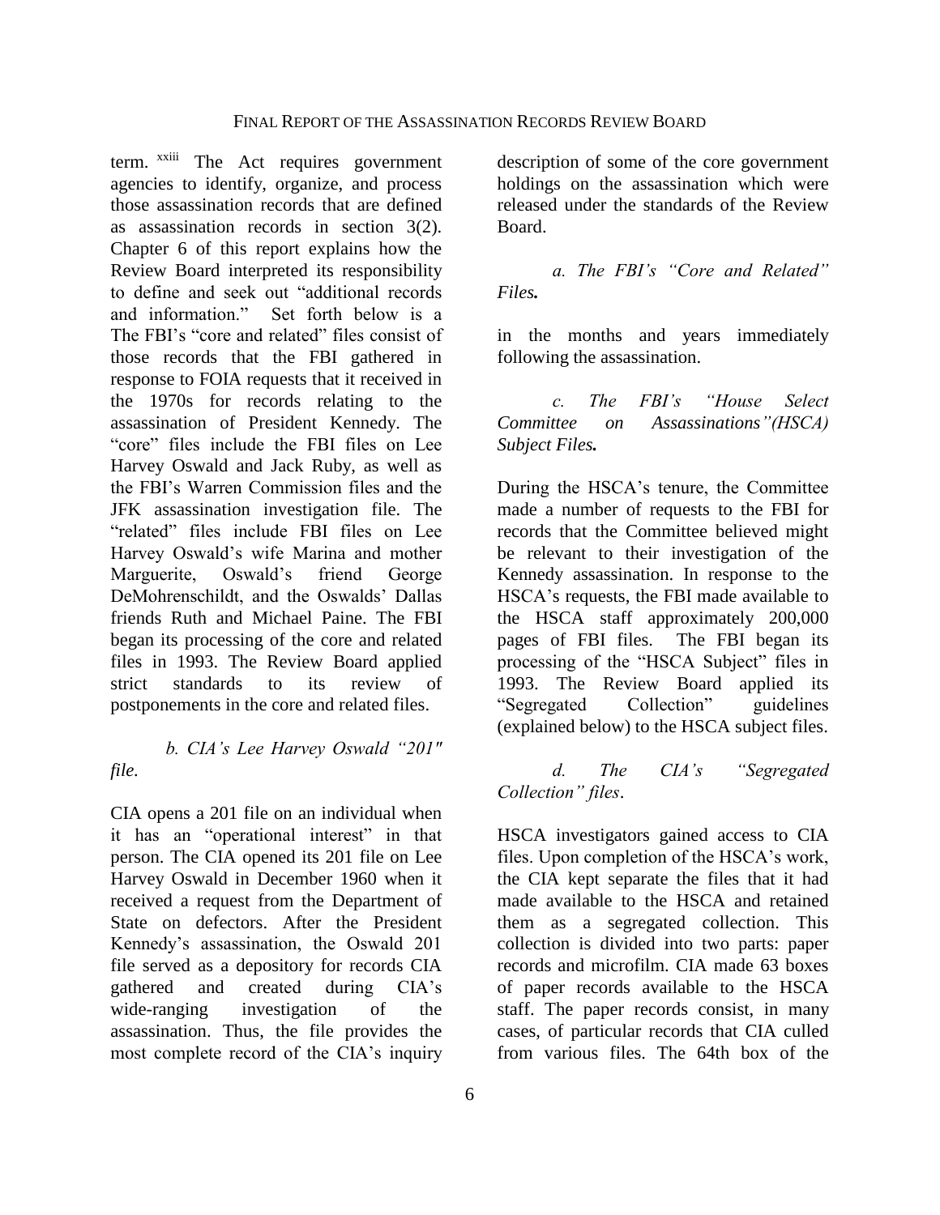term.[xxiii] The Act requires government agencies to identify, organize, and process those assassination records that are defined as assassination records in section 3(2). Chapter 6 of this report explains how the Review Board interpreted its responsibility to define and seek out "additional records and information." Set forth below is a description of some of the core government holdings on the assassination which were released under the standards of the Review Board.

*a. The FBI's "Core and Related" **Files.***

The FBI's "core and related" files consist of those records that the FBI gathered in response to FOIA requests that it received in the 1970s for records relating to the assassination of President Kennedy. The "core" files include the FBI files on Lee Harvey Oswald and Jack Ruby, as well as the FBI's Warren Commission files and the JFK assassination investigation file. The "related" files include FBI files on Lee Harvey Oswald's wife Marina and mother Marguerite, Oswald's friend George DeMohrenschildt, and the Oswalds' Dallas friends Ruth and Michael Paine. The FBI began its processing of the core and related files in 1993. The Review Board applied strict standards to its review of postponements in the core and related files.

*b. CIA's Lee Harvey Oswald "201" file.*

CIA opens a 201 file on an individual when it has an "operational interest" in that person. The CIA opened its 201 file on Lee Harvey Oswald in December 1960 when it received a request from the Department of State on defectors. After the President Kennedy's assassination, the Oswald 201 file served as a depository for records CIA gathered and created during CIA's wide-ranging investigation of the assassination. Thus, the file provides the most complete record of the CIA's inquiry in the months and years immediately following the assassination.

*c. The FBI's "House Select Committee on Assassinations"(HSCA) Subject **Files.***

During the HSCA's tenure, the Committee made a number of requests to the FBI for records that the Committee believed might be relevant to their investigation of the Kennedy assassination. In response to the HSCA's requests, the FBI made available to the HSCA staff approximately 200,000 pages of FBI files. The FBI began its processing of the "HSCA Subject" files in 1993. The Review Board applied its "Segregated Collection" guidelines (explained below) to the HSCA subject files.

*d. The CIA's "Segregated Collection" files*.

HSCA investigators gained access to CIA files. Upon completion of the HSCA's work, the CIA kept separate the files that it had made available to the HSCA and retained them as a segregated collection. This collection is divided into two parts: paper records and microfilm. CIA made 63 boxes of paper records available to the HSCA staff. The paper records consist, in many cases, of particular records that CIA culled from various files. The 64th box of the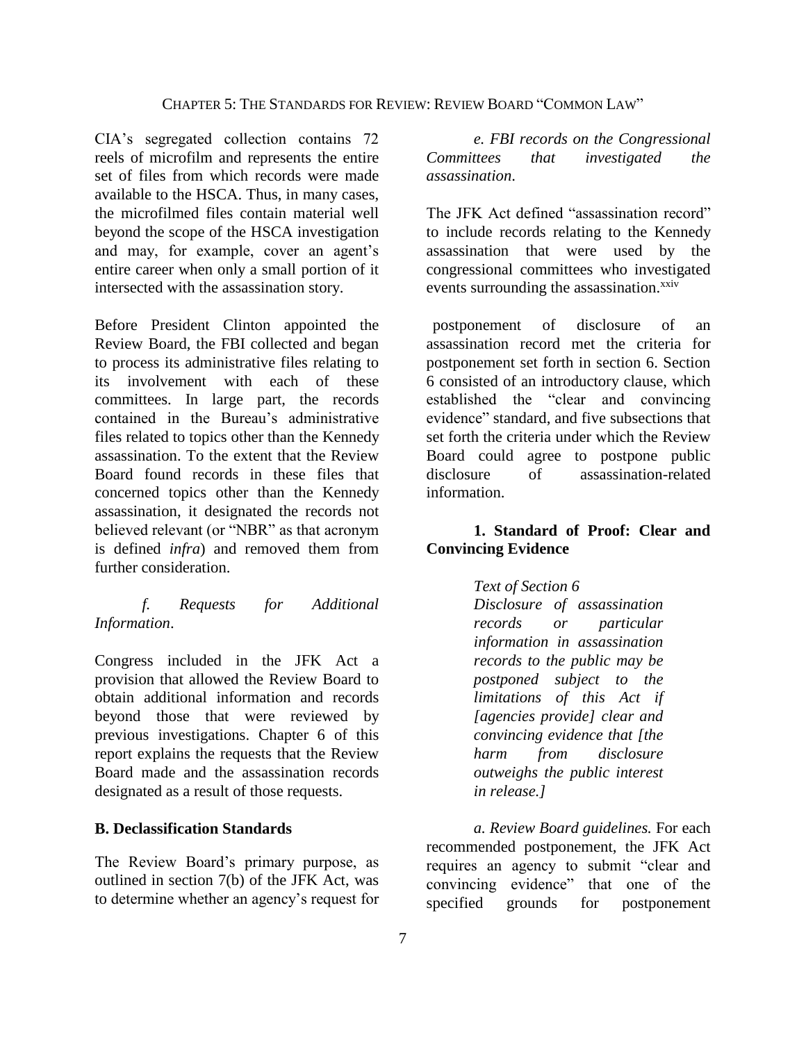CIA's segregated collection contains 72 reels of microfilm and represents the entire set of files from which records were made available to the HSCA. Thus, in many cases, the microfilmed files contain material well beyond the scope of the HSCA investigation and may, for example, cover an agent's entire career when only a small portion of it intersected with the assassination story.

Before President Clinton appointed the Review Board, the FBI collected and began to process its administrative files relating to its involvement with each of these committees. In large part, the records contained in the Bureau's administrative files related to topics other than the Kennedy assassination. To the extent that the Review Board found records in these files that concerned topics other than the Kennedy assassination, it designated the records not believed relevant (or "NBR" as that acronym is defined *infra*) and removed them from further consideration.

*f. Requests for Additional Information*.

Congress included in the JFK Act a provision that allowed the Review Board to obtain additional information and records beyond those that were reviewed by previous investigations. Chapter 6 of this report explains the requests that the Review Board made and the assassination records designated as a result of those requests.

**B. Declassification Standards**

The Review Board's primary purpose, as outlined in section 7(b) of the JFK Act, was to determine whether an agency's request for

*e. FBI records on the Congressional Committees that investigated the assassination*.

The JFK Act defined "assassination record" to include records relating to the Kennedy assassination that were used by the congressional committees who investigated events surrounding the assassination.[xxiv]

postponement of disclosure of an assassination record met the criteria for postponement set forth in section 6. Section 6 consisted of an introductory clause, which established the "clear and convincing evidence" standard, and five subsections that set forth the criteria under which the Review Board could agree to postpone public disclosure of assassination-related information.

**1. Standard of Proof: Clear and Convincing Evidence**

> *Text of Section 6*
> *Disclosure of assassination records or particular information in assassination records to the public may be postponed subject to the limitations of this Act if [agencies provide] clear and convincing evidence that [the harm from disclosure outweighs the public interest in release.]*

*a. Review Board guidelines.* For each recommended postponement, the JFK Act requires an agency to submit "clear and convincing evidence" that one of the specified grounds for postponement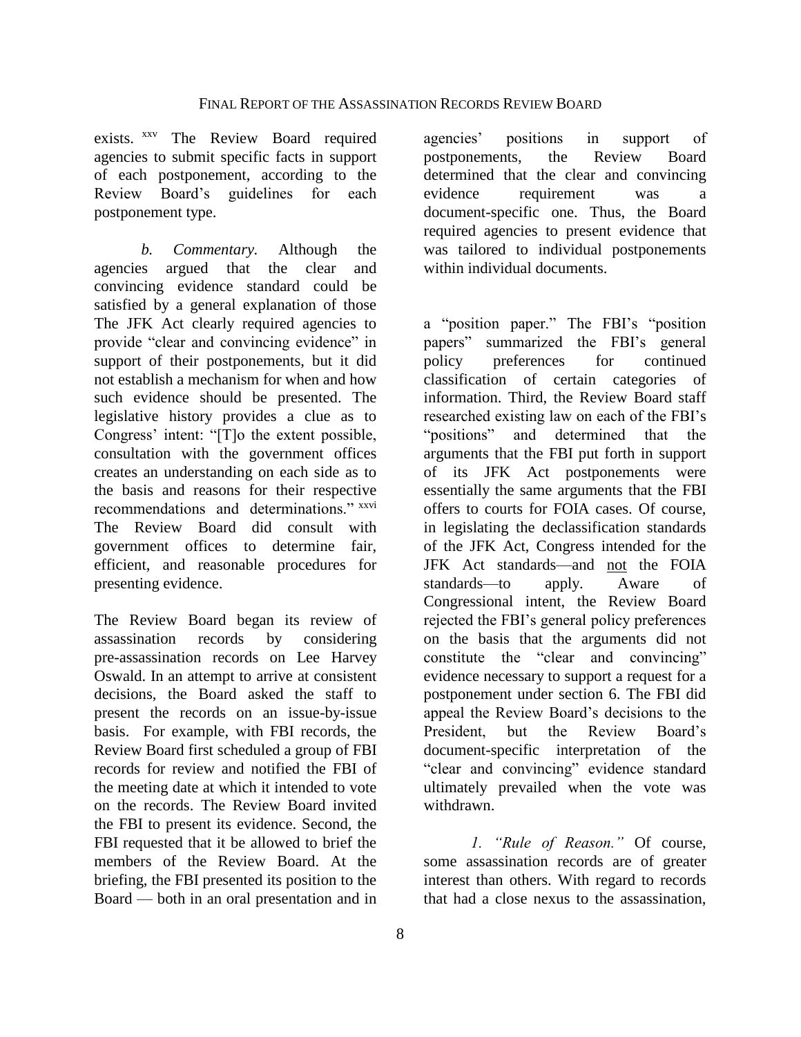exists. [xxv] The Review Board required agencies to submit specific facts in support of each postponement, according to the Review Board's guidelines for each postponement type.

*b. Commentary.* Although the agencies argued that the clear and convincing evidence standard could be satisfied by a general explanation of those agencies' positions in support of postponements, the Review Board determined that the clear and convincing evidence requirement was a document-specific one. Thus, the Board required agencies to present evidence that was tailored to individual postponements within individual documents.

The JFK Act clearly required agencies to provide "clear and convincing evidence" in support of their postponements, but it did not establish a mechanism for when and how such evidence should be presented. The legislative history provides a clue as to Congress' intent: "[T]o the extent possible, consultation with the government offices creates an understanding on each side as to the basis and reasons for their respective recommendations and determinations." [xxvi] The Review Board did consult with government offices to determine fair, efficient, and reasonable procedures for presenting evidence.

The Review Board began its review of assassination records by considering pre-assassination records on Lee Harvey Oswald. In an attempt to arrive at consistent decisions, the Board asked the staff to present the records on an issue-by-issue basis. For example, with FBI records, the Review Board first scheduled a group of FBI records for review and notified the FBI of the meeting date at which it intended to vote on the records. The Review Board invited the FBI to present its evidence. Second, the FBI requested that it be allowed to brief the members of the Review Board. At the briefing, the FBI presented its position to the Board — both in an oral presentation and in a "position paper." The FBI's "position papers" summarized the FBI's general policy preferences for continued classification of certain categories of information. Third, the Review Board staff researched existing law on each of the FBI's "positions" and determined that the arguments that the FBI put forth in support of its JFK Act postponements were essentially the same arguments that the FBI offers to courts for FOIA cases. Of course, in legislating the declassification standards of the JFK Act, Congress intended for the JFK Act standards—and <u>not</u> the FOIA standards—to apply. Aware of Congressional intent, the Review Board rejected the FBI's general policy preferences on the basis that the arguments did not constitute the "clear and convincing" evidence necessary to support a request for a postponement under section 6. The FBI did appeal the Review Board's decisions to the President, but the Review Board's document-specific interpretation of the "clear and convincing" evidence standard ultimately prevailed when the vote was withdrawn.

*1. "Rule of Reason."* Of course, some assassination records are of greater interest than others. With regard to records that had a close nexus to the assassination,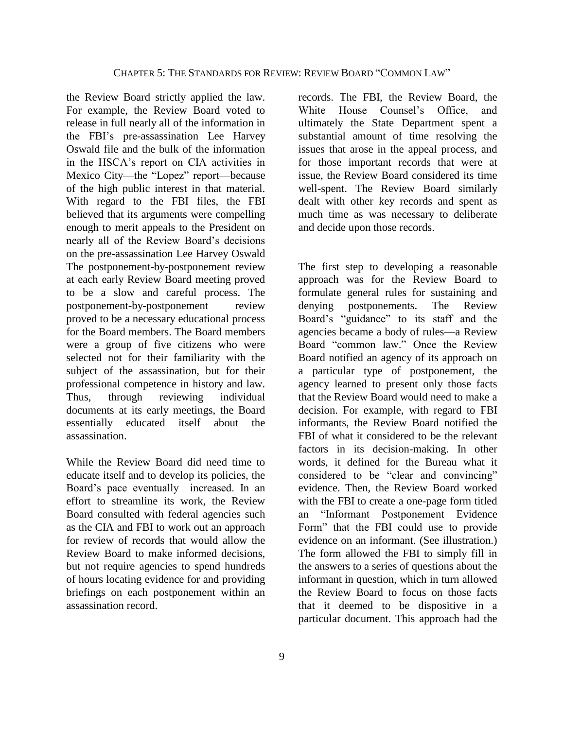the Review Board strictly applied the law. For example, the Review Board voted to release in full nearly all of the information in the FBI's pre-assassination Lee Harvey Oswald file and the bulk of the information in the HSCA's report on CIA activities in Mexico City—the "Lopez" report—because of the high public interest in that material. With regard to the FBI files, the FBI believed that its arguments were compelling enough to merit appeals to the President on nearly all of the Review Board's decisions on the pre-assassination Lee Harvey Oswald The postponement-by-postponement review at each early Review Board meeting proved to be a slow and careful process. The postponement-by-postponement review proved to be a necessary educational process for the Board members. The Board members were a group of five citizens who were selected not for their familiarity with the subject of the assassination, but for their professional competence in history and law. Thus, through reviewing individual documents at its early meetings, the Board essentially educated itself about the assassination.

While the Review Board did need time to educate itself and to develop its policies, the Board's pace eventually increased. In an effort to streamline its work, the Review Board consulted with federal agencies such as the CIA and FBI to work out an approach for review of records that would allow the Review Board to make informed decisions, but not require agencies to spend hundreds of hours locating evidence for and providing briefings on each postponement within an assassination record.

records. The FBI, the Review Board, the White House Counsel's Office, and ultimately the State Department spent a substantial amount of time resolving the issues that arose in the appeal process, and for those important records that were at issue, the Review Board considered its time well-spent. The Review Board similarly dealt with other key records and spent as much time as was necessary to deliberate and decide upon those records.

The first step to developing a reasonable approach was for the Review Board to formulate general rules for sustaining and denying postponements. The Review Board's "guidance" to its staff and the agencies became a body of rules—a Review Board "common law." Once the Review Board notified an agency of its approach on a particular type of postponement, the agency learned to present only those facts that the Review Board would need to make a decision. For example, with regard to FBI informants, the Review Board notified the FBI of what it considered to be the relevant factors in its decision-making. In other words, it defined for the Bureau what it considered to be "clear and convincing" evidence. Then, the Review Board worked with the FBI to create a one-page form titled an "Informant Postponement Evidence Form" that the FBI could use to provide evidence on an informant. (See illustration.) The form allowed the FBI to simply fill in the answers to a series of questions about the informant in question, which in turn allowed the Review Board to focus on those facts that it deemed to be dispositive in a particular document. This approach had the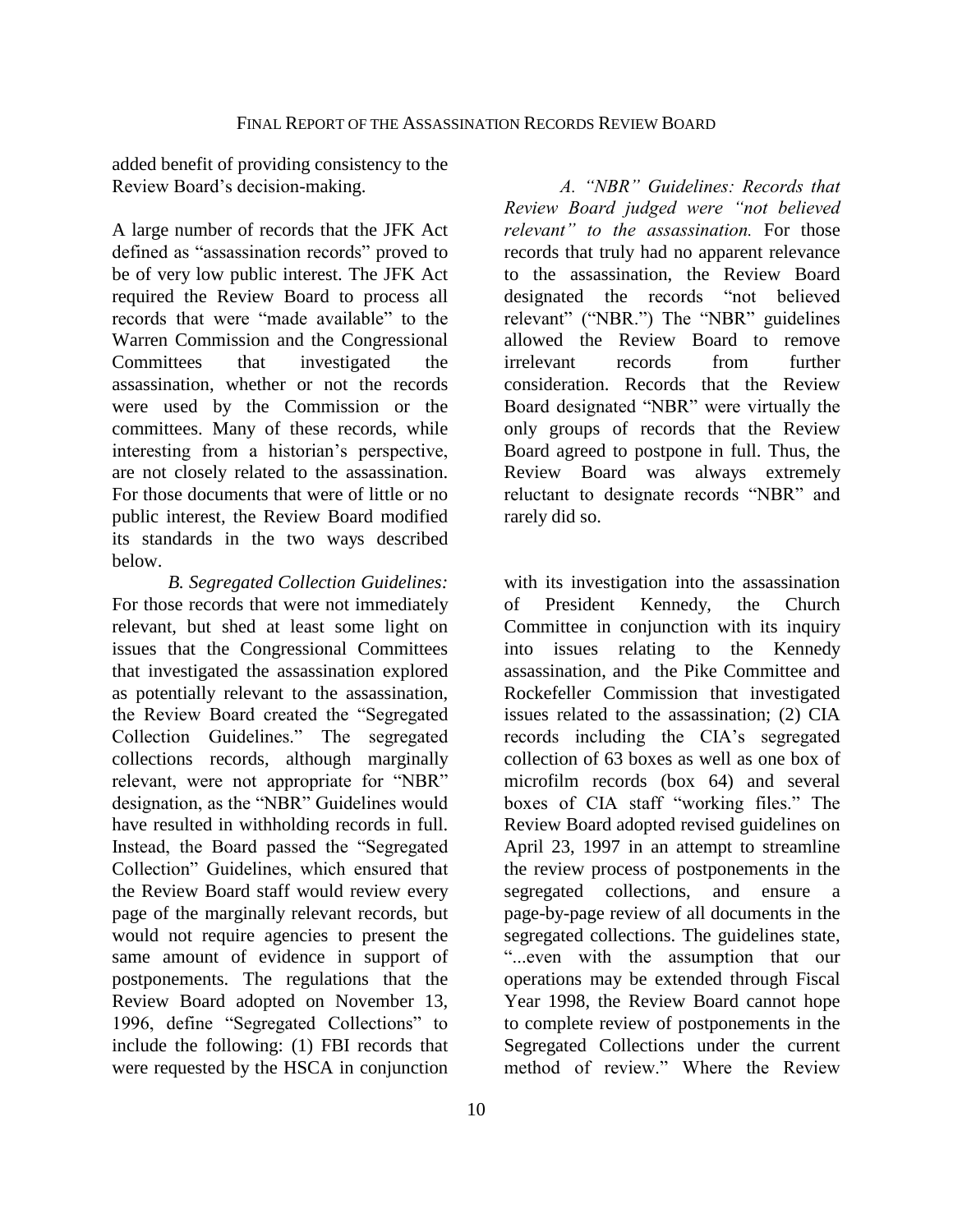added benefit of providing consistency to the Review Board's decision-making.

A large number of records that the JFK Act defined as "assassination records" proved to be of very low public interest. The JFK Act required the Review Board to process all records that were "made available" to the Warren Commission and the Congressional Committees that investigated the assassination, whether or not the records were used by the Commission or the committees. Many of these records, while interesting from a historian's perspective, are not closely related to the assassination. For those documents that were of little or no public interest, the Review Board modified its standards in the two ways described below.

*A. "NBR" Guidelines: Records that Review Board judged were "not believed relevant" to the assassination.* For those records that truly had no apparent relevance to the assassination, the Review Board designated the records "not believed relevant" ("NBR.") The "NBR" guidelines allowed the Review Board to remove irrelevant records from further consideration. Records that the Review Board designated "NBR" were virtually the only groups of records that the Review Board agreed to postpone in full. Thus, the Review Board was always extremely reluctant to designate records "NBR" and rarely did so.

*B. Segregated Collection Guidelines:* For those records that were not immediately relevant, but shed at least some light on issues that the Congressional Committees that investigated the assassination explored as potentially relevant to the assassination, the Review Board created the "Segregated Collection Guidelines." The segregated collections records, although marginally relevant, were not appropriate for "NBR" designation, as the "NBR" Guidelines would have resulted in withholding records in full. Instead, the Board passed the "Segregated Collection" Guidelines, which ensured that the Review Board staff would review every page of the marginally relevant records, but would not require agencies to present the same amount of evidence in support of postponements. The regulations that the Review Board adopted on November 13, 1996, define "Segregated Collections" to include the following: (1) FBI records that were requested by the HSCA in conjunction with its investigation into the assassination of President Kennedy, the Church Committee in conjunction with its inquiry into issues relating to the Kennedy assassination, and the Pike Committee and Rockefeller Commission that investigated issues related to the assassination; (2) CIA records including the CIA's segregated collection of 63 boxes as well as one box of microfilm records (box 64) and several boxes of CIA staff "working files." The Review Board adopted revised guidelines on April 23, 1997 in an attempt to streamline the review process of postponements in the segregated collections, and ensure a page-by-page review of all documents in the segregated collections. The guidelines state, "...even with the assumption that our operations may be extended through Fiscal Year 1998, the Review Board cannot hope to complete review of postponements in the Segregated Collections under the current method of review." Where the Review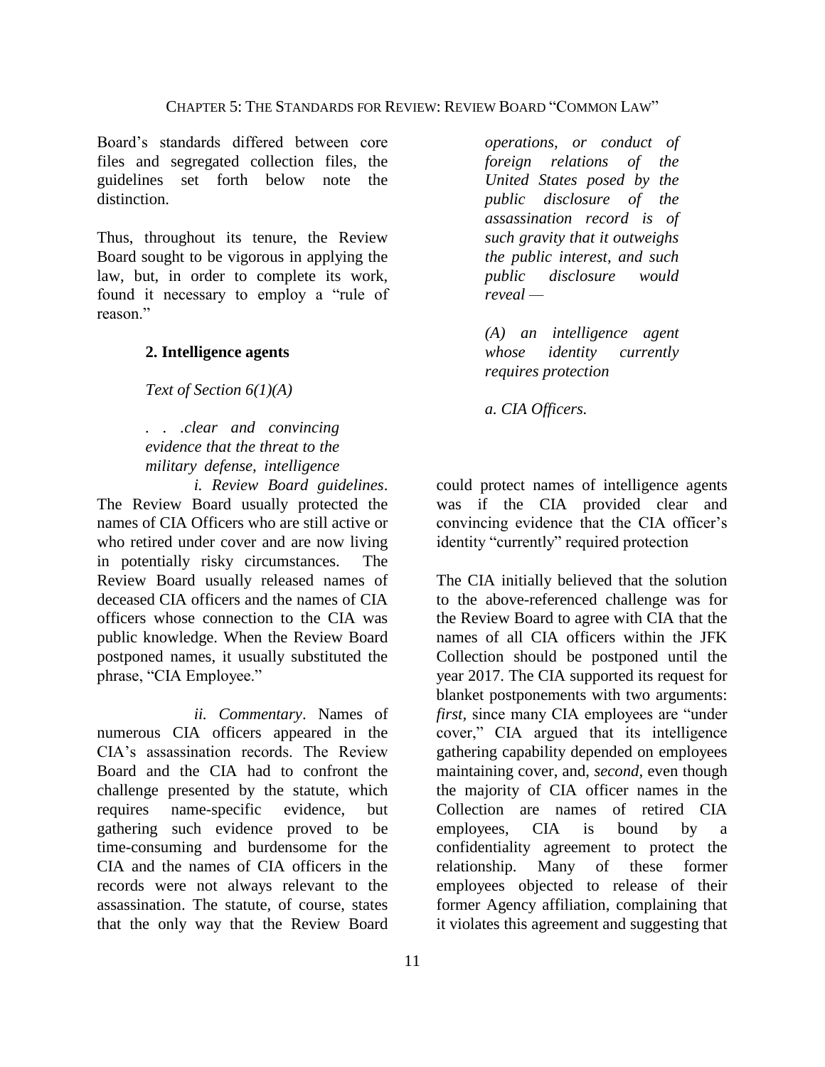Board's standards differed between core files and segregated collection files, the guidelines set forth below note the distinction.

Thus, throughout its tenure, the Review Board sought to be vigorous in applying the law, but, in order to complete its work, found it necessary to employ a "rule of reason."

### 2. Intelligence agents

*Text of Section 6(1)(A)*

> . . .*clear and convincing evidence that the threat to the military defense, intelligence operations, or conduct of foreign relations of the United States posed by the public disclosure of the assassination record is of such gravity that it outweighs the public interest, and such public disclosure would reveal —*
>
> *(A) an intelligence agent whose identity currently requires protection*

*a. CIA Officers.*

*i. Review Board guidelines*. The Review Board usually protected the names of CIA Officers who are still active or who retired under cover and are now living in potentially risky circumstances. The Review Board usually released names of deceased CIA officers and the names of CIA officers whose connection to the CIA was public knowledge. When the Review Board postponed names, it usually substituted the phrase, "CIA Employee."

*ii. Commentary*. Names of numerous CIA officers appeared in the CIA's assassination records. The Review Board and the CIA had to confront the challenge presented by the statute, which requires name-specific evidence, but gathering such evidence proved to be time-consuming and burdensome for the CIA and the names of CIA officers in the records were not always relevant to the assassination. The statute, of course, states that the only way that the Review Board could protect names of intelligence agents was if the CIA provided clear and convincing evidence that the CIA officer's identity "currently" required protection

The CIA initially believed that the solution to the above-referenced challenge was for the Review Board to agree with CIA that the names of all CIA officers within the JFK Collection should be postponed until the year 2017. The CIA supported its request for blanket postponements with two arguments: *first,* since many CIA employees are "under cover," CIA argued that its intelligence gathering capability depended on employees maintaining cover, and, *second*, even though the majority of CIA officer names in the Collection are names of retired CIA employees, CIA is bound by a confidentiality agreement to protect the relationship. Many of these former employees objected to release of their former Agency affiliation, complaining that it violates this agreement and suggesting that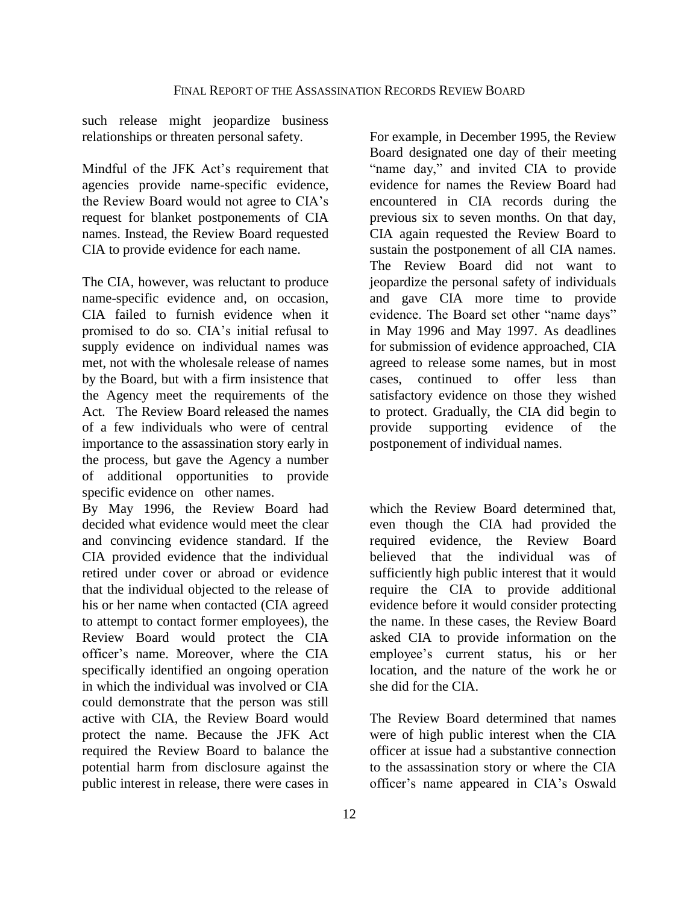such release might jeopardize business relationships or threaten personal safety.

Mindful of the JFK Act's requirement that agencies provide name-specific evidence, the Review Board would not agree to CIA's request for blanket postponements of CIA names. Instead, the Review Board requested CIA to provide evidence for each name.

The CIA, however, was reluctant to produce name-specific evidence and, on occasion, CIA failed to furnish evidence when it promised to do so. CIA's initial refusal to supply evidence on individual names was met, not with the wholesale release of names by the Board, but with a firm insistence that the Agency meet the requirements of the Act. The Review Board released the names of a few individuals who were of central importance to the assassination story early in the process, but gave the Agency a number of additional opportunities to provide specific evidence on other names.

For example, in December 1995, the Review Board designated one day of their meeting "name day," and invited CIA to provide evidence for names the Review Board had encountered in CIA records during the previous six to seven months. On that day, CIA again requested the Review Board to sustain the postponement of all CIA names. The Review Board did not want to jeopardize the personal safety of individuals and gave CIA more time to provide evidence. The Board set other "name days" in May 1996 and May 1997. As deadlines for submission of evidence approached, CIA agreed to release some names, but in most cases, continued to offer less than satisfactory evidence on those they wished to protect. Gradually, the CIA did begin to provide supporting evidence of the postponement of individual names.

By May 1996, the Review Board had decided what evidence would meet the clear and convincing evidence standard. If the CIA provided evidence that the individual retired under cover or abroad or evidence that the individual objected to the release of his or her name when contacted (CIA agreed to attempt to contact former employees), the Review Board would protect the CIA officer's name. Moreover, where the CIA specifically identified an ongoing operation in which the individual was involved or CIA could demonstrate that the person was still active with CIA, the Review Board would protect the name. Because the JFK Act required the Review Board to balance the potential harm from disclosure against the public interest in release, there were cases in which the Review Board determined that, even though the CIA had provided the required evidence, the Review Board believed that the individual was of sufficiently high public interest that it would require the CIA to provide additional evidence before it would consider protecting the name. In these cases, the Review Board asked CIA to provide information on the employee's current status, his or her location, and the nature of the work he or she did for the CIA.

The Review Board determined that names were of high public interest when the CIA officer at issue had a substantive connection to the assassination story or where the CIA officer's name appeared in CIA's Oswald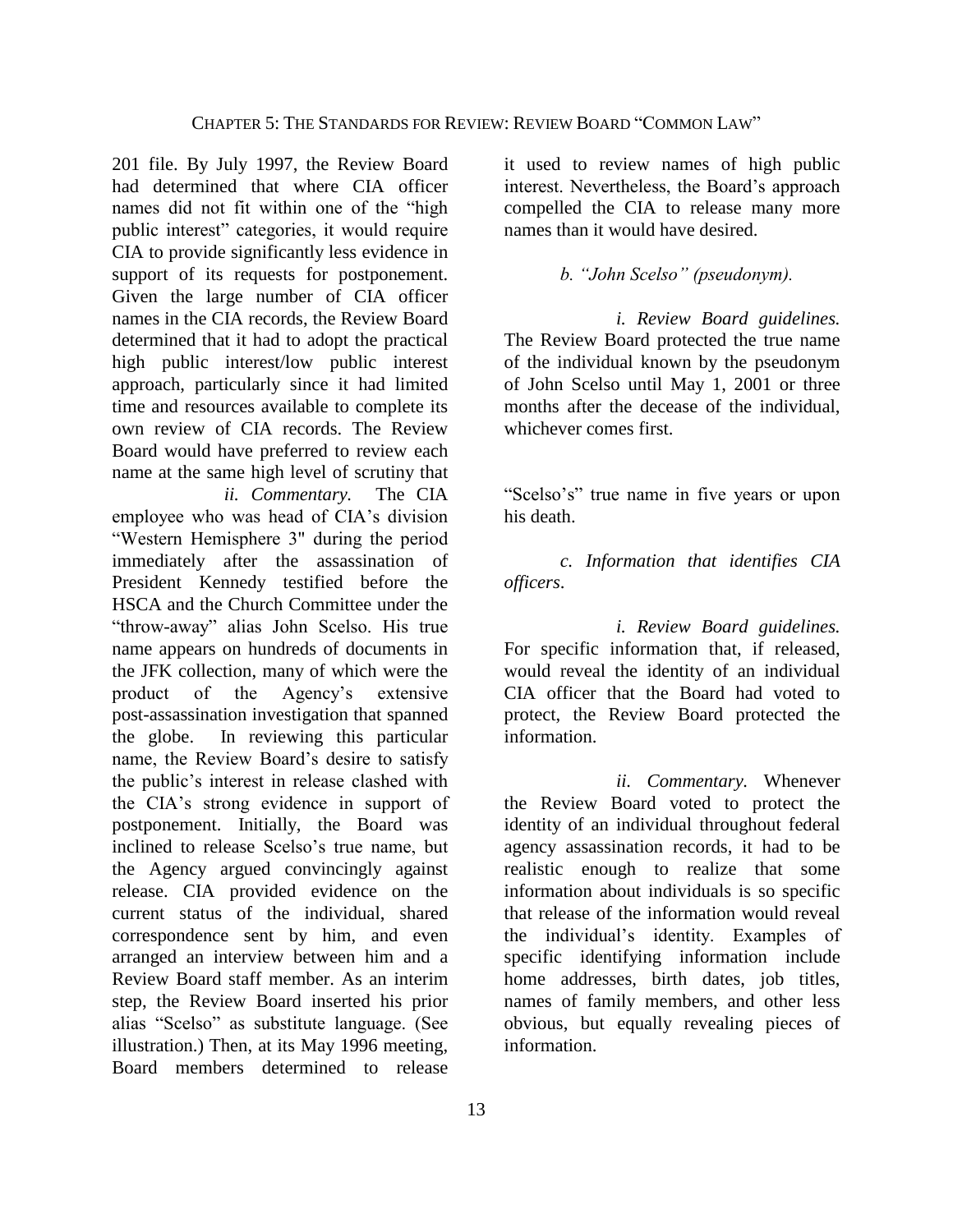201 file. By July 1997, the Review Board had determined that where CIA officer names did not fit within one of the "high public interest" categories, it would require CIA to provide significantly less evidence in support of its requests for postponement. Given the large number of CIA officer names in the CIA records, the Review Board determined that it had to adopt the practical high public interest/low public interest approach, particularly since it had limited time and resources available to complete its own review of CIA records. The Review Board would have preferred to review each name at the same high level of scrutiny that it used to review names of high public interest. Nevertheless, the Board's approach compelled the CIA to release many more names than it would have desired.

*b. "John Scelso" (pseudonym).*

*i. Review Board guidelines.* The Review Board protected the true name of the individual known by the pseudonym of John Scelso until May 1, 2001 or three months after the decease of the individual, whichever comes first.

*ii. Commentary.* The CIA employee who was head of CIA's division "Western Hemisphere 3" during the period immediately after the assassination of President Kennedy testified before the HSCA and the Church Committee under the "throw-away" alias John Scelso. His true name appears on hundreds of documents in the JFK collection, many of which were the product of the Agency's extensive post-assassination investigation that spanned the globe. In reviewing this particular name, the Review Board's desire to satisfy the public's interest in release clashed with the CIA's strong evidence in support of postponement. Initially, the Board was inclined to release Scelso's true name, but the Agency argued convincingly against release. CIA provided evidence on the current status of the individual, shared correspondence sent by him, and even arranged an interview between him and a Review Board staff member. As an interim step, the Review Board inserted his prior alias "Scelso" as substitute language. (See illustration.) Then, at its May 1996 meeting, Board members determined to release "Scelso's" true name in five years or upon his death.

*c. Information that identifies CIA officers.*

*i. Review Board guidelines.* For specific information that, if released, would reveal the identity of an individual CIA officer that the Board had voted to protect, the Review Board protected the information.

*ii. Commentary.* Whenever the Review Board voted to protect the identity of an individual throughout federal agency assassination records, it had to be realistic enough to realize that some information about individuals is so specific that release of the information would reveal the individual's identity. Examples of specific identifying information include home addresses, birth dates, job titles, names of family members, and other less obvious, but equally revealing pieces of information.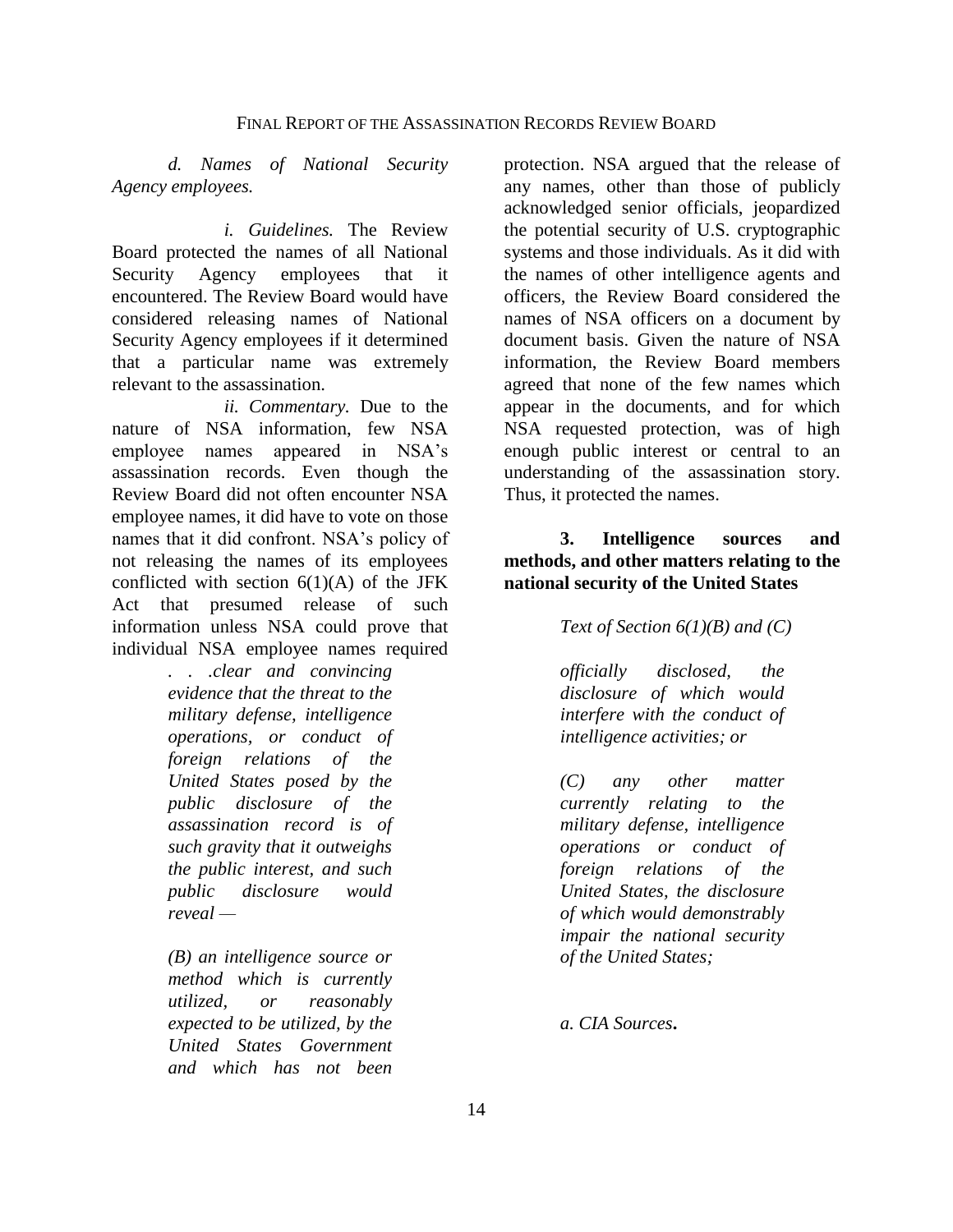*d. Names of National Security Agency employees.*

*i. Guidelines.* The Review Board protected the names of all National Security Agency employees that it encountered. The Review Board would have considered releasing names of National Security Agency employees if it determined that a particular name was extremely relevant to the assassination.

*ii. Commentary.* Due to the nature of NSA information, few NSA employee names appeared in NSA's assassination records. Even though the Review Board did not often encounter NSA employee names, it did have to vote on those names that it did confront. NSA's policy of not releasing the names of its employees conflicted with section 6(1)(A) of the JFK Act that presumed release of such information unless NSA could prove that individual NSA employee names required

> *. . .clear and convincing evidence that the threat to the military defense, intelligence operations, or conduct of foreign relations of the United States posed by the public disclosure of the assassination record is of such gravity that it outweighs the public interest, and such public disclosure would reveal —*

protection. NSA argued that the release of any names, other than those of publicly acknowledged senior officials, jeopardized the potential security of U.S. cryptographic systems and those individuals. As it did with the names of other intelligence agents and officers, the Review Board considered the names of NSA officers on a document by document basis. Given the nature of NSA information, the Review Board members agreed that none of the few names which appear in the documents, and for which NSA requested protection, was of high enough public interest or central to an understanding of the assassination story. Thus, it protected the names.

### 3. Intelligence sources and methods, and other matters relating to the national security of the United States

*Text of Section 6(1)(B) and (C)*

> *(B) an intelligence source or method which is currently utilized, or reasonably expected to be utilized, by the United States Government and which has not been officially disclosed, the disclosure of which would interfere with the conduct of intelligence activities; or*
>
> *(C) any other matter currently relating to the military defense, intelligence operations or conduct of foreign relations of the United States, the disclosure of which would demonstrably impair the national security of the United States;*

*a. CIA Sources.*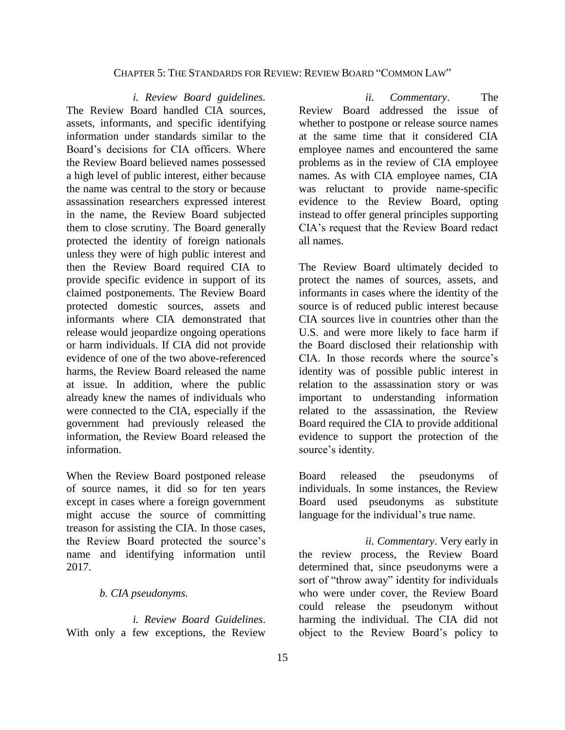*i. Review Board guidelines.* The Review Board handled CIA sources, assets, informants, and specific identifying information under standards similar to the Board's decisions for CIA officers. Where the Review Board believed names possessed a high level of public interest, either because the name was central to the story or because assassination researchers expressed interest in the name, the Review Board subjected them to close scrutiny. The Board generally protected the identity of foreign nationals unless they were of high public interest and then the Review Board required CIA to provide specific evidence in support of its claimed postponements. The Review Board protected domestic sources, assets and informants where CIA demonstrated that release would jeopardize ongoing operations or harm individuals. If CIA did not provide evidence of one of the two above-referenced harms, the Review Board released the name at issue. In addition, where the public already knew the names of individuals who were connected to the CIA, especially if the government had previously released the information, the Review Board released the information.

When the Review Board postponed release of source names, it did so for ten years except in cases where a foreign government might accuse the source of committing treason for assisting the CIA. In those cases, the Review Board protected the source's name and identifying information until 2017.

*b. CIA pseudonyms.*

*i. Review Board Guidelines*. With only a few exceptions, the Review Board released the pseudonyms of individuals. In some instances, the Review Board used pseudonyms as substitute language for the individual's true name.

*ii. Commentary*. Very early in the review process, the Review Board determined that, since pseudonyms were a sort of "throw away" identity for individuals who were under cover, the Review Board could release the pseudonym without harming the individual. The CIA did not object to the Review Board's policy to

*ii. Commentary*. The Review Board addressed the issue of whether to postpone or release source names at the same time that it considered CIA employee names and encountered the same problems as in the review of CIA employee names. As with CIA employee names, CIA was reluctant to provide name-specific evidence to the Review Board, opting instead to offer general principles supporting CIA's request that the Review Board redact all names.

The Review Board ultimately decided to protect the names of sources, assets, and informants in cases where the identity of the source is of reduced public interest because CIA sources live in countries other than the U.S. and were more likely to face harm if the Board disclosed their relationship with CIA. In those records where the source's identity was of possible public interest in relation to the assassination story or was important to understanding information related to the assassination, the Review Board required the CIA to provide additional evidence to support the protection of the source's identity.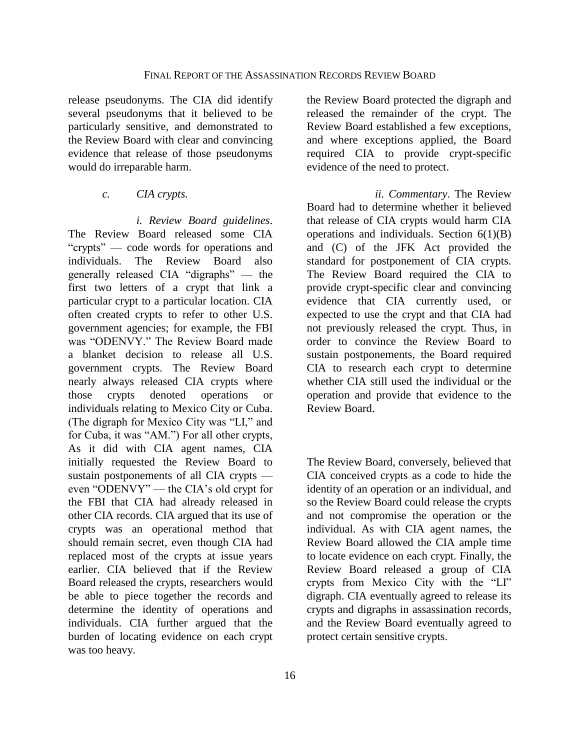release pseudonyms. The CIA did identify several pseudonyms that it believed to be particularly sensitive, and demonstrated to the Review Board with clear and convincing evidence that release of those pseudonyms would do irreparable harm.

*c. CIA crypts.*

*i. Review Board guidelines*. The Review Board released some CIA "crypts" — code words for operations and individuals. The Review Board also generally released CIA "digraphs" — the first two letters of a crypt that link a particular crypt to a particular location. CIA often created crypts to refer to other U.S. government agencies; for example, the FBI was "ODENVY." The Review Board made a blanket decision to release all U.S. government crypts. The Review Board nearly always released CIA crypts where those crypts denoted operations or individuals relating to Mexico City or Cuba. (The digraph for Mexico City was "LI," and for Cuba, it was "AM.") For all other crypts, the Review Board protected the digraph and released the remainder of the crypt. The Review Board established a few exceptions, and where exceptions applied, the Board required CIA to provide crypt-specific evidence of the need to protect.

*ii. Commentary*. The Review Board had to determine whether it believed that release of CIA crypts would harm CIA operations and individuals. Section 6(1)(B) and (C) of the JFK Act provided the standard for postponement of CIA crypts. The Review Board required the CIA to provide crypt-specific clear and convincing evidence that CIA currently used, or expected to use the crypt and that CIA had not previously released the crypt. Thus, in order to convince the Review Board to sustain postponements, the Board required CIA to research each crypt to determine whether CIA still used the individual or the operation and provide that evidence to the Review Board.

As it did with CIA agent names, CIA initially requested the Review Board to sustain postponements of all CIA crypts — even "ODENVY" — the CIA's old crypt for the FBI that CIA had already released in other CIA records. CIA argued that its use of crypts was an operational method that should remain secret, even though CIA had replaced most of the crypts at issue years earlier. CIA believed that if the Review Board released the crypts, researchers would be able to piece together the records and determine the identity of operations and individuals. CIA further argued that the burden of locating evidence on each crypt was too heavy.

The Review Board, conversely, believed that CIA conceived crypts as a code to hide the identity of an operation or an individual, and so the Review Board could release the crypts and not compromise the operation or the individual. As with CIA agent names, the Review Board allowed the CIA ample time to locate evidence on each crypt. Finally, the Review Board released a group of CIA crypts from Mexico City with the "LI" digraph. CIA eventually agreed to release its crypts and digraphs in assassination records, and the Review Board eventually agreed to protect certain sensitive crypts.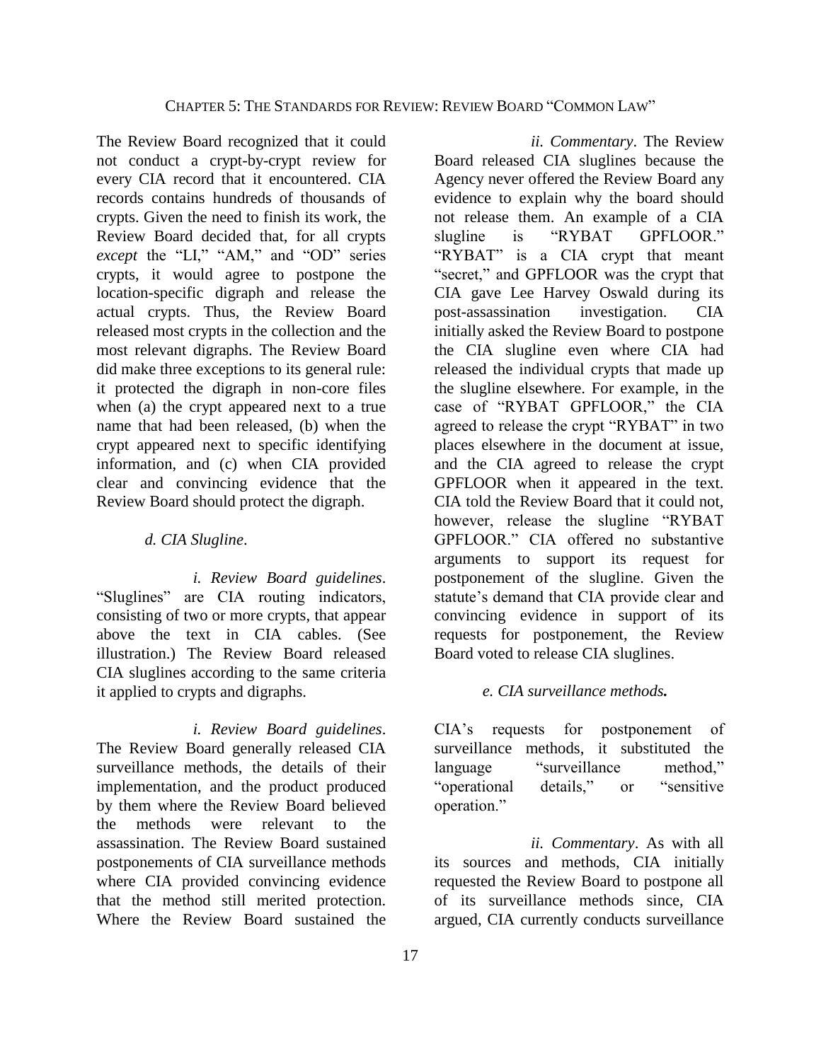The Review Board recognized that it could not conduct a crypt-by-crypt review for every CIA record that it encountered. CIA records contains hundreds of thousands of crypts. Given the need to finish its work, the Review Board decided that, for all crypts *except* the "LI," "AM," and "OD" series crypts, it would agree to postpone the location-specific digraph and release the actual crypts. Thus, the Review Board released most crypts in the collection and the most relevant digraphs. The Review Board did make three exceptions to its general rule: it protected the digraph in non-core files when (a) the crypt appeared next to a true name that had been released, (b) when the crypt appeared next to specific identifying information, and (c) when CIA provided clear and convincing evidence that the Review Board should protect the digraph.

*d. CIA Slugline*.

*i. Review Board guidelines*. "Sluglines" are CIA routing indicators, consisting of two or more crypts, that appear above the text in CIA cables. (See illustration.) The Review Board released CIA sluglines according to the same criteria it applied to crypts and digraphs.

*ii. Commentary*. The Review Board released CIA sluglines because the Agency never offered the Review Board any evidence to explain why the board should not release them. An example of a CIA slugline is "RYBAT GPFLOOR." "RYBAT" is a CIA crypt that meant "secret," and GPFLOOR was the crypt that CIA gave Lee Harvey Oswald during its post-assassination investigation. CIA initially asked the Review Board to postpone the CIA slugline even where CIA had released the individual crypts that made up the slugline elsewhere. For example, in the case of "RYBAT GPFLOOR," the CIA agreed to release the crypt "RYBAT" in two places elsewhere in the document at issue, and the CIA agreed to release the crypt GPFLOOR when it appeared in the text. CIA told the Review Board that it could not, however, release the slugline "RYBAT GPFLOOR." CIA offered no substantive arguments to support its request for postponement of the slugline. Given the statute's demand that CIA provide clear and convincing evidence in support of its requests for postponement, the Review Board voted to release CIA sluglines.

*e. CIA surveillance methods.*

*i. Review Board guidelines*. The Review Board generally released CIA surveillance methods, the details of their implementation, and the product produced by them where the Review Board believed the methods were relevant to the assassination. The Review Board sustained postponements of CIA surveillance methods where CIA provided convincing evidence that the method still merited protection. Where the Review Board sustained the CIA's requests for postponement of surveillance methods, it substituted the language "surveillance method," "operational details," or "sensitive operation."

*ii. Commentary*. As with all its sources and methods, CIA initially requested the Review Board to postpone all of its surveillance methods since, CIA argued, CIA currently conducts surveillance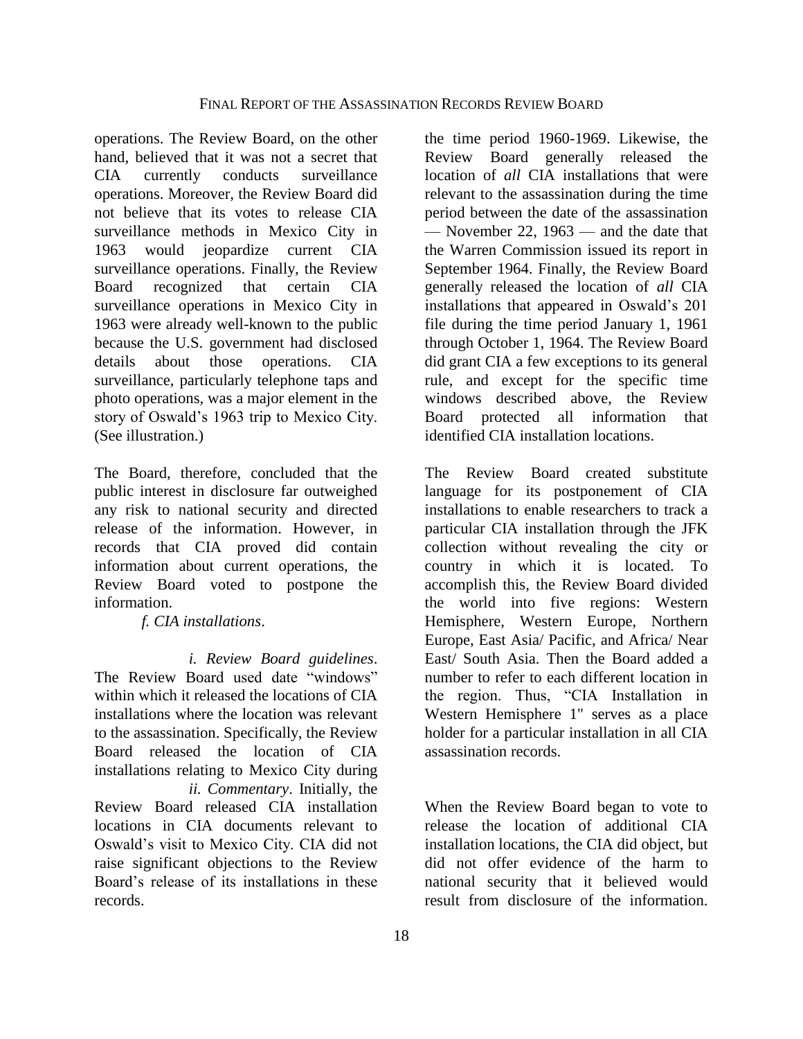operations. The Review Board, on the other hand, believed that it was not a secret that CIA currently conducts surveillance operations. Moreover, the Review Board did not believe that its votes to release CIA surveillance methods in Mexico City in 1963 would jeopardize current CIA surveillance operations. Finally, the Review Board recognized that certain CIA surveillance operations in Mexico City in 1963 were already well-known to the public because the U.S. government had disclosed details about those operations. CIA surveillance, particularly telephone taps and photo operations, was a major element in the story of Oswald's 1963 trip to Mexico City. (See illustration.)

The Board, therefore, concluded that the public interest in disclosure far outweighed any risk to national security and directed release of the information. However, in records that CIA proved did contain information about current operations, the Review Board voted to postpone the information.

*f. CIA installations*.

*i. Review Board guidelines*. The Review Board used date "windows" within which it released the locations of CIA installations where the location was relevant to the assassination. Specifically, the Review Board released the location of CIA installations relating to Mexico City during the time period 1960-1969. Likewise, the Review Board generally released the location of *all* CIA installations that were relevant to the assassination during the time period between the date of the assassination — November 22, 1963 — and the date that the Warren Commission issued its report in September 1964. Finally, the Review Board generally released the location of *all* CIA installations that appeared in Oswald's 201 file during the time period January 1, 1961 through October 1, 1964. The Review Board did grant CIA a few exceptions to its general rule, and except for the specific time windows described above, the Review Board protected all information that identified CIA installation locations.

The Review Board created substitute language for its postponement of CIA installations to enable researchers to track a particular CIA installation through the JFK collection without revealing the city or country in which it is located. To accomplish this, the Review Board divided the world into five regions: Western Hemisphere, Western Europe, Northern Europe, East Asia/ Pacific, and Africa/ Near East/ South Asia. Then the Board added a number to refer to each different location in the region. Thus, "CIA Installation in Western Hemisphere 1" serves as a place holder for a particular installation in all CIA assassination records.

*ii. Commentary*. Initially, the Review Board released CIA installation locations in CIA documents relevant to Oswald's visit to Mexico City. CIA did not raise significant objections to the Review Board's release of its installations in these records.

When the Review Board began to vote to release the location of additional CIA installation locations, the CIA did object, but did not offer evidence of the harm to national security that it believed would result from disclosure of the information.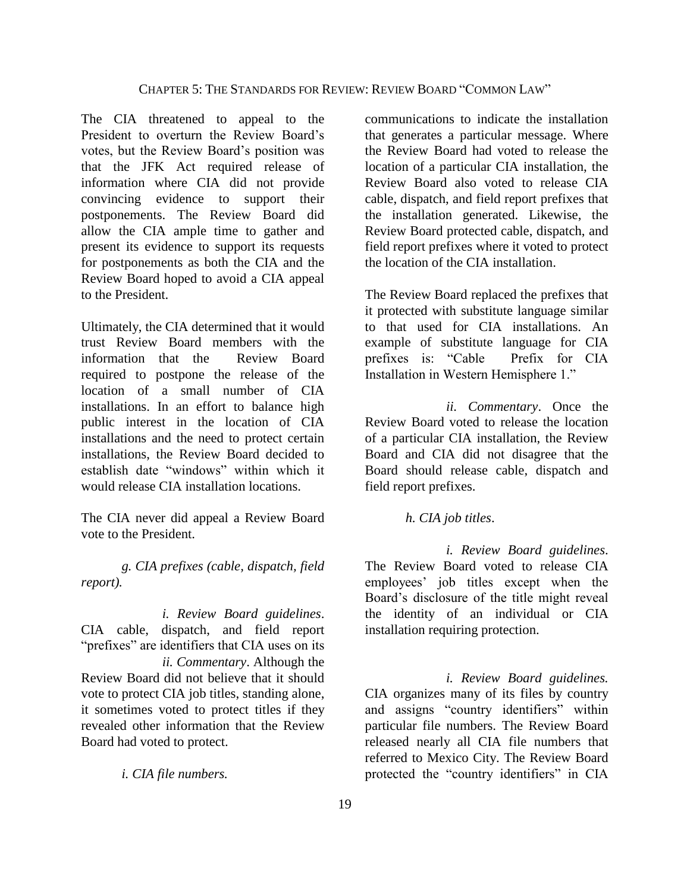The CIA threatened to appeal to the President to overturn the Review Board's votes, but the Review Board's position was that the JFK Act required release of information where CIA did not provide convincing evidence to support their postponements. The Review Board did allow the CIA ample time to gather and present its evidence to support its requests for postponements as both the CIA and the Review Board hoped to avoid a CIA appeal to the President.

Ultimately, the CIA determined that it would trust Review Board members with the information that the Review Board required to postpone the release of the location of a small number of CIA installations. In an effort to balance high public interest in the location of CIA installations and the need to protect certain installations, the Review Board decided to establish date "windows" within which it would release CIA installation locations.

The CIA never did appeal a Review Board vote to the President.

*g. CIA prefixes (cable, dispatch, field report).*

*i. Review Board guidelines*. CIA cable, dispatch, and field report "prefixes" are identifiers that CIA uses on its communications to indicate the installation that generates a particular message. Where the Review Board had voted to release the location of a particular CIA installation, the Review Board also voted to release CIA cable, dispatch, and field report prefixes that the installation generated. Likewise, the Review Board protected cable, dispatch, and field report prefixes where it voted to protect the location of the CIA installation.

The Review Board replaced the prefixes that it protected with substitute language similar to that used for CIA installations. An example of substitute language for CIA prefixes is: "Cable Prefix for CIA Installation in Western Hemisphere 1."

*ii. Commentary*. Once the Review Board voted to release the location of a particular CIA installation, the Review Board and CIA did not disagree that the Board should release cable, dispatch and field report prefixes.

*h. CIA job titles*.

*i. Review Board guidelines*. The Review Board voted to release CIA employees' job titles except when the Board's disclosure of the title might reveal the identity of an individual or CIA installation requiring protection.

*ii. Commentary*. Although the Review Board did not believe that it should vote to protect CIA job titles, standing alone, it sometimes voted to protect titles if they revealed other information that the Review Board had voted to protect.

*i. CIA file numbers.*

*i. Review Board guidelines.* CIA organizes many of its files by country and assigns "country identifiers" within particular file numbers. The Review Board released nearly all CIA file numbers that referred to Mexico City. The Review Board protected the "country identifiers" in CIA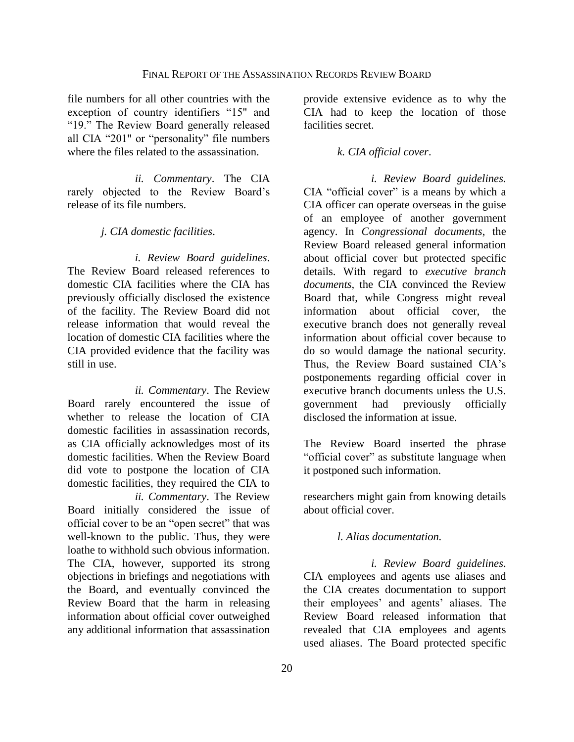file numbers for all other countries with the exception of country identifiers "15" and "19." The Review Board generally released all CIA "201" or "personality" file numbers where the files related to the assassination.

*ii. Commentary*. The CIA rarely objected to the Review Board's release of its file numbers.

*j. CIA domestic facilities*.

*i. Review Board guidelines*. The Review Board released references to domestic CIA facilities where the CIA has previously officially disclosed the existence of the facility. The Review Board did not release information that would reveal the location of domestic CIA facilities where the CIA provided evidence that the facility was still in use.

*ii. Commentary*. The Review Board rarely encountered the issue of whether to release the location of CIA domestic facilities in assassination records, as CIA officially acknowledges most of its domestic facilities. When the Review Board did vote to postpone the location of CIA domestic facilities, they required the CIA to provide extensive evidence as to why the CIA had to keep the location of those facilities secret.

*k. CIA official cover*.

*i. Review Board guidelines.* CIA "official cover" is a means by which a CIA officer can operate overseas in the guise of an employee of another government agency. In *Congressional documents*, the Review Board released general information about official cover but protected specific details. With regard to *executive branch documents,* the CIA convinced the Review Board that, while Congress might reveal information about official cover, the executive branch does not generally reveal information about official cover because to do so would damage the national security. Thus, the Review Board sustained CIA's postponements regarding official cover in executive branch documents unless the U.S. government had previously officially disclosed the information at issue.

The Review Board inserted the phrase "official cover" as substitute language when it postponed such information.

*ii. Commentary*. The Review Board initially considered the issue of official cover to be an "open secret" that was well-known to the public. Thus, they were loathe to withhold such obvious information. The CIA, however, supported its strong objections in briefings and negotiations with the Board, and eventually convinced the Review Board that the harm in releasing information about official cover outweighed any additional information that assassination researchers might gain from knowing details about official cover.

*l. Alias documentation.*

*i. Review Board guidelines*. CIA employees and agents use aliases and the CIA creates documentation to support their employees' and agents' aliases. The Review Board released information that revealed that CIA employees and agents used aliases. The Board protected specific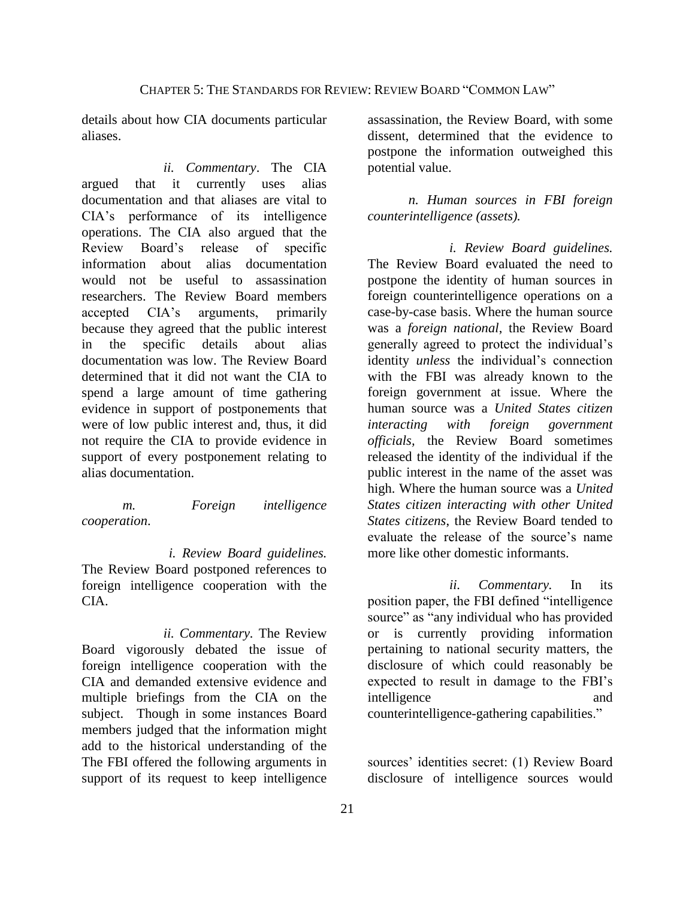details about how CIA documents particular aliases.

*ii. Commentary*. The CIA argued that it currently uses alias documentation and that aliases are vital to CIA's performance of its intelligence operations. The CIA also argued that the Review Board's release of specific information about alias documentation would not be useful to assassination researchers. The Review Board members accepted CIA's arguments, primarily because they agreed that the public interest in the specific details about alias documentation was low. The Review Board determined that it did not want the CIA to spend a large amount of time gathering evidence in support of postponements that were of low public interest and, thus, it did not require the CIA to provide evidence in support of every postponement relating to alias documentation.

*m. Foreign intelligence cooperation*.

*i. Review Board guidelines.* The Review Board postponed references to foreign intelligence cooperation with the CIA.

*ii. Commentary.* The Review Board vigorously debated the issue of foreign intelligence cooperation with the CIA and demanded extensive evidence and multiple briefings from the CIA on the subject. Though in some instances Board members judged that the information might add to the historical understanding of the The FBI offered the following arguments in support of its request to keep intelligence assassination, the Review Board, with some dissent, determined that the evidence to postpone the information outweighed this potential value.

*n. Human sources in FBI foreign counterintelligence (assets).*

*i. Review Board guidelines.* The Review Board evaluated the need to postpone the identity of human sources in foreign counterintelligence operations on a case-by-case basis. Where the human source was a *foreign national*, the Review Board generally agreed to protect the individual's identity *unless* the individual's connection with the FBI was already known to the foreign government at issue. Where the human source was a *United States citizen interacting with foreign government officials,* the Review Board sometimes released the identity of the individual if the public interest in the name of the asset was high. Where the human source was a *United States citizen interacting with other United States citizens*, the Review Board tended to evaluate the release of the source's name more like other domestic informants.

*ii. Commentary.* In its position paper, the FBI defined "intelligence source" as "any individual who has provided or is currently providing information pertaining to national security matters, the disclosure of which could reasonably be expected to result in damage to the FBI's intelligence and counterintelligence-gathering capabilities."

sources' identities secret: (1) Review Board disclosure of intelligence sources would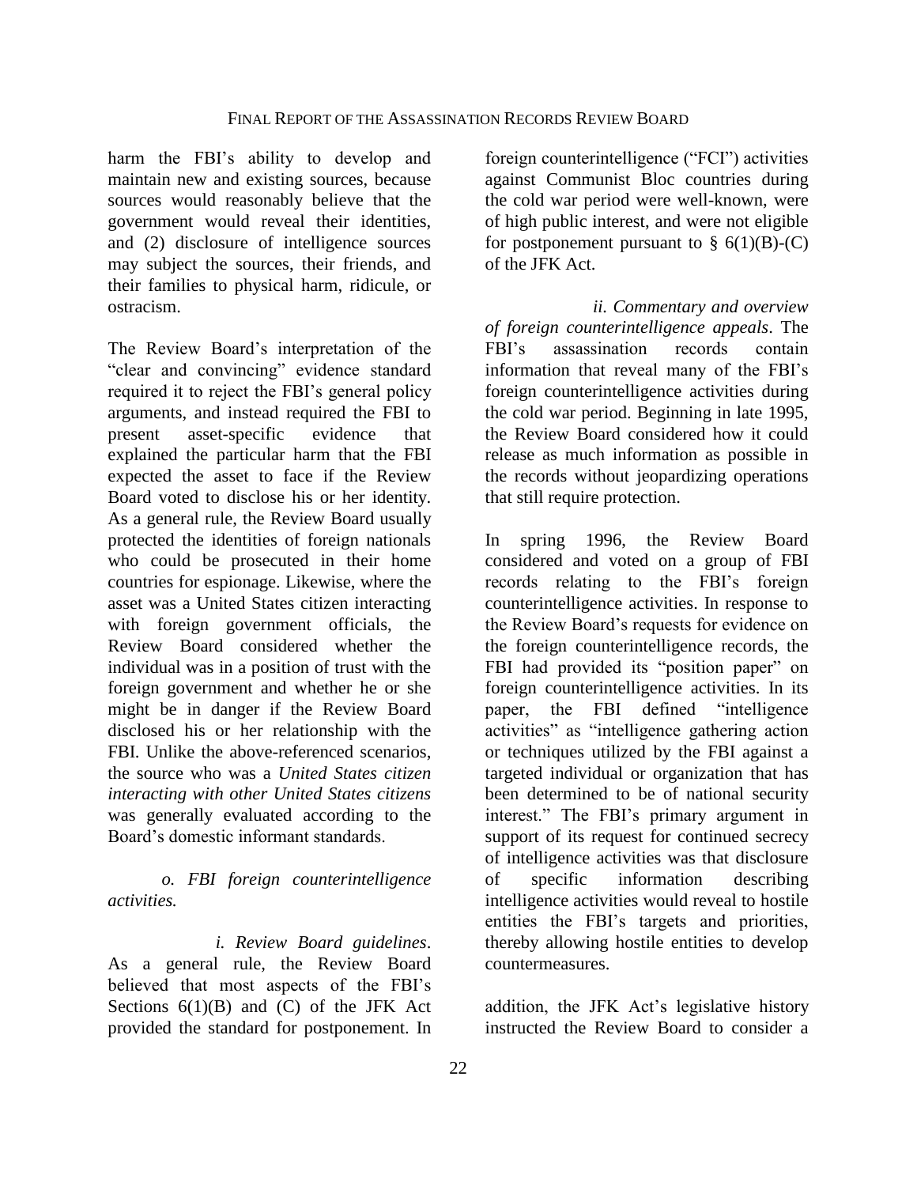harm the FBI's ability to develop and maintain new and existing sources, because sources would reasonably believe that the government would reveal their identities, and (2) disclosure of intelligence sources may subject the sources, their friends, and their families to physical harm, ridicule, or ostracism.

The Review Board's interpretation of the "clear and convincing" evidence standard required it to reject the FBI's general policy arguments, and instead required the FBI to present asset-specific evidence that explained the particular harm that the FBI expected the asset to face if the Review Board voted to disclose his or her identity. As a general rule, the Review Board usually protected the identities of foreign nationals who could be prosecuted in their home countries for espionage. Likewise, where the asset was a United States citizen interacting with foreign government officials, the Review Board considered whether the individual was in a position of trust with the foreign government and whether he or she might be in danger if the Review Board disclosed his or her relationship with the FBI. Unlike the above-referenced scenarios, the source who was a *United States citizen interacting with other United States citizens* was generally evaluated according to the Board's domestic informant standards.

*o. FBI foreign counterintelligence activities.*

*i. Review Board guidelines*. As a general rule, the Review Board believed that most aspects of the FBI's Sections 6(1)(B) and (C) of the JFK Act provided the standard for postponement. In foreign counterintelligence ("FCI") activities against Communist Bloc countries during the cold war period were well-known, were of high public interest, and were not eligible for postponement pursuant to § 6(1)(B)-(C) of the JFK Act.

*ii. Commentary and overview of foreign counterintelligence appeals*. The FBI's assassination records contain information that reveal many of the FBI's foreign counterintelligence activities during the cold war period. Beginning in late 1995, the Review Board considered how it could release as much information as possible in the records without jeopardizing operations that still require protection.

In spring 1996, the Review Board considered and voted on a group of FBI records relating to the FBI's foreign counterintelligence activities. In response to the Review Board's requests for evidence on the foreign counterintelligence records, the FBI had provided its "position paper" on foreign counterintelligence activities. In its paper, the FBI defined "intelligence activities" as "intelligence gathering action or techniques utilized by the FBI against a targeted individual or organization that has been determined to be of national security interest." The FBI's primary argument in support of its request for continued secrecy of intelligence activities was that disclosure of specific information describing intelligence activities would reveal to hostile entities the FBI's targets and priorities, thereby allowing hostile entities to develop countermeasures.

addition, the JFK Act's legislative history instructed the Review Board to consider a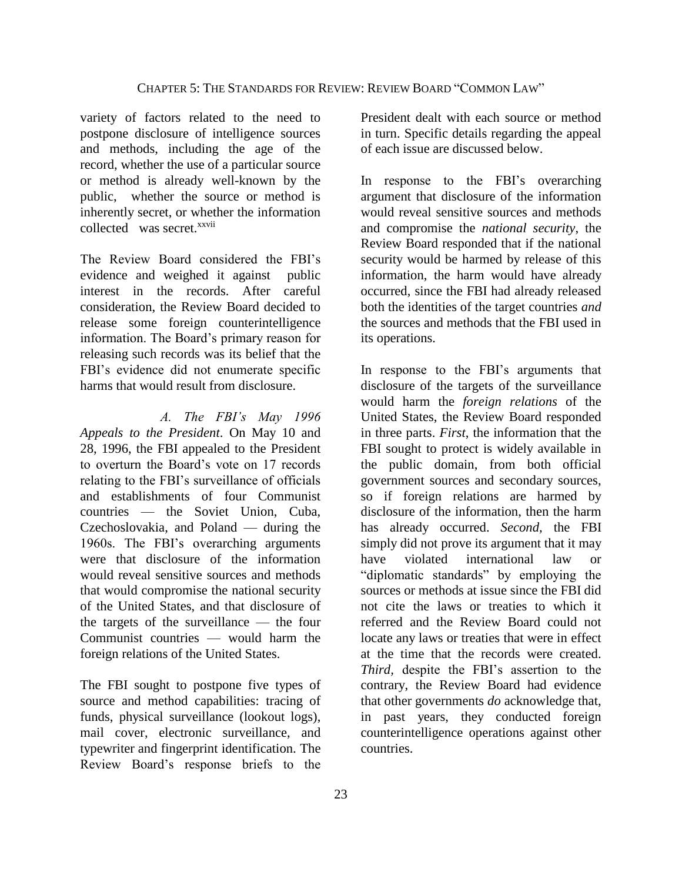variety of factors related to the need to postpone disclosure of intelligence sources and methods, including the age of the record, whether the use of a particular source or method is already well-known by the public, whether the source or method is inherently secret, or whether the information collected was secret.[xxvii]

The Review Board considered the FBI's evidence and weighed it against public interest in the records. After careful consideration, the Review Board decided to release some foreign counterintelligence information. The Board's primary reason for releasing such records was its belief that the FBI's evidence did not enumerate specific harms that would result from disclosure.

*A. The FBI's May 1996 Appeals to the President*. On May 10 and 28, 1996, the FBI appealed to the President to overturn the Board's vote on 17 records relating to the FBI's surveillance of officials and establishments of four Communist countries — the Soviet Union, Cuba, Czechoslovakia, and Poland — during the 1960s. The FBI's overarching arguments were that disclosure of the information would reveal sensitive sources and methods that would compromise the national security of the United States, and that disclosure of the targets of the surveillance — the four Communist countries — would harm the foreign relations of the United States.

The FBI sought to postpone five types of source and method capabilities: tracing of funds, physical surveillance (lookout logs), mail cover, electronic surveillance, and typewriter and fingerprint identification. The Review Board's response briefs to the President dealt with each source or method in turn. Specific details regarding the appeal of each issue are discussed below.

In response to the FBI's overarching argument that disclosure of the information would reveal sensitive sources and methods and compromise the *national security*, the Review Board responded that if the national security would be harmed by release of this information, the harm would have already occurred, since the FBI had already released both the identities of the target countries *and* the sources and methods that the FBI used in its operations.

In response to the FBI's arguments that disclosure of the targets of the surveillance would harm the *foreign relations* of the United States, the Review Board responded in three parts. *First*, the information that the FBI sought to protect is widely available in the public domain, from both official government sources and secondary sources, so if foreign relations are harmed by disclosure of the information, then the harm has already occurred. *Second*, the FBI simply did not prove its argument that it may have violated international law or "diplomatic standards" by employing the sources or methods at issue since the FBI did not cite the laws or treaties to which it referred and the Review Board could not locate any laws or treaties that were in effect at the time that the records were created. *Third*, despite the FBI's assertion to the contrary, the Review Board had evidence that other governments *do* acknowledge that, in past years, they conducted foreign counterintelligence operations against other countries.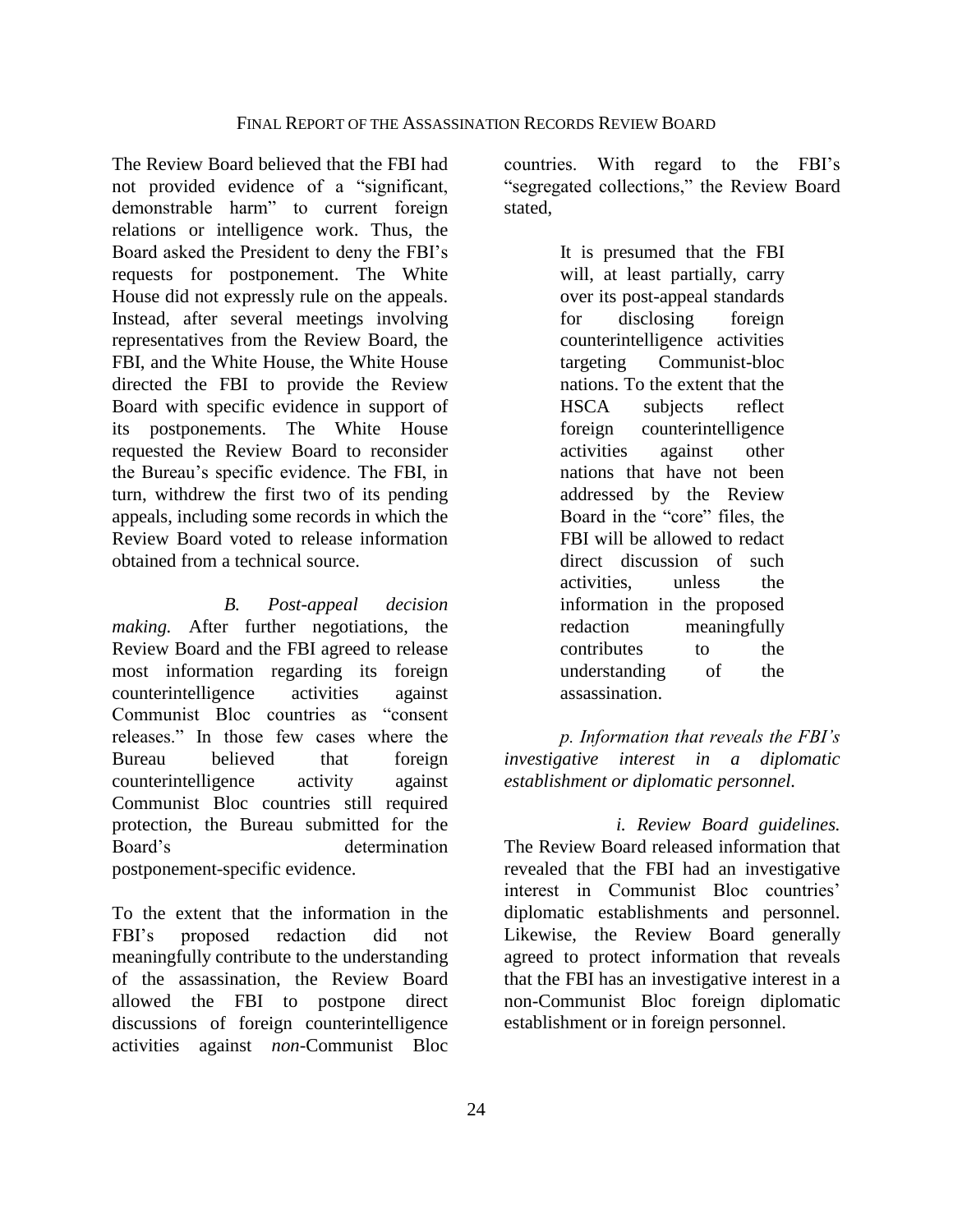The Review Board believed that the FBI had not provided evidence of a "significant, demonstrable harm" to current foreign relations or intelligence work. Thus, the Board asked the President to deny the FBI's requests for postponement. The White House did not expressly rule on the appeals. Instead, after several meetings involving representatives from the Review Board, the FBI, and the White House, the White House directed the FBI to provide the Review Board with specific evidence in support of its postponements. The White House requested the Review Board to reconsider the Bureau's specific evidence. The FBI, in turn, withdrew the first two of its pending appeals, including some records in which the Review Board voted to release information obtained from a technical source.

*B. Post-appeal decision making.* After further negotiations, the Review Board and the FBI agreed to release most information regarding its foreign counterintelligence activities against Communist Bloc countries as "consent releases." In those few cases where the Bureau believed that foreign counterintelligence activity against Communist Bloc countries still required protection, the Bureau submitted for the Board's determination postponement-specific evidence.

To the extent that the information in the FBI's proposed redaction did not meaningfully contribute to the understanding of the assassination, the Review Board allowed the FBI to postpone direct discussions of foreign counterintelligence activities against *non*-Communist Bloc countries. With regard to the FBI's "segregated collections," the Review Board stated,

> It is presumed that the FBI will, at least partially, carry over its post-appeal standards for disclosing foreign counterintelligence activities targeting Communist-bloc nations. To the extent that the HSCA subjects reflect foreign counterintelligence activities against other nations that have not been addressed by the Review Board in the "core" files, the FBI will be allowed to redact direct discussion of such activities, unless the information in the proposed redaction meaningfully contributes to the understanding of the assassination.

*p. Information that reveals the FBI's investigative interest in a diplomatic establishment or diplomatic personnel.*

*i. Review Board guidelines.* The Review Board released information that revealed that the FBI had an investigative interest in Communist Bloc countries' diplomatic establishments and personnel. Likewise, the Review Board generally agreed to protect information that reveals that the FBI has an investigative interest in a non-Communist Bloc foreign diplomatic establishment or in foreign personnel.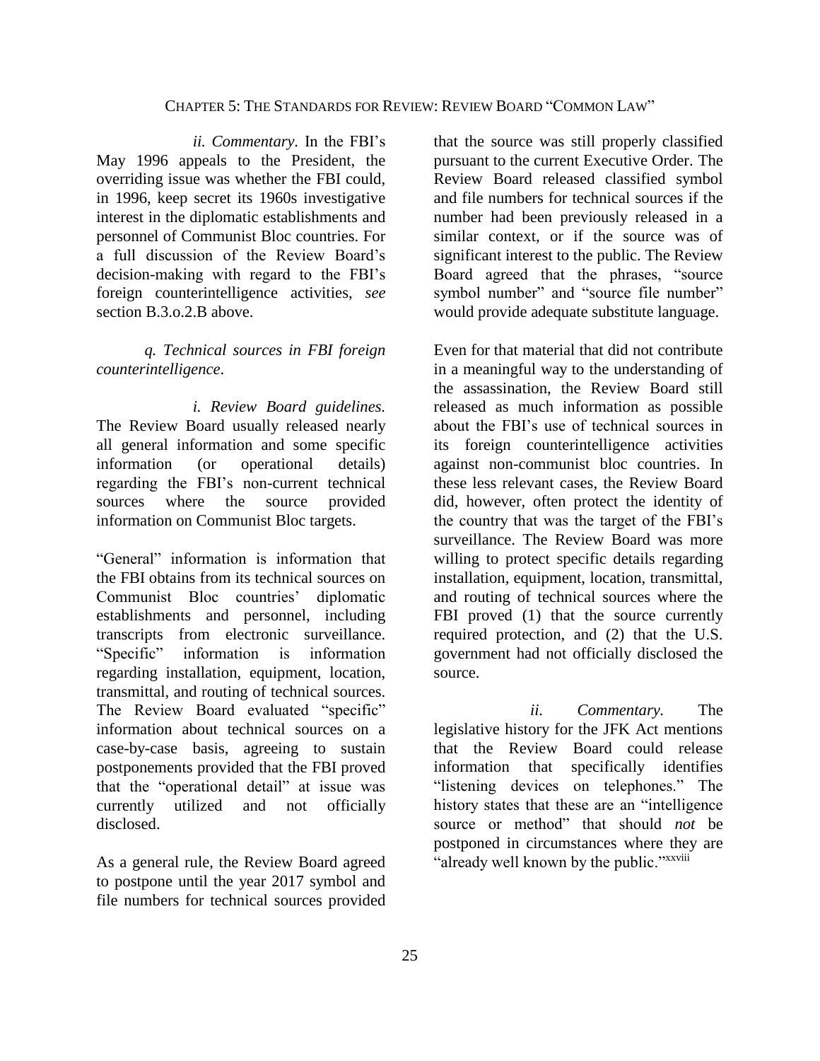*ii. Commentary.* In the FBI's May 1996 appeals to the President, the overriding issue was whether the FBI could, in 1996, keep secret its 1960s investigative interest in the diplomatic establishments and personnel of Communist Bloc countries. For a full discussion of the Review Board's decision-making with regard to the FBI's foreign counterintelligence activities, *see* section B.3.o.2.B above.

*q. Technical sources in FBI foreign counterintelligence.*

*i. Review Board guidelines.* The Review Board usually released nearly all general information and some specific information (or operational details) regarding the FBI's non-current technical sources where the source provided information on Communist Bloc targets.

"General" information is information that the FBI obtains from its technical sources on Communist Bloc countries' diplomatic establishments and personnel, including transcripts from electronic surveillance. "Specific" information is information regarding installation, equipment, location, transmittal, and routing of technical sources. The Review Board evaluated "specific" information about technical sources on a case-by-case basis, agreeing to sustain postponements provided that the FBI proved that the "operational detail" at issue was currently utilized and not officially disclosed.

As a general rule, the Review Board agreed to postpone until the year 2017 symbol and file numbers for technical sources provided that the source was still properly classified pursuant to the current Executive Order. The Review Board released classified symbol and file numbers for technical sources if the number had been previously released in a similar context, or if the source was of significant interest to the public. The Review Board agreed that the phrases, "source symbol number" and "source file number" would provide adequate substitute language.

Even for that material that did not contribute in a meaningful way to the understanding of the assassination, the Review Board still released as much information as possible about the FBI's use of technical sources in its foreign counterintelligence activities against non-communist bloc countries. In these less relevant cases, the Review Board did, however, often protect the identity of the country that was the target of the FBI's surveillance. The Review Board was more willing to protect specific details regarding installation, equipment, location, transmittal, and routing of technical sources where the FBI proved (1) that the source currently required protection, and (2) that the U.S. government had not officially disclosed the source.

*ii. Commentary.* The legislative history for the JFK Act mentions that the Review Board could release information that specifically identifies "listening devices on telephones." The history states that these are an "intelligence source or method" that should *not* be postponed in circumstances where they are "already well known by the public."[xxviii]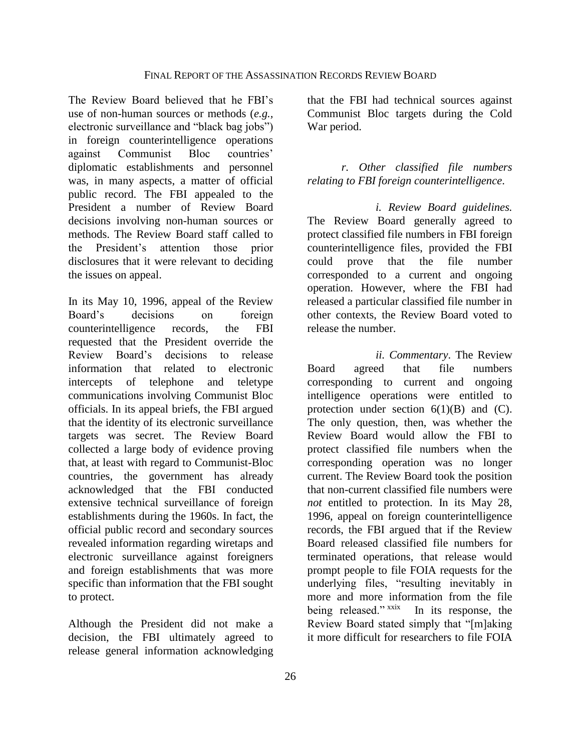The Review Board believed that he FBI's use of non-human sources or methods (*e.g.*, electronic surveillance and "black bag jobs") in foreign counterintelligence operations against Communist Bloc countries' diplomatic establishments and personnel was, in many aspects, a matter of official public record. The FBI appealed to the President a number of Review Board decisions involving non-human sources or methods. The Review Board staff called to the President's attention those prior disclosures that it were relevant to deciding the issues on appeal.

In its May 10, 1996, appeal of the Review Board's decisions on foreign counterintelligence records, the FBI requested that the President override the Review Board's decisions to release information that related to electronic intercepts of telephone and teletype communications involving Communist Bloc officials. In its appeal briefs, the FBI argued that the identity of its electronic surveillance targets was secret. The Review Board collected a large body of evidence proving that, at least with regard to Communist-Bloc countries, the government has already acknowledged that the FBI conducted extensive technical surveillance of foreign establishments during the 1960s. In fact, the official public record and secondary sources revealed information regarding wiretaps and electronic surveillance against foreigners and foreign establishments that was more specific than information that the FBI sought to protect.

Although the President did not make a decision, the FBI ultimately agreed to release general information acknowledging that the FBI had technical sources against Communist Bloc targets during the Cold War period.

*r. Other classified file numbers relating to FBI foreign counterintelligence.*

*i. Review Board guidelines.* The Review Board generally agreed to protect classified file numbers in FBI foreign counterintelligence files, provided the FBI could prove that the file number corresponded to a current and ongoing operation. However, where the FBI had released a particular classified file number in other contexts, the Review Board voted to release the number.

*ii. Commentary*. The Review Board agreed that file numbers corresponding to current and ongoing intelligence operations were entitled to protection under section 6(1)(B) and (C). The only question, then, was whether the Review Board would allow the FBI to protect classified file numbers when the corresponding operation was no longer current. The Review Board took the position that non-current classified file numbers were *not* entitled to protection. In its May 28, 1996, appeal on foreign counterintelligence records, the FBI argued that if the Review Board released classified file numbers for terminated operations, that release would prompt people to file FOIA requests for the underlying files, "resulting inevitably in more and more information from the file being released."[xxix] In its response, the Review Board stated simply that "[m]aking it more difficult for researchers to file FOIA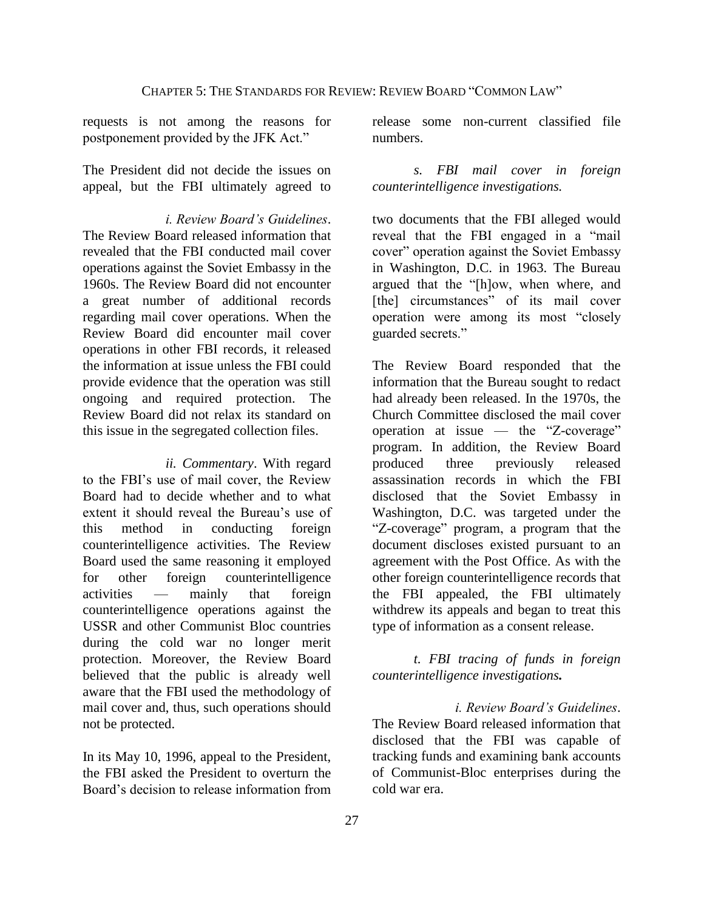requests is not among the reasons for postponement provided by the JFK Act."

The President did not decide the issues on appeal, but the FBI ultimately agreed to release some non-current classified file numbers.

*s. FBI mail cover in foreign counterintelligence investigations.*

*i. Review Board's Guidelines*. The Review Board released information that revealed that the FBI conducted mail cover operations against the Soviet Embassy in the 1960s. The Review Board did not encounter a great number of additional records regarding mail cover operations. When the Review Board did encounter mail cover operations in other FBI records, it released the information at issue unless the FBI could provide evidence that the operation was still ongoing and required protection. The Review Board did not relax its standard on this issue in the segregated collection files.

*ii. Commentary*. With regard to the FBI's use of mail cover, the Review Board had to decide whether and to what extent it should reveal the Bureau's use of this method in conducting foreign counterintelligence activities. The Review Board used the same reasoning it employed for other foreign counterintelligence activities — mainly that foreign counterintelligence operations against the USSR and other Communist Bloc countries during the cold war no longer merit protection. Moreover, the Review Board believed that the public is already well aware that the FBI used the methodology of mail cover and, thus, such operations should not be protected.

In its May 10, 1996, appeal to the President, the FBI asked the President to overturn the Board's decision to release information from two documents that the FBI alleged would reveal that the FBI engaged in a "mail cover" operation against the Soviet Embassy in Washington, D.C. in 1963. The Bureau argued that the "[h]ow, when where, and [the] circumstances" of its mail cover operation were among its most "closely guarded secrets."

The Review Board responded that the information that the Bureau sought to redact had already been released. In the 1970s, the Church Committee disclosed the mail cover operation at issue — the "Z-coverage" program. In addition, the Review Board produced three previously released assassination records in which the FBI disclosed that the Soviet Embassy in Washington, D.C. was targeted under the "Z-coverage" program, a program that the document discloses existed pursuant to an agreement with the Post Office. As with the other foreign counterintelligence records that the FBI appealed, the FBI ultimately withdrew its appeals and began to treat this type of information as a consent release.

*t. FBI tracing of funds in foreign counterintelligence investigations.*

*i. Review Board's Guidelines*. The Review Board released information that disclosed that the FBI was capable of tracking funds and examining bank accounts of Communist-Bloc enterprises during the cold war era.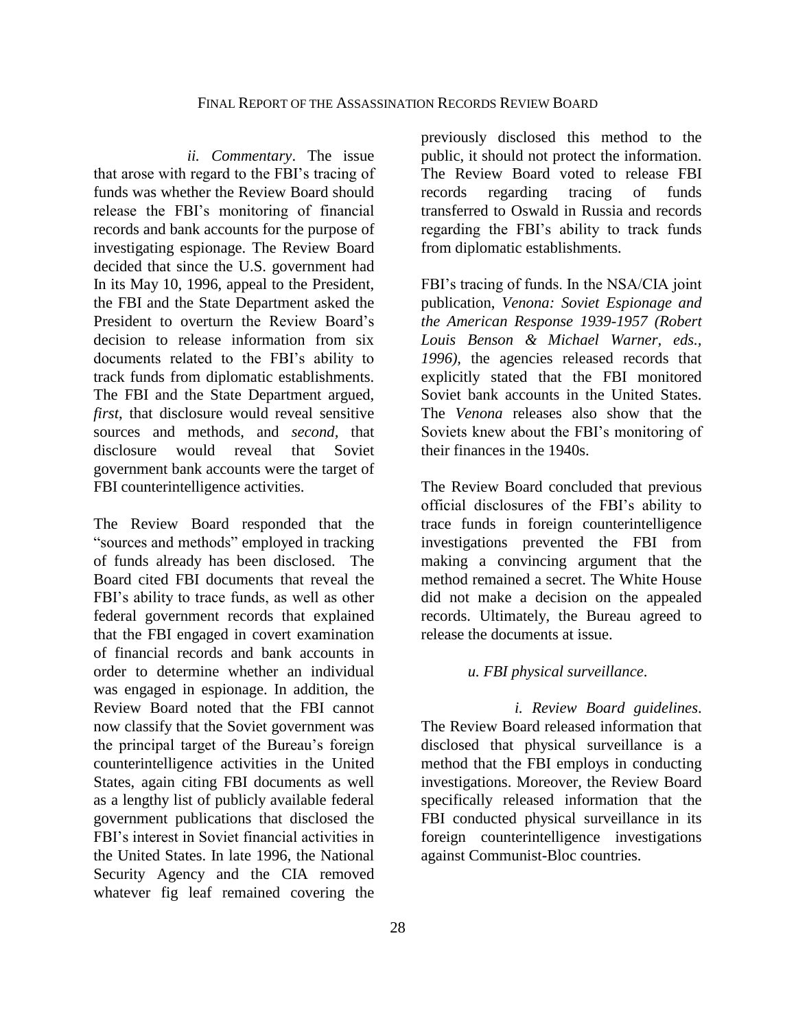*ii. Commentary*. The issue that arose with regard to the FBI's tracing of funds was whether the Review Board should release the FBI's monitoring of financial records and bank accounts for the purpose of investigating espionage. The Review Board decided that since the U.S. government had In its May 10, 1996, appeal to the President, the FBI and the State Department asked the President to overturn the Review Board's decision to release information from six documents related to the FBI's ability to track funds from diplomatic establishments. The FBI and the State Department argued, *first*, that disclosure would reveal sensitive sources and methods, and *second*, that disclosure would reveal that Soviet government bank accounts were the target of FBI counterintelligence activities.

The Review Board responded that the "sources and methods" employed in tracking of funds already has been disclosed. The Board cited FBI documents that reveal the FBI's ability to trace funds, as well as other federal government records that explained that the FBI engaged in covert examination of financial records and bank accounts in order to determine whether an individual was engaged in espionage. In addition, the Review Board noted that the FBI cannot now classify that the Soviet government was the principal target of the Bureau's foreign counterintelligence activities in the United States, again citing FBI documents as well as a lengthy list of publicly available federal government publications that disclosed the FBI's interest in Soviet financial activities in the United States. In late 1996, the National Security Agency and the CIA removed whatever fig leaf remained covering the previously disclosed this method to the public, it should not protect the information. The Review Board voted to release FBI records regarding tracing of funds transferred to Oswald in Russia and records regarding the FBI's ability to track funds from diplomatic establishments.

FBI's tracing of funds. In the NSA/CIA joint publication, *Venona: Soviet Espionage and the American Response 1939-1957 (Robert Louis Benson & Michael Warner, eds., 1996),* the agencies released records that explicitly stated that the FBI monitored Soviet bank accounts in the United States. The *Venona* releases also show that the Soviets knew about the FBI's monitoring of their finances in the 1940s.

The Review Board concluded that previous official disclosures of the FBI's ability to trace funds in foreign counterintelligence investigations prevented the FBI from making a convincing argument that the method remained a secret. The White House did not make a decision on the appealed records. Ultimately, the Bureau agreed to release the documents at issue.

*u. FBI physical surveillance*.

*i. Review Board guidelines*. The Review Board released information that disclosed that physical surveillance is a method that the FBI employs in conducting investigations. Moreover, the Review Board specifically released information that the FBI conducted physical surveillance in its foreign counterintelligence investigations against Communist-Bloc countries.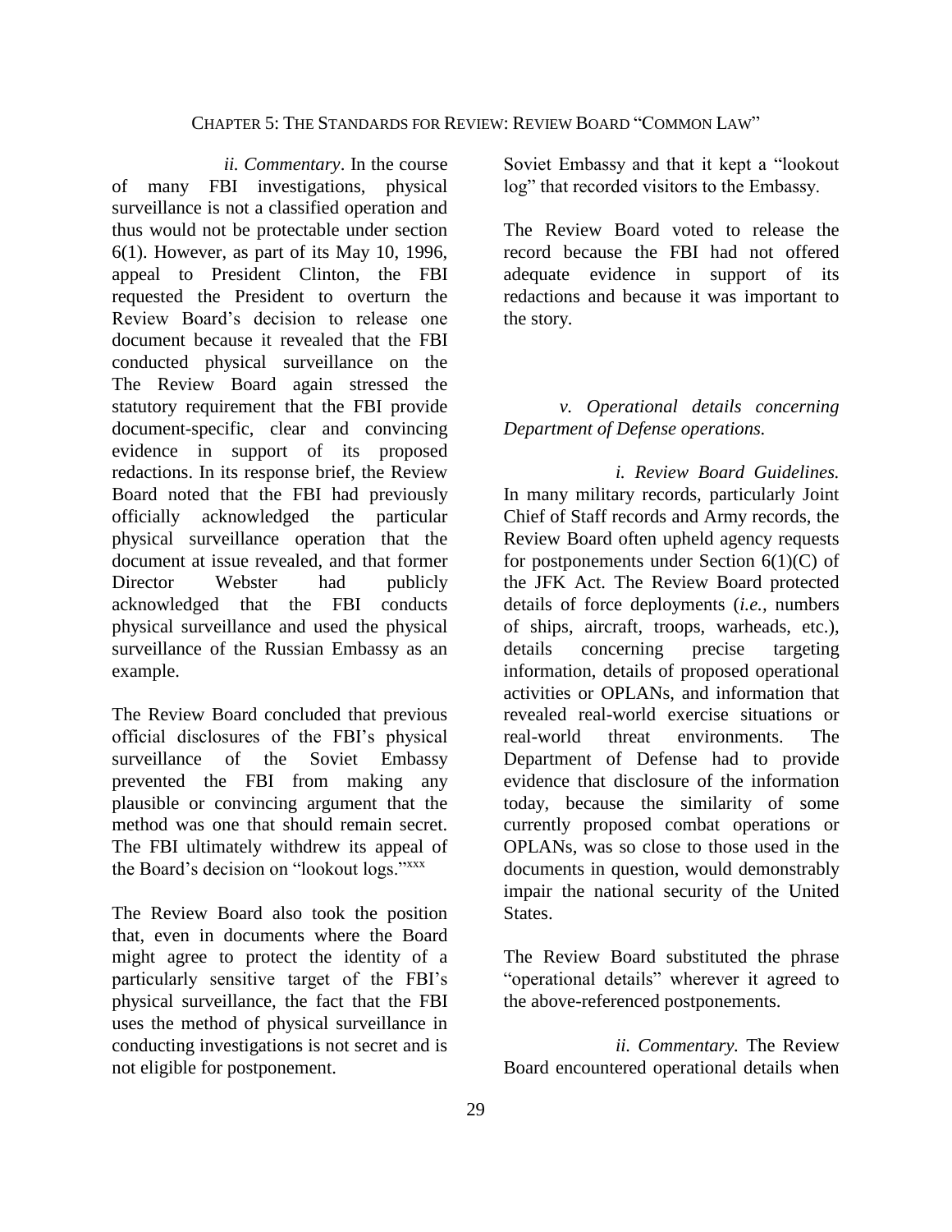*ii. Commentary*. In the course of many FBI investigations, physical surveillance is not a classified operation and thus would not be protectable under section 6(1). However, as part of its May 10, 1996, appeal to President Clinton, the FBI requested the President to overturn the Review Board's decision to release one document because it revealed that the FBI conducted physical surveillance on the Soviet Embassy and that it kept a "lookout log" that recorded visitors to the Embassy.

The Review Board voted to release the record because the FBI had not offered adequate evidence in support of its redactions and because it was important to the story.

The Review Board again stressed the statutory requirement that the FBI provide document-specific, clear and convincing evidence in support of its proposed redactions. In its response brief, the Review Board noted that the FBI had previously officially acknowledged the particular physical surveillance operation that the document at issue revealed, and that former Director Webster had publicly acknowledged that the FBI conducts physical surveillance and used the physical surveillance of the Russian Embassy as an example.

The Review Board concluded that previous official disclosures of the FBI's physical surveillance of the Soviet Embassy prevented the FBI from making any plausible or convincing argument that the method was one that should remain secret. The FBI ultimately withdrew its appeal of the Board's decision on "lookout logs."[xxx]

The Review Board also took the position that, even in documents where the Board might agree to protect the identity of a particularly sensitive target of the FBI's physical surveillance, the fact that the FBI uses the method of physical surveillance in conducting investigations is not secret and is not eligible for postponement.

*v. Operational details concerning Department of Defense operations.*

*i. Review Board Guidelines.* In many military records, particularly Joint Chief of Staff records and Army records, the Review Board often upheld agency requests for postponements under Section 6(1)(C) of the JFK Act. The Review Board protected details of force deployments (*i.e.,* numbers of ships, aircraft, troops, warheads, etc.), details concerning precise targeting information, details of proposed operational activities or OPLANs, and information that revealed real-world exercise situations or real-world threat environments. The Department of Defense had to provide evidence that disclosure of the information today, because the similarity of some currently proposed combat operations or OPLANs, was so close to those used in the documents in question, would demonstrably impair the national security of the United States.

The Review Board substituted the phrase "operational details" wherever it agreed to the above-referenced postponements.

*ii. Commentary.* The Review Board encountered operational details when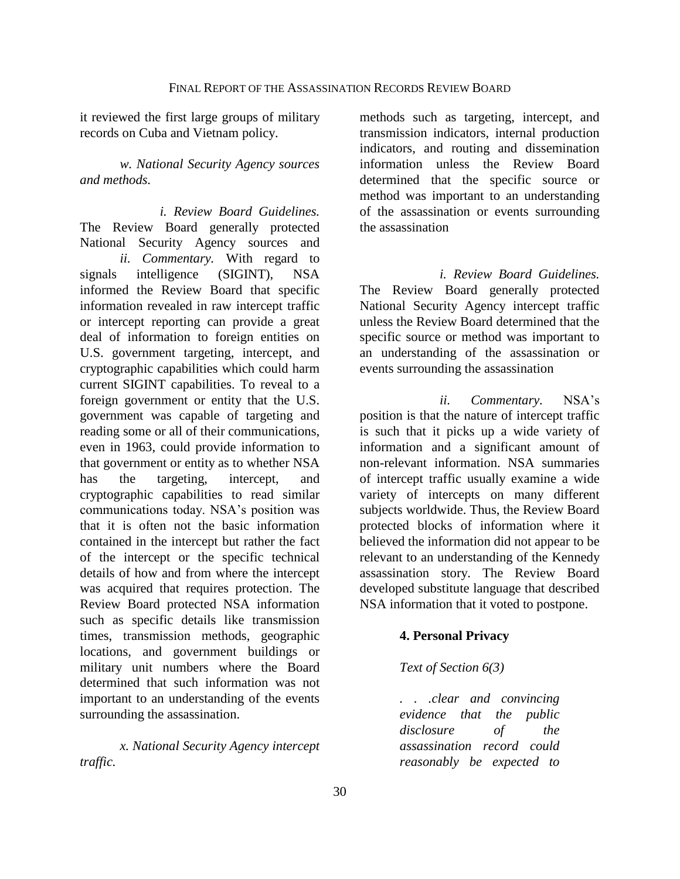it reviewed the first large groups of military records on Cuba and Vietnam policy.

*w. National Security Agency sources and methods.*

*i. Review Board Guidelines.* The Review Board generally protected National Security Agency sources and

*ii. Commentary.* With regard to signals intelligence (SIGINT), NSA informed the Review Board that specific information revealed in raw intercept traffic or intercept reporting can provide a great deal of information to foreign entities on U.S. government targeting, intercept, and cryptographic capabilities which could harm current SIGINT capabilities. To reveal to a foreign government or entity that the U.S. government was capable of targeting and reading some or all of their communications, even in 1963, could provide information to that government or entity as to whether NSA has the targeting, intercept, and cryptographic capabilities to read similar communications today. NSA's position was that it is often not the basic information contained in the intercept but rather the fact of the intercept or the specific technical details of how and from where the intercept was acquired that requires protection. The Review Board protected NSA information such as specific details like transmission times, transmission methods, geographic locations, and government buildings or military unit numbers where the Board determined that such information was not important to an understanding of the events surrounding the assassination.

*x. National Security Agency intercept traffic.*

methods such as targeting, intercept, and transmission indicators, internal production indicators, and routing and dissemination information unless the Review Board determined that the specific source or method was important to an understanding of the assassination or events surrounding the assassination

*i. Review Board Guidelines.* The Review Board generally protected National Security Agency intercept traffic unless the Review Board determined that the specific source or method was important to an understanding of the assassination or events surrounding the assassination

*ii. Commentary.* NSA's position is that the nature of intercept traffic is such that it picks up a wide variety of information and a significant amount of non-relevant information. NSA summaries of intercept traffic usually examine a wide variety of intercepts on many different subjects worldwide. Thus, the Review Board protected blocks of information where it believed the information did not appear to be relevant to an understanding of the Kennedy assassination story. The Review Board developed substitute language that described NSA information that it voted to postpone.

### 4. Personal Privacy

*Text of Section 6(3)*

> *. . .clear and convincing evidence that the public disclosure of the assassination record could reasonably be expected to*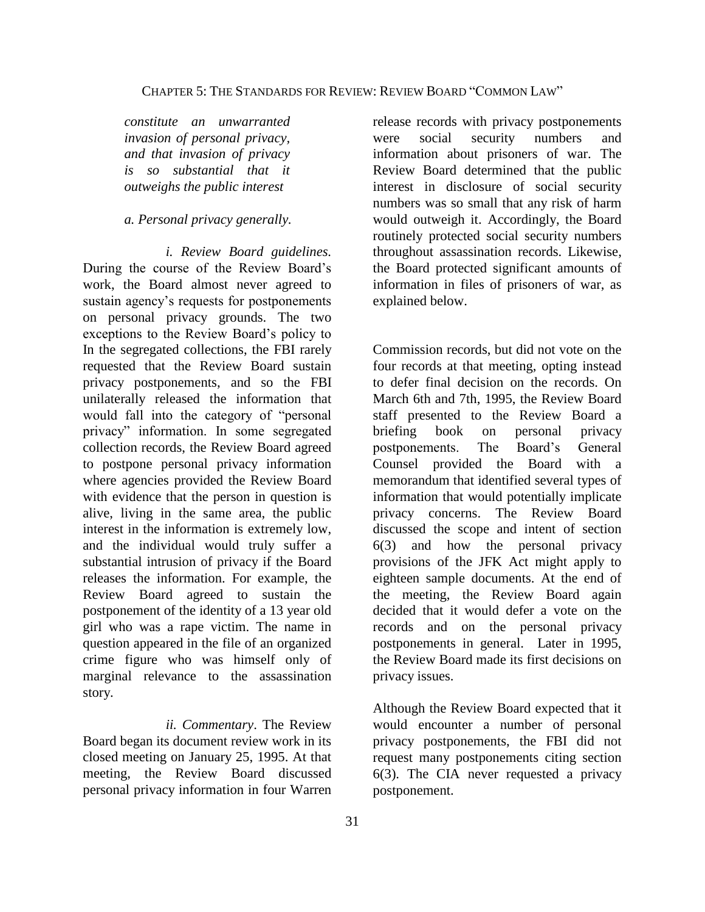*constitute an unwarranted invasion of personal privacy, and that invasion of privacy is so substantial that it outweighs the public interest*

*a. Personal privacy generally.*

*i. Review Board guidelines.* During the course of the Review Board's work, the Board almost never agreed to sustain agency's requests for postponements on personal privacy grounds. The two exceptions to the Review Board's policy to release records with privacy postponements were social security numbers and information about prisoners of war. The Review Board determined that the public interest in disclosure of social security numbers was so small that any risk of harm would outweigh it. Accordingly, the Board routinely protected social security numbers throughout assassination records. Likewise, the Board protected significant amounts of information in files of prisoners of war, as explained below.

In the segregated collections, the FBI rarely requested that the Review Board sustain privacy postponements, and so the FBI unilaterally released the information that would fall into the category of "personal privacy" information. In some segregated collection records, the Review Board agreed to postpone personal privacy information where agencies provided the Review Board with evidence that the person in question is alive, living in the same area, the public interest in the information is extremely low, and the individual would truly suffer a substantial intrusion of privacy if the Board releases the information. For example, the Review Board agreed to sustain the postponement of the identity of a 13 year old girl who was a rape victim. The name in question appeared in the file of an organized crime figure who was himself only of marginal relevance to the assassination story.

*ii. Commentary*. The Review Board began its document review work in its closed meeting on January 25, 1995. At that meeting, the Review Board discussed personal privacy information in four Warren Commission records, but did not vote on the four records at that meeting, opting instead to defer final decision on the records. On March 6th and 7th, 1995, the Review Board staff presented to the Review Board a briefing book on personal privacy postponements. The Board's General Counsel provided the Board with a memorandum that identified several types of information that would potentially implicate privacy concerns. The Review Board discussed the scope and intent of section 6(3) and how the personal privacy provisions of the JFK Act might apply to eighteen sample documents. At the end of the meeting, the Review Board again decided that it would defer a vote on the records and on the personal privacy postponements in general. Later in 1995, the Review Board made its first decisions on privacy issues.

Although the Review Board expected that it would encounter a number of personal privacy postponements, the FBI did not request many postponements citing section 6(3). The CIA never requested a privacy postponement.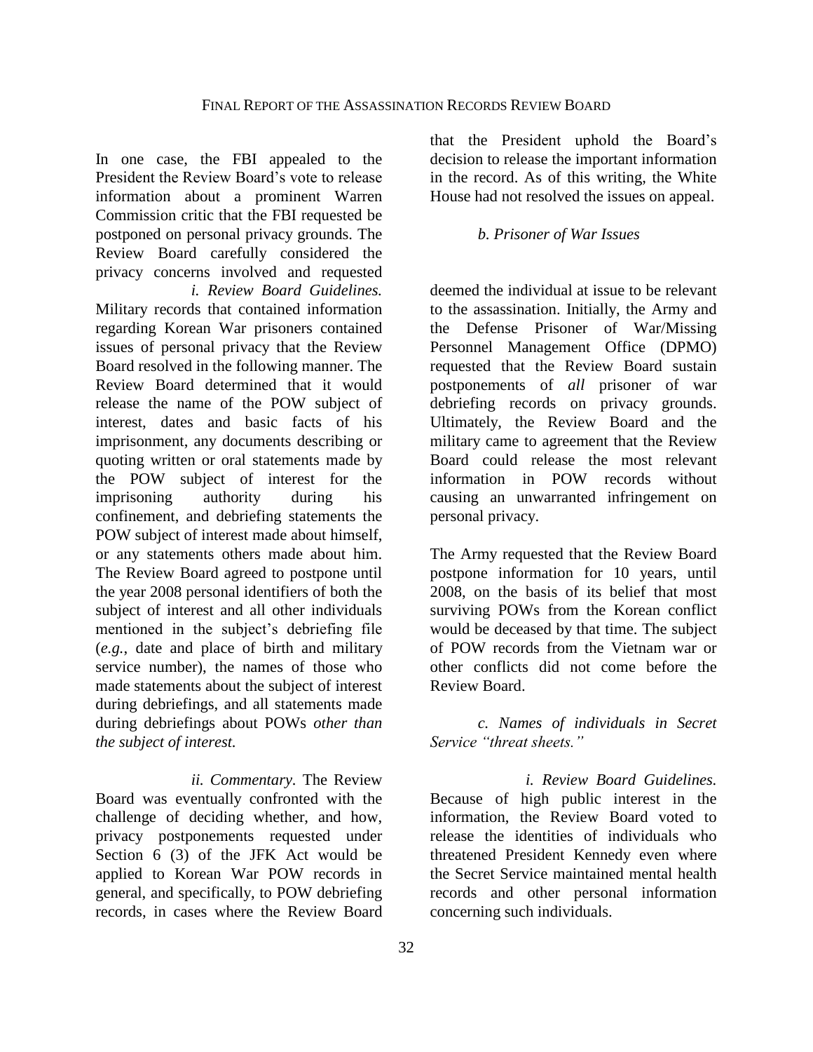In one case, the FBI appealed to the President the Review Board's vote to release information about a prominent Warren Commission critic that the FBI requested be postponed on personal privacy grounds. The Review Board carefully considered the privacy concerns involved and requested that the President uphold the Board's decision to release the important information in the record. As of this writing, the White House had not resolved the issues on appeal.

*b. Prisoner of War Issues*

*i. Review Board Guidelines.* Military records that contained information regarding Korean War prisoners contained issues of personal privacy that the Review Board resolved in the following manner. The Review Board determined that it would release the name of the POW subject of interest, dates and basic facts of his imprisonment, any documents describing or quoting written or oral statements made by the POW subject of interest for the imprisoning authority during his confinement, and debriefing statements the POW subject of interest made about himself, or any statements others made about him. The Review Board agreed to postpone until the year 2008 personal identifiers of both the subject of interest and all other individuals mentioned in the subject's debriefing file (*e.g.*, date and place of birth and military service number), the names of those who made statements about the subject of interest during debriefings, and all statements made during debriefings about POWs *other than the subject of interest.*

*ii. Commentary.* The Review Board was eventually confronted with the challenge of deciding whether, and how, privacy postponements requested under Section 6 (3) of the JFK Act would be applied to Korean War POW records in general, and specifically, to POW debriefing records, in cases where the Review Board deemed the individual at issue to be relevant to the assassination. Initially, the Army and the Defense Prisoner of War/Missing Personnel Management Office (DPMO) requested that the Review Board sustain postponements of *all* prisoner of war debriefing records on privacy grounds. Ultimately, the Review Board and the military came to agreement that the Review Board could release the most relevant information in POW records without causing an unwarranted infringement on personal privacy.

The Army requested that the Review Board postpone information for 10 years, until 2008, on the basis of its belief that most surviving POWs from the Korean conflict would be deceased by that time. The subject of POW records from the Vietnam war or other conflicts did not come before the Review Board.

*c. Names of individuals in Secret Service "threat sheets."*

*i. Review Board Guidelines.* Because of high public interest in the information, the Review Board voted to release the identities of individuals who threatened President Kennedy even where the Secret Service maintained mental health records and other personal information concerning such individuals.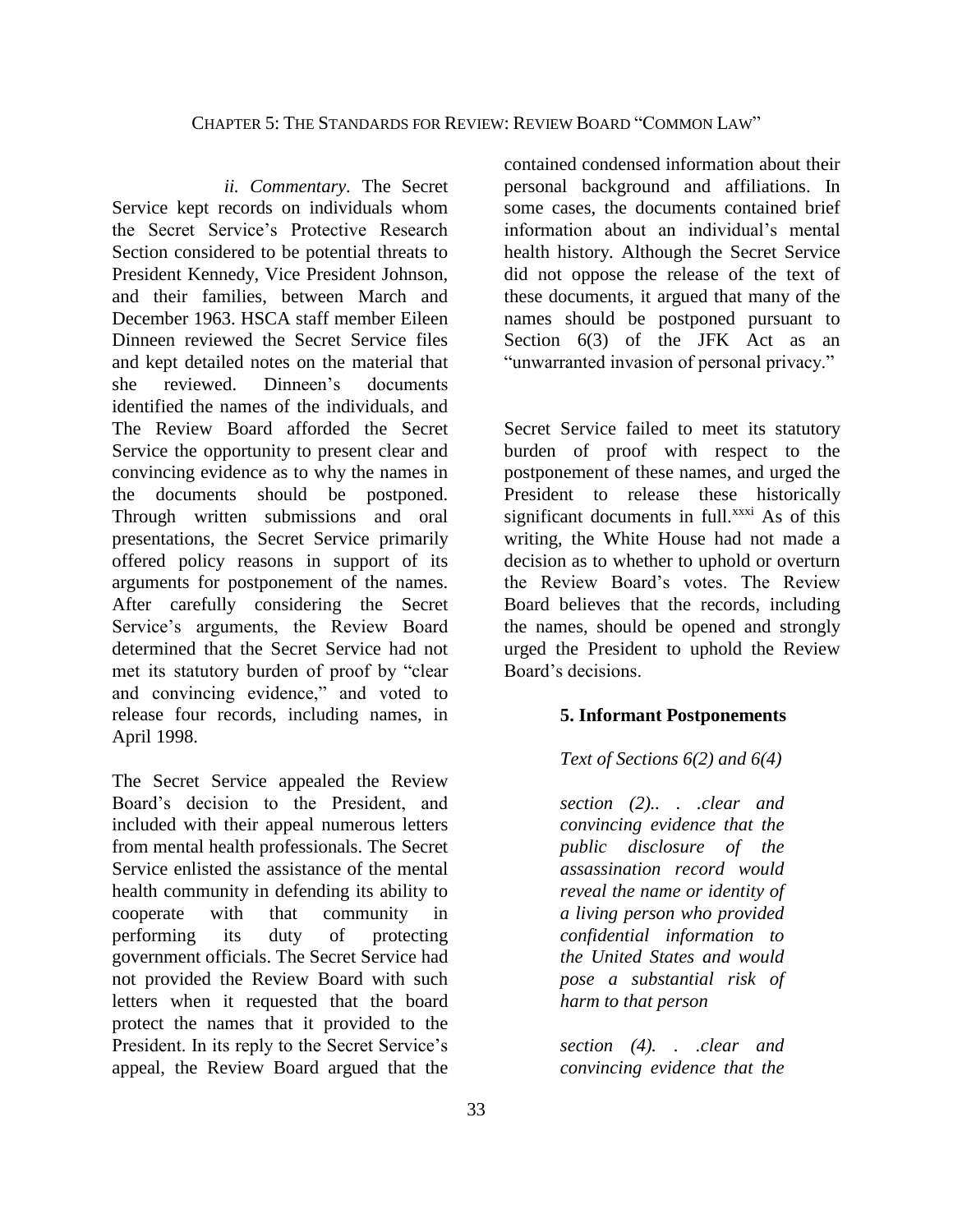*ii. Commentary*. The Secret Service kept records on individuals whom the Secret Service's Protective Research Section considered to be potential threats to President Kennedy, Vice President Johnson, and their families, between March and December 1963. HSCA staff member Eileen Dinneen reviewed the Secret Service files and kept detailed notes on the material that she reviewed. Dinneen's documents identified the names of the individuals, and The Review Board afforded the Secret Service the opportunity to present clear and convincing evidence as to why the names in the documents should be postponed. Through written submissions and oral presentations, the Secret Service primarily offered policy reasons in support of its arguments for postponement of the names. After carefully considering the Secret Service's arguments, the Review Board determined that the Secret Service had not met its statutory burden of proof by "clear and convincing evidence," and voted to release four records, including names, in April 1998.

The Secret Service appealed the Review Board's decision to the President, and included with their appeal numerous letters from mental health professionals. The Secret Service enlisted the assistance of the mental health community in defending its ability to cooperate with that community in performing its duty of protecting government officials. The Secret Service had not provided the Review Board with such letters when it requested that the board protect the names that it provided to the President. In its reply to the Secret Service's appeal, the Review Board argued that the

contained condensed information about their personal background and affiliations. In some cases, the documents contained brief information about an individual's mental health history. Although the Secret Service did not oppose the release of the text of these documents, it argued that many of the names should be postponed pursuant to Section 6(3) of the JFK Act as an "unwarranted invasion of personal privacy."

Secret Service failed to meet its statutory burden of proof with respect to the postponement of these names, and urged the President to release these historically significant documents in full.[xxxi] As of this writing, the White House had not made a decision as to whether to uphold or overturn the Review Board's votes. The Review Board believes that the records, including the names, should be opened and strongly urged the President to uphold the Review Board's decisions.

### 5. Informant Postponements

*Text of Sections 6(2) and 6(4)*

> *section (2).. . .clear and convincing evidence that the public disclosure of the assassination record would reveal the name or identity of a living person who provided confidential information to the United States and would pose a substantial risk of harm to that person*

> *section (4). . .clear and convincing evidence that the*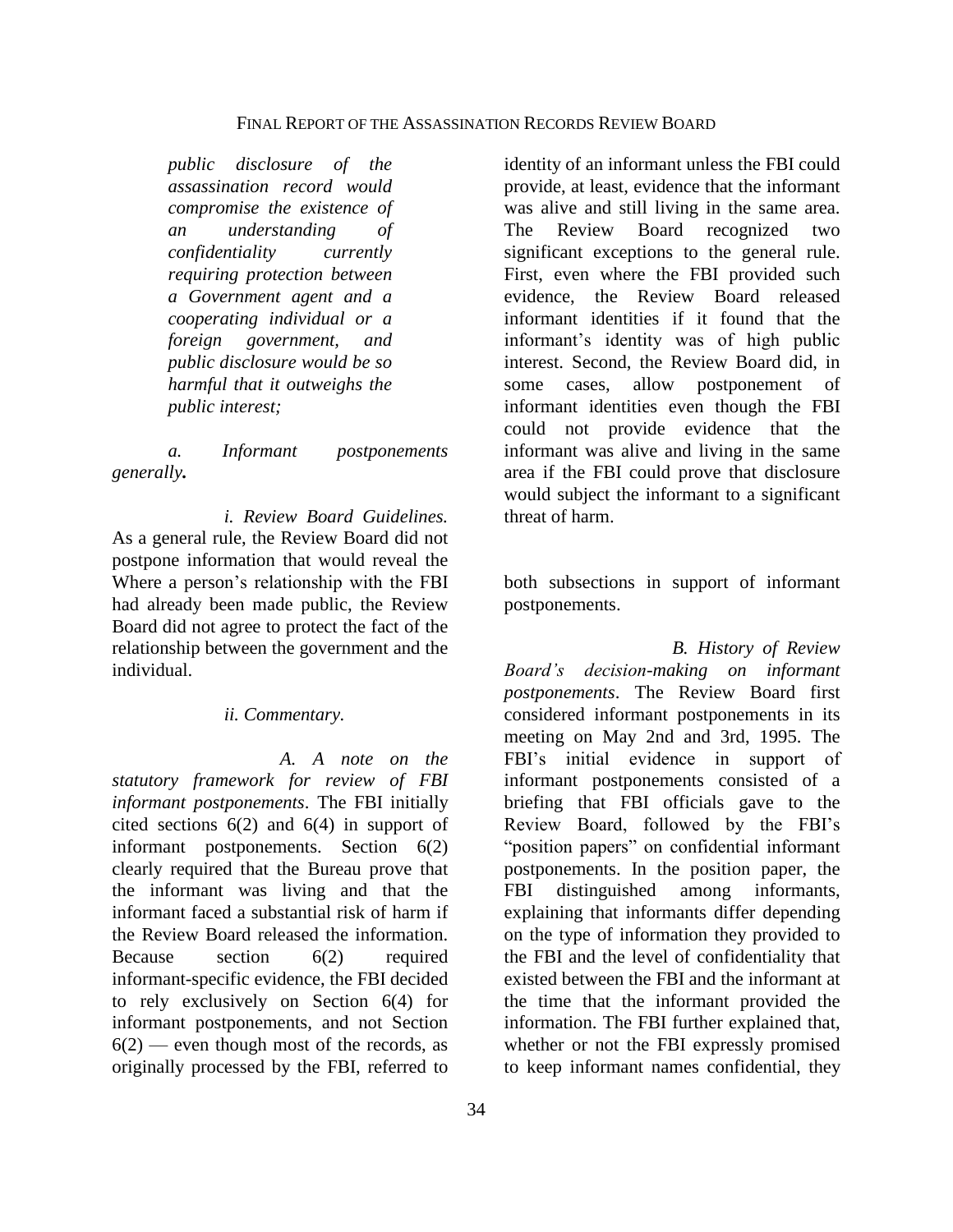*public disclosure of the assassination record would compromise the existence of an understanding of confidentiality currently requiring protection between a Government agent and a cooperating individual or a foreign government, and public disclosure would be so harmful that it outweighs the public interest;*

*a. Informant postponements generally.*

*i. Review Board Guidelines.* As a general rule, the Review Board did not postpone information that would reveal the identity of an informant unless the FBI could provide, at least, evidence that the informant was alive and still living in the same area. The Review Board recognized two significant exceptions to the general rule. First, even where the FBI provided such evidence, the Review Board released informant identities if it found that the informant's identity was of high public interest. Second, the Review Board did, in some cases, allow postponement of informant identities even though the FBI could not provide evidence that the informant was alive and living in the same area if the FBI could prove that disclosure would subject the informant to a significant threat of harm.

Where a person's relationship with the FBI had already been made public, the Review Board did not agree to protect the fact of the relationship between the government and the individual.

*ii. Commentary.*

*A. A note on the statutory framework for review of FBI informant postponements*. The FBI initially cited sections 6(2) and 6(4) in support of informant postponements. Section 6(2) clearly required that the Bureau prove that the informant was living and that the informant faced a substantial risk of harm if the Review Board released the information. Because section 6(2) required informant-specific evidence, the FBI decided to rely exclusively on Section 6(4) for informant postponements, and not Section 6(2) — even though most of the records, as originally processed by the FBI, referred to both subsections in support of informant postponements.

*B. History of Review Board's decision-making on informant postponements*. The Review Board first considered informant postponements in its meeting on May 2nd and 3rd, 1995. The FBI's initial evidence in support of informant postponements consisted of a briefing that FBI officials gave to the Review Board, followed by the FBI's "position papers" on confidential informant postponements. In the position paper, the FBI distinguished among informants, explaining that informants differ depending on the type of information they provided to the FBI and the level of confidentiality that existed between the FBI and the informant at the time that the informant provided the information. The FBI further explained that, whether or not the FBI expressly promised to keep informant names confidential, they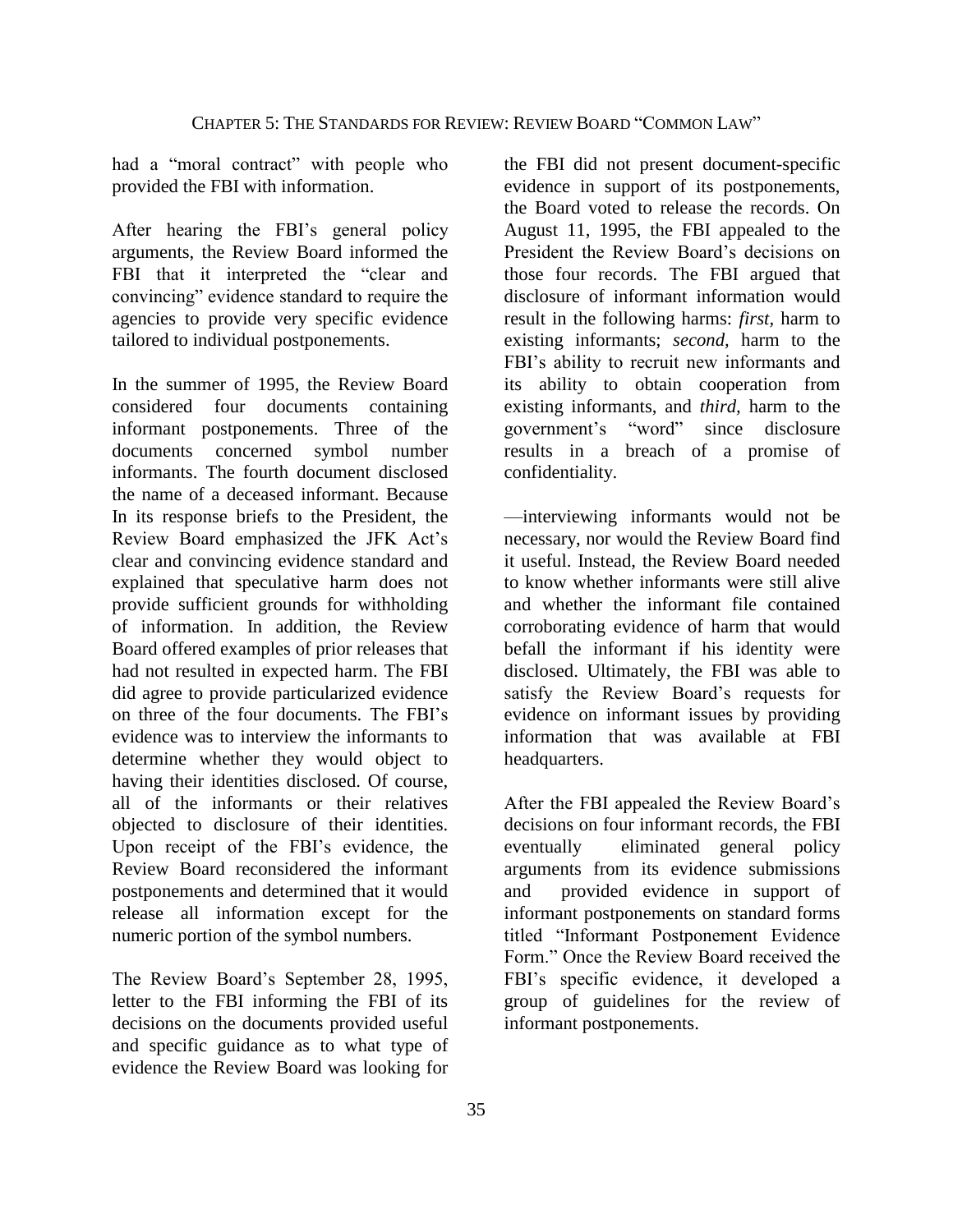had a "moral contract" with people who provided the FBI with information.

After hearing the FBI's general policy arguments, the Review Board informed the FBI that it interpreted the "clear and convincing" evidence standard to require the agencies to provide very specific evidence tailored to individual postponements.

In the summer of 1995, the Review Board considered four documents containing informant postponements. Three of the documents concerned symbol number informants. The fourth document disclosed the name of a deceased informant. Because In its response briefs to the President, the Review Board emphasized the JFK Act's clear and convincing evidence standard and explained that speculative harm does not provide sufficient grounds for withholding of information. In addition, the Review Board offered examples of prior releases that had not resulted in expected harm. The FBI did agree to provide particularized evidence on three of the four documents. The FBI's evidence was to interview the informants to determine whether they would object to having their identities disclosed. Of course, all of the informants or their relatives objected to disclosure of their identities. Upon receipt of the FBI's evidence, the Review Board reconsidered the informant postponements and determined that it would release all information except for the numeric portion of the symbol numbers.

The Review Board's September 28, 1995, letter to the FBI informing the FBI of its decisions on the documents provided useful and specific guidance as to what type of evidence the Review Board was looking for the FBI did not present document-specific evidence in support of its postponements, the Board voted to release the records. On August 11, 1995, the FBI appealed to the President the Review Board's decisions on those four records. The FBI argued that disclosure of informant information would result in the following harms: *first*, harm to existing informants; *second*, harm to the FBI's ability to recruit new informants and its ability to obtain cooperation from existing informants, and *third*, harm to the government's "word" since disclosure results in a breach of a promise of confidentiality.

—interviewing informants would not be necessary, nor would the Review Board find it useful. Instead, the Review Board needed to know whether informants were still alive and whether the informant file contained corroborating evidence of harm that would befall the informant if his identity were disclosed. Ultimately, the FBI was able to satisfy the Review Board's requests for evidence on informant issues by providing information that was available at FBI headquarters.

After the FBI appealed the Review Board's decisions on four informant records, the FBI eventually eliminated general policy arguments from its evidence submissions and provided evidence in support of informant postponements on standard forms titled "Informant Postponement Evidence Form." Once the Review Board received the FBI's specific evidence, it developed a group of guidelines for the review of informant postponements.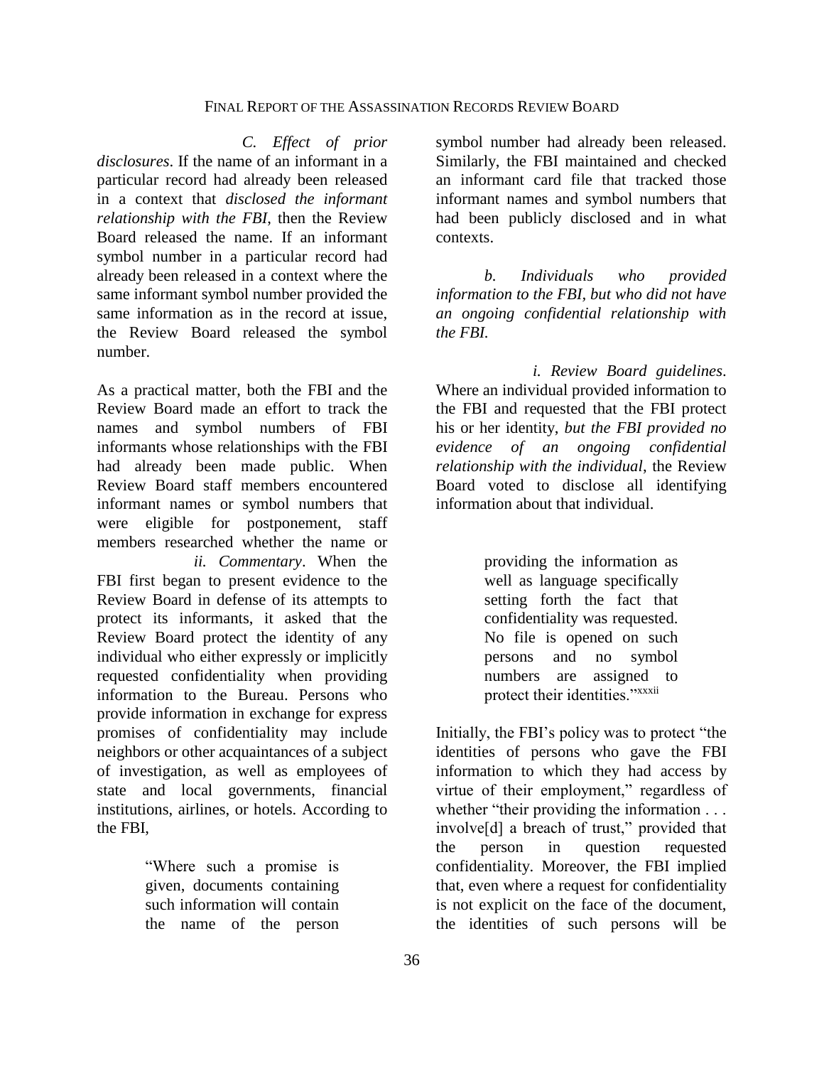*C. Effect of prior disclosures*. If the name of an informant in a particular record had already been released in a context that *disclosed the informant relationship with the FBI*, then the Review Board released the name. If an informant symbol number in a particular record had already been released in a context where the same informant symbol number provided the same information as in the record at issue, the Review Board released the symbol number.

As a practical matter, both the FBI and the Review Board made an effort to track the names and symbol numbers of FBI informants whose relationships with the FBI had already been made public. When Review Board staff members encountered informant names or symbol numbers that were eligible for postponement, staff members researched whether the name or symbol number had already been released. Similarly, the FBI maintained and checked an informant card file that tracked those informant names and symbol numbers that had been publicly disclosed and in what contexts.

*b. Individuals who provided information to the FBI, but who did not have an ongoing confidential relationship with the FBI.*

*i. Review Board guidelines*. Where an individual provided information to the FBI and requested that the FBI protect his or her identity, *but the FBI provided no evidence of an ongoing confidential relationship with the individual*, the Review Board voted to disclose all identifying information about that individual.

*ii. Commentary*. When the FBI first began to present evidence to the Review Board in defense of its attempts to protect its informants, it asked that the Review Board protect the identity of any individual who either expressly or implicitly requested confidentiality when providing information to the Bureau. Persons who provide information in exchange for express promises of confidentiality may include neighbors or other acquaintances of a subject of investigation, as well as employees of state and local governments, financial institutions, airlines, or hotels. According to the FBI,

> "Where such a promise is given, documents containing such information will contain the name of the person providing the information as well as language specifically setting forth the fact that confidentiality was requested. No file is opened on such persons and no symbol numbers are assigned to protect their identities."[xxxii]

Initially, the FBI's policy was to protect "the identities of persons who gave the FBI information to which they had access by virtue of their employment," regardless of whether "their providing the information . . . involve[d] a breach of trust," provided that the person in question requested confidentiality. Moreover, the FBI implied that, even where a request for confidentiality is not explicit on the face of the document, the identities of such persons will be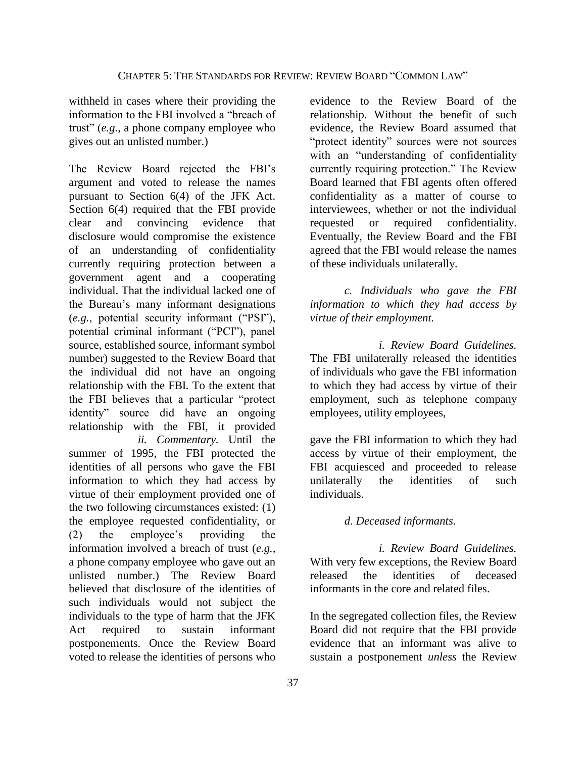withheld in cases where their providing the information to the FBI involved a "breach of trust" (*e.g.*, a phone company employee who gives out an unlisted number.)

The Review Board rejected the FBI's argument and voted to release the names pursuant to Section 6(4) of the JFK Act. Section 6(4) required that the FBI provide clear and convincing evidence that disclosure would compromise the existence of an understanding of confidentiality currently requiring protection between a government agent and a cooperating individual. That the individual lacked one of the Bureau's many informant designations (*e.g.*, potential security informant ("PSI"), potential criminal informant ("PCI"), panel source, established source, informant symbol number) suggested to the Review Board that the individual did not have an ongoing relationship with the FBI. To the extent that the FBI believes that a particular "protect identity" source did have an ongoing relationship with the FBI, it provided evidence to the Review Board of the relationship. Without the benefit of such evidence, the Review Board assumed that "protect identity" sources were not sources with an "understanding of confidentiality currently requiring protection." The Review Board learned that FBI agents often offered confidentiality as a matter of course to interviewees, whether or not the individual requested or required confidentiality. Eventually, the Review Board and the FBI agreed that the FBI would release the names of these individuals unilaterally.

*c. Individuals who gave the FBI information to which they had access by virtue of their employment.*

*i. Review Board Guidelines.* The FBI unilaterally released the identities of individuals who gave the FBI information to which they had access by virtue of their employment, such as telephone company employees, utility employees,

*ii. Commentary.* Until the summer of 1995, the FBI protected the identities of all persons who gave the FBI information to which they had access by virtue of their employment provided one of the two following circumstances existed: (1) the employee requested confidentiality, or (2) the employee's providing the information involved a breach of trust (*e.g.*, a phone company employee who gave out an unlisted number.) The Review Board believed that disclosure of the identities of such individuals would not subject the individuals to the type of harm that the JFK Act required to sustain informant postponements. Once the Review Board voted to release the identities of persons who gave the FBI information to which they had access by virtue of their employment, the FBI acquiesced and proceeded to release unilaterally the identities of such individuals.

*d. Deceased informants*.

*i. Review Board Guidelines.* With very few exceptions, the Review Board released the identities of deceased informants in the core and related files.

In the segregated collection files, the Review Board did not require that the FBI provide evidence that an informant was alive to sustain a postponement *unless* the Review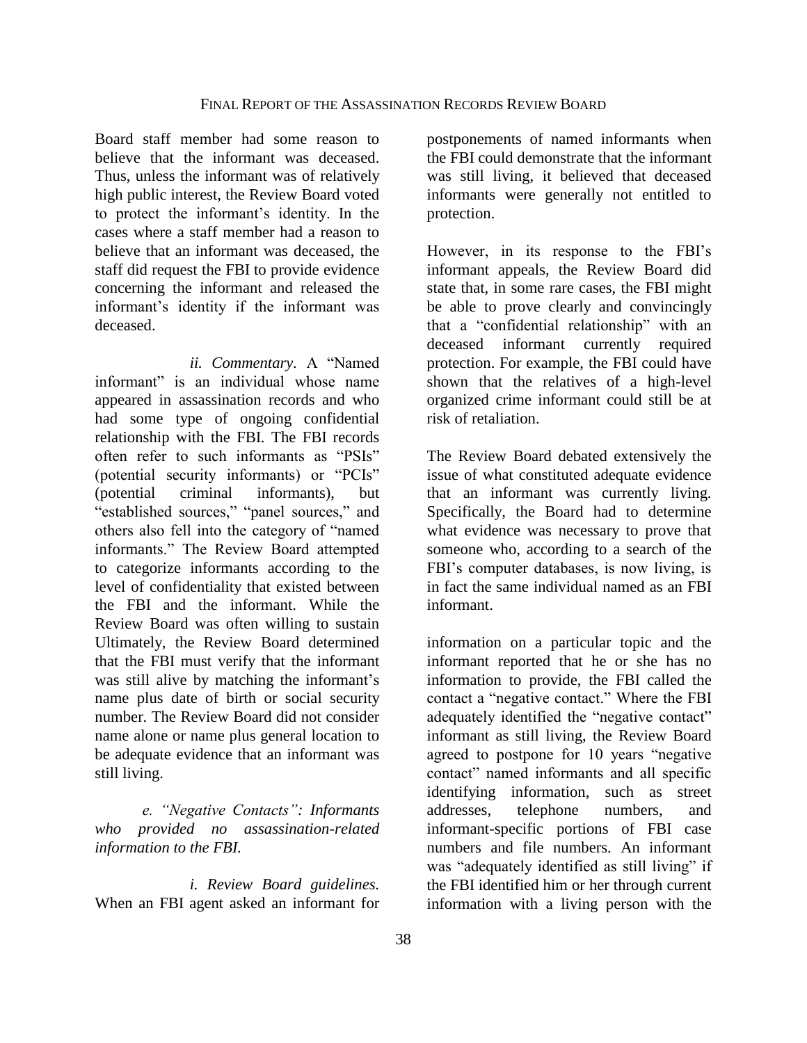Board staff member had some reason to believe that the informant was deceased. Thus, unless the informant was of relatively high public interest, the Review Board voted to protect the informant's identity. In the cases where a staff member had a reason to believe that an informant was deceased, the staff did request the FBI to provide evidence concerning the informant and released the informant's identity if the informant was deceased.

*ii. Commentary*. A "Named informant" is an individual whose name appeared in assassination records and who had some type of ongoing confidential relationship with the FBI. The FBI records often refer to such informants as "PSIs" (potential security informants) or "PCIs" (potential criminal informants), but "established sources," "panel sources," and others also fell into the category of "named informants." The Review Board attempted to categorize informants according to the level of confidentiality that existed between the FBI and the informant. While the Review Board was often willing to sustain Ultimately, the Review Board determined that the FBI must verify that the informant was still alive by matching the informant's name plus date of birth or social security number. The Review Board did not consider name alone or name plus general location to be adequate evidence that an informant was still living.

*e. "Negative Contacts": Informants who provided no assassination-related information to the FBI.*

*i. Review Board guidelines.* When an FBI agent asked an informant for

postponements of named informants when the FBI could demonstrate that the informant was still living, it believed that deceased informants were generally not entitled to protection.

However, in its response to the FBI's informant appeals, the Review Board did state that, in some rare cases, the FBI might be able to prove clearly and convincingly that a "confidential relationship" with an deceased informant currently required protection. For example, the FBI could have shown that the relatives of a high-level organized crime informant could still be at risk of retaliation.

The Review Board debated extensively the issue of what constituted adequate evidence that an informant was currently living. Specifically, the Board had to determine what evidence was necessary to prove that someone who, according to a search of the FBI's computer databases, is now living, is in fact the same individual named as an FBI informant.

information on a particular topic and the informant reported that he or she has no information to provide, the FBI called the contact a "negative contact." Where the FBI adequately identified the "negative contact" informant as still living, the Review Board agreed to postpone for 10 years "negative contact" named informants and all specific identifying information, such as street addresses, telephone numbers, and informant-specific portions of FBI case numbers and file numbers. An informant was "adequately identified as still living" if the FBI identified him or her through current information with a living person with the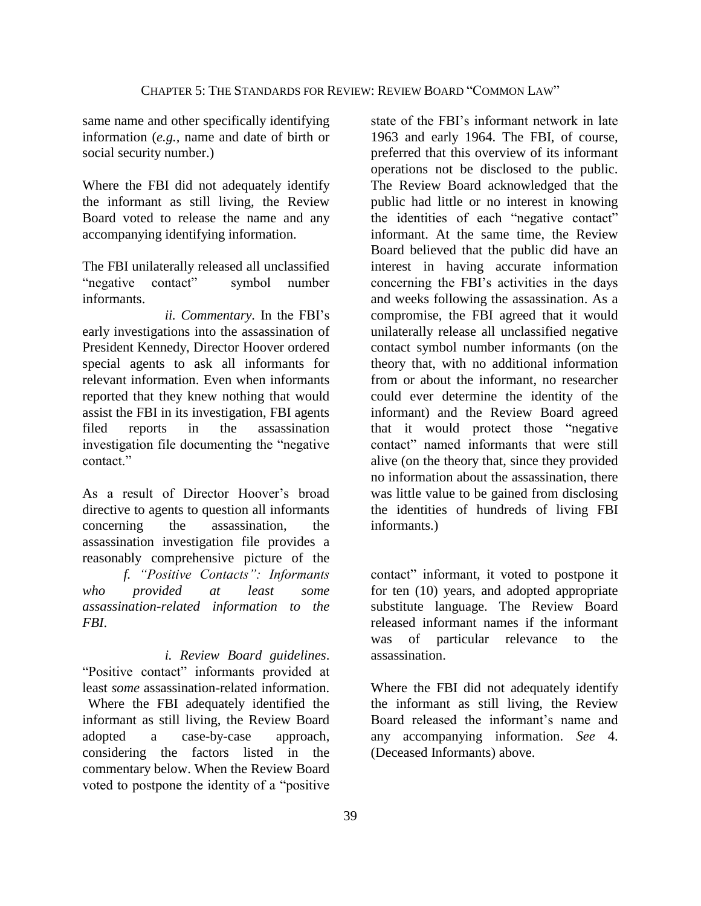same name and other specifically identifying information (*e.g.*, name and date of birth or social security number.)

Where the FBI did not adequately identify the informant as still living, the Review Board voted to release the name and any accompanying identifying information.

The FBI unilaterally released all unclassified "negative contact" symbol number informants.

*ii. Commentary*. In the FBI's early investigations into the assassination of President Kennedy, Director Hoover ordered special agents to ask all informants for relevant information. Even when informants reported that they knew nothing that would assist the FBI in its investigation, FBI agents filed reports in the assassination investigation file documenting the "negative contact."

As a result of Director Hoover's broad directive to agents to question all informants concerning the assassination, the assassination investigation file provides a reasonably comprehensive picture of the state of the FBI's informant network in late 1963 and early 1964. The FBI, of course, preferred that this overview of its informant operations not be disclosed to the public. The Review Board acknowledged that the public had little or no interest in knowing the identities of each "negative contact" informant. At the same time, the Review Board believed that the public did have an interest in having accurate information concerning the FBI's activities in the days and weeks following the assassination. As a compromise, the FBI agreed that it would unilaterally release all unclassified negative contact symbol number informants (on the theory that, with no additional information from or about the informant, no researcher could ever determine the identity of the informant) and the Review Board agreed that it would protect those "negative contact" named informants that were still alive (on the theory that, since they provided no information about the assassination, there was little value to be gained from disclosing the identities of hundreds of living FBI informants.)

*f. "Positive Contacts": Informants who provided at least some assassination-related information to the FBI.*

*i. Review Board guidelines*. "Positive contact" informants provided at least *some* assassination-related information. Where the FBI adequately identified the informant as still living, the Review Board adopted a case-by-case approach, considering the factors listed in the commentary below. When the Review Board voted to postpone the identity of a "positive contact" informant, it voted to postpone it for ten (10) years, and adopted appropriate substitute language. The Review Board released informant names if the informant was of particular relevance to the assassination.

Where the FBI did not adequately identify the informant as still living, the Review Board released the informant's name and any accompanying information. *See* 4. (Deceased Informants) above.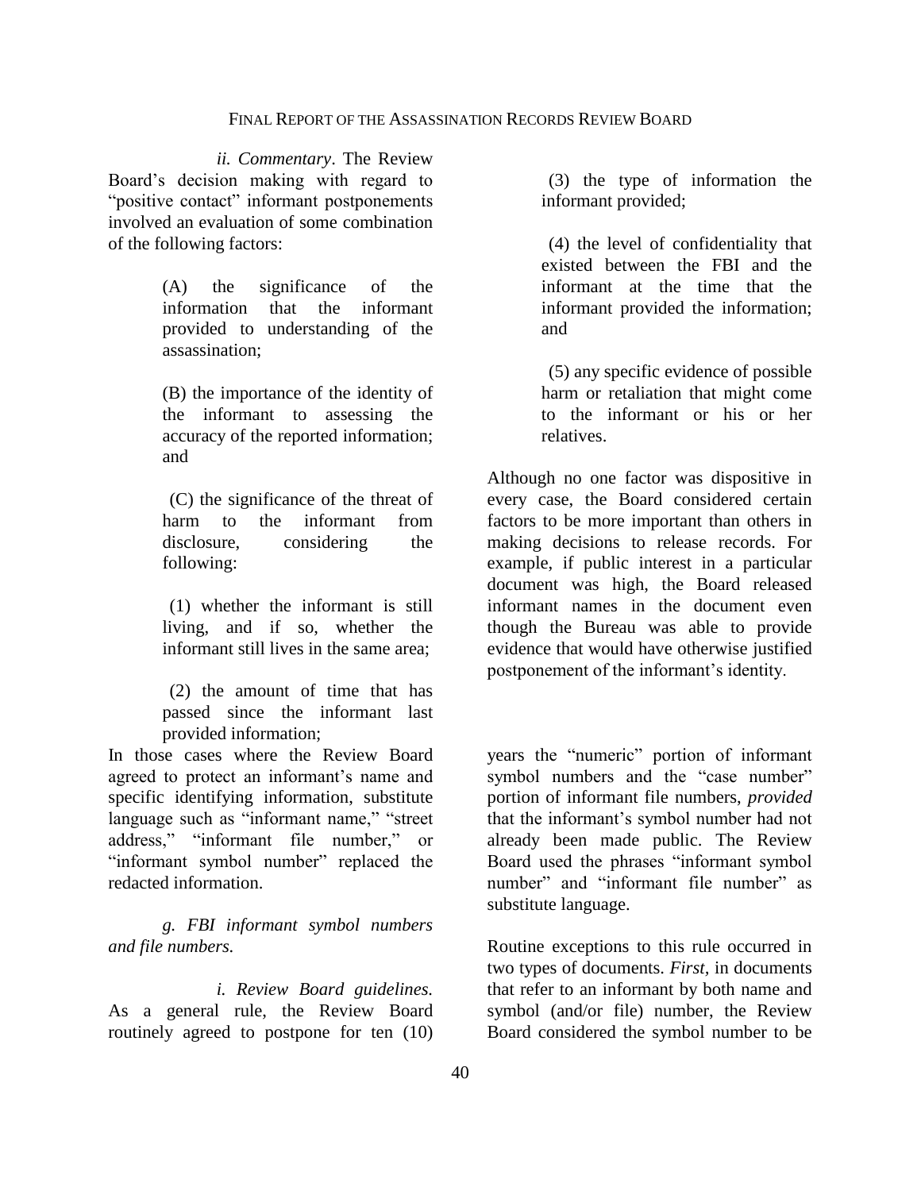*ii. Commentary*. The Review Board's decision making with regard to "positive contact" informant postponements involved an evaluation of some combination of the following factors:

> (A) the significance of the information that the informant provided to understanding of the assassination;
>
> (B) the importance of the identity of the informant to assessing the accuracy of the reported information; and
>
> (C) the significance of the threat of harm to the informant from disclosure, considering the following:
>
> (1) whether the informant is still living, and if so, whether the informant still lives in the same area;
>
> (2) the amount of time that has passed since the informant last provided information;
>
> (3) the type of information the informant provided;
>
> (4) the level of confidentiality that existed between the FBI and the informant at the time that the informant provided the information; and
>
> (5) any specific evidence of possible harm or retaliation that might come to the informant or his or her relatives.

Although no one factor was dispositive in every case, the Board considered certain factors to be more important than others in making decisions to release records. For example, if public interest in a particular document was high, the Board released informant names in the document even though the Bureau was able to provide evidence that would have otherwise justified postponement of the informant's identity.

In those cases where the Review Board agreed to protect an informant's name and specific identifying information, substitute language such as "informant name," "street address," "informant file number," or "informant symbol number" replaced the redacted information.

*g. FBI informant symbol numbers and file numbers.*

*i. Review Board guidelines.* As a general rule, the Review Board routinely agreed to postpone for ten (10) years the "numeric" portion of informant symbol numbers and the "case number" portion of informant file numbers, *provided* that the informant's symbol number had not already been made public. The Review Board used the phrases "informant symbol number" and "informant file number" as substitute language.

Routine exceptions to this rule occurred in two types of documents. *First,* in documents that refer to an informant by both name and symbol (and/or file) number, the Review Board considered the symbol number to be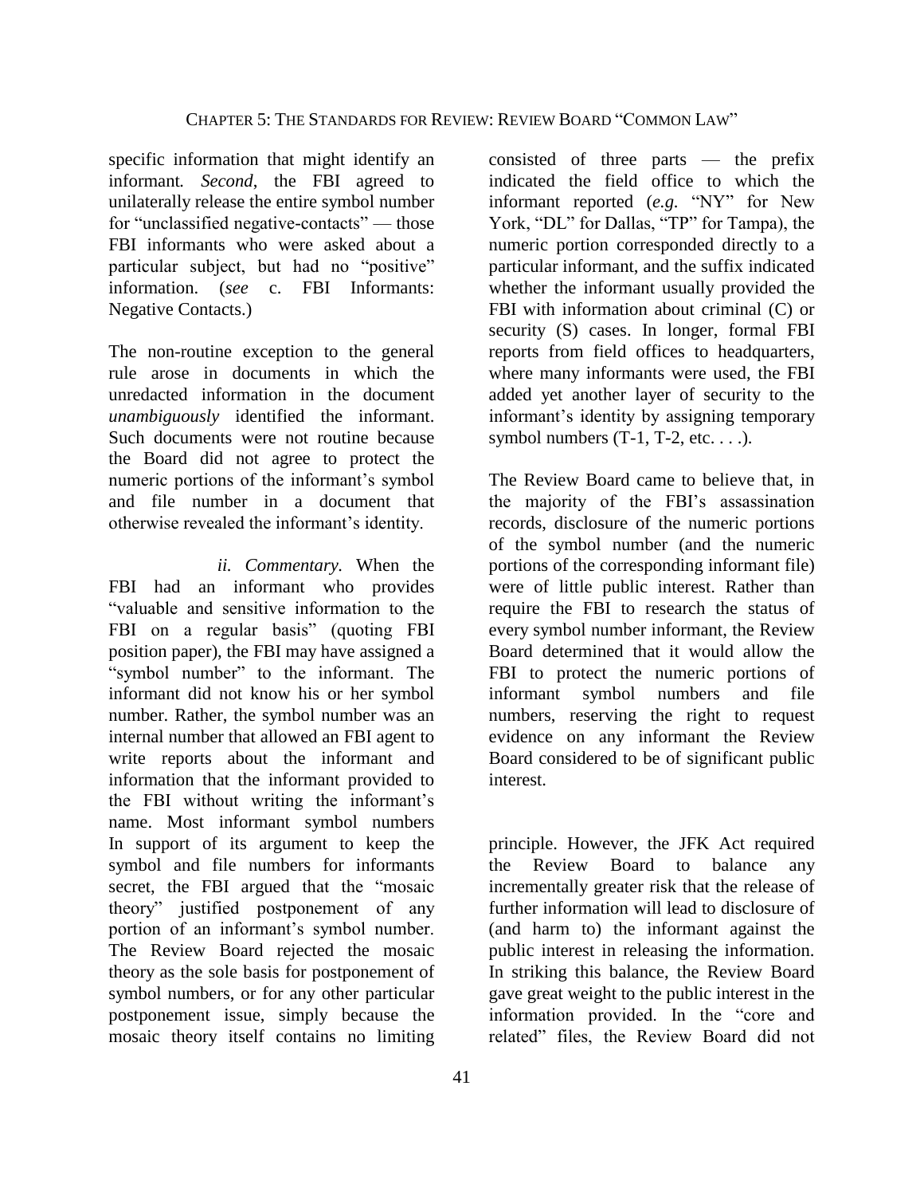specific information that might identify an informant. *Second*, the FBI agreed to unilaterally release the entire symbol number for "unclassified negative-contacts" — those FBI informants who were asked about a particular subject, but had no "positive" information. (*see* c. FBI Informants: Negative Contacts.)

The non-routine exception to the general rule arose in documents in which the unredacted information in the document *unambiguously* identified the informant. Such documents were not routine because the Board did not agree to protect the numeric portions of the informant's symbol and file number in a document that otherwise revealed the informant's identity.

*ii. Commentary.* When the FBI had an informant who provides "valuable and sensitive information to the FBI on a regular basis" (quoting FBI position paper), the FBI may have assigned a "symbol number" to the informant. The informant did not know his or her symbol number. Rather, the symbol number was an internal number that allowed an FBI agent to write reports about the informant and information that the informant provided to the FBI without writing the informant's name. Most informant symbol numbers consisted of three parts — the prefix indicated the field office to which the informant reported (*e.g.* "NY" for New York, "DL" for Dallas, "TP" for Tampa), the numeric portion corresponded directly to a particular informant, and the suffix indicated whether the informant usually provided the FBI with information about criminal (C) or security (S) cases. In longer, formal FBI reports from field offices to headquarters, where many informants were used, the FBI added yet another layer of security to the informant's identity by assigning temporary symbol numbers (T-1, T-2, etc. . . .).

The Review Board came to believe that, in the majority of the FBI's assassination records, disclosure of the numeric portions of the symbol number (and the numeric portions of the corresponding informant file) were of little public interest. Rather than require the FBI to research the status of every symbol number informant, the Review Board determined that it would allow the FBI to protect the numeric portions of informant symbol numbers and file numbers, reserving the right to request evidence on any informant the Review Board considered to be of significant public interest.

In support of its argument to keep the symbol and file numbers for informants secret, the FBI argued that the "mosaic theory" justified postponement of any portion of an informant's symbol number. The Review Board rejected the mosaic theory as the sole basis for postponement of symbol numbers, or for any other particular postponement issue, simply because the mosaic theory itself contains no limiting principle. However, the JFK Act required the Review Board to balance any incrementally greater risk that the release of further information will lead to disclosure of (and harm to) the informant against the public interest in releasing the information. In striking this balance, the Review Board gave great weight to the public interest in the information provided. In the "core and related" files, the Review Board did not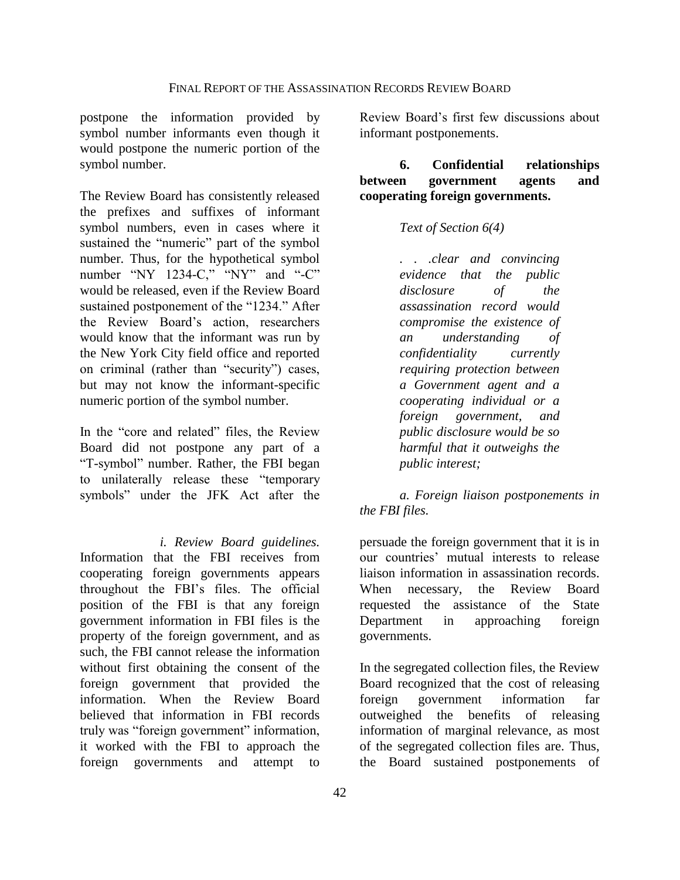postpone the information provided by symbol number informants even though it would postpone the numeric portion of the symbol number.

The Review Board has consistently released the prefixes and suffixes of informant symbol numbers, even in cases where it sustained the "numeric" part of the symbol number. Thus, for the hypothetical symbol number "NY 1234-C," "NY" and "-C" would be released, even if the Review Board sustained postponement of the "1234." After the Review Board's action, researchers would know that the informant was run by the New York City field office and reported on criminal (rather than "security") cases, but may not know the informant-specific numeric portion of the symbol number.

In the "core and related" files, the Review Board did not postpone any part of a "T-symbol" number. Rather, the FBI began to unilaterally release these "temporary symbols" under the JFK Act after the Review Board's first few discussions about informant postponements.

### 6. Confidential relationships between government agents and cooperating foreign governments.

*Text of Section 6(4)*

> *. . .clear and convincing evidence that the public disclosure of the assassination record would compromise the existence of an understanding of confidentiality currently requiring protection between a Government agent and a cooperating individual or a foreign government, and public disclosure would be so harmful that it outweighs the public interest;*

*a. Foreign liaison postponements in the FBI files.*

*i. Review Board guidelines.* Information that the FBI receives from cooperating foreign governments appears throughout the FBI's files. The official position of the FBI is that any foreign government information in FBI files is the property of the foreign government, and as such, the FBI cannot release the information without first obtaining the consent of the foreign government that provided the information. When the Review Board believed that information in FBI records truly was "foreign government" information, it worked with the FBI to approach the foreign governments and attempt to persuade the foreign government that it is in our countries' mutual interests to release liaison information in assassination records. When necessary, the Review Board requested the assistance of the State Department in approaching foreign governments.

In the segregated collection files, the Review Board recognized that the cost of releasing foreign government information far outweighed the benefits of releasing information of marginal relevance, as most of the segregated collection files are. Thus, the Board sustained postponements of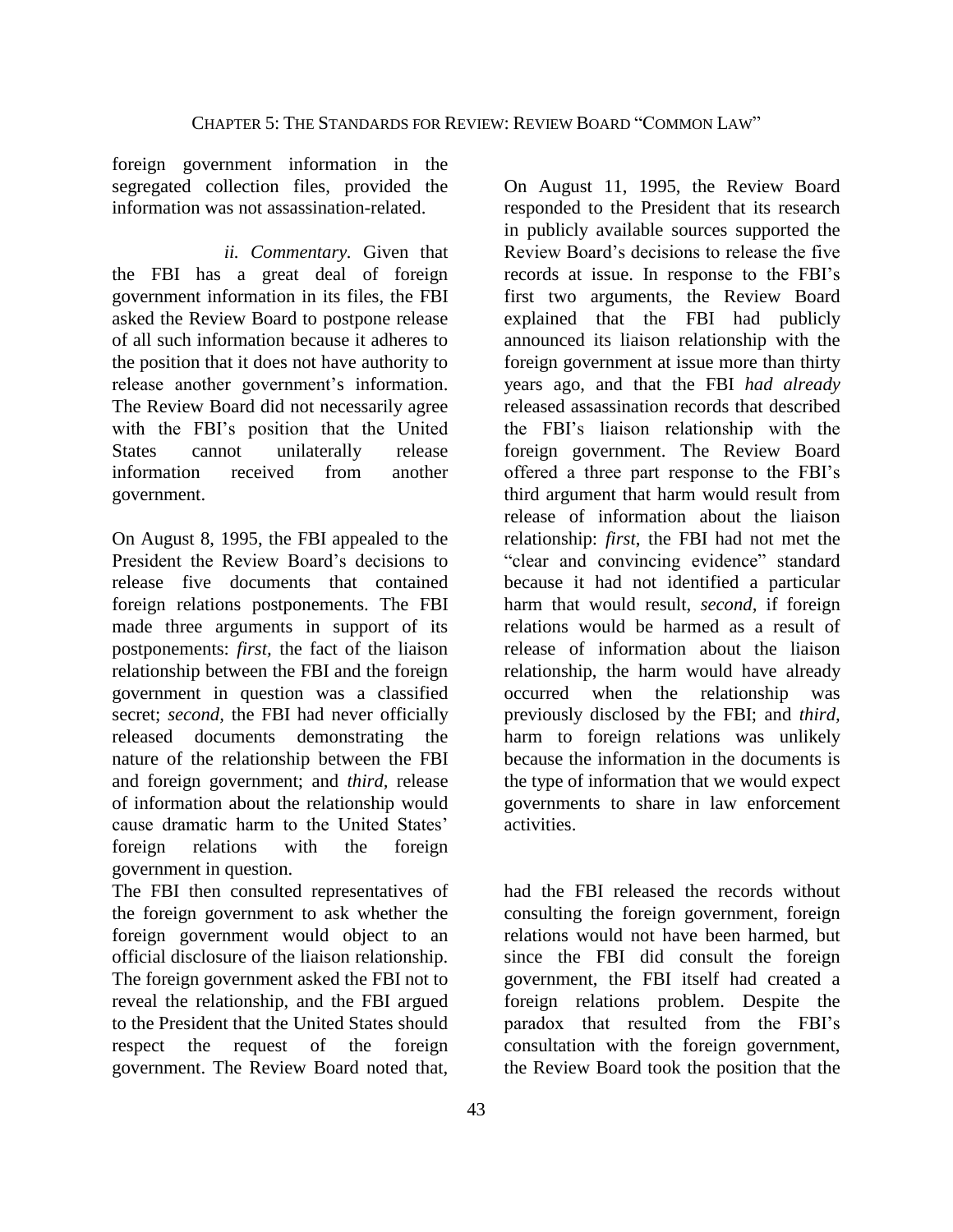foreign government information in the segregated collection files, provided the information was not assassination-related.

*ii. Commentary.* Given that the FBI has a great deal of foreign government information in its files, the FBI asked the Review Board to postpone release of all such information because it adheres to the position that it does not have authority to release another government's information. The Review Board did not necessarily agree with the FBI's position that the United States cannot unilaterally release information received from another government.

On August 8, 1995, the FBI appealed to the President the Review Board's decisions to release five documents that contained foreign relations postponements. The FBI made three arguments in support of its postponements: *first,* the fact of the liaison relationship between the FBI and the foreign government in question was a classified secret; *second,* the FBI had never officially released documents demonstrating the nature of the relationship between the FBI and foreign government; and *third,* release of information about the relationship would cause dramatic harm to the United States' foreign relations with the foreign government in question.

The FBI then consulted representatives of the foreign government to ask whether the foreign government would object to an official disclosure of the liaison relationship. The foreign government asked the FBI not to reveal the relationship, and the FBI argued to the President that the United States should respect the request of the foreign government. The Review Board noted that,

On August 11, 1995, the Review Board responded to the President that its research in publicly available sources supported the Review Board's decisions to release the five records at issue. In response to the FBI's first two arguments, the Review Board explained that the FBI had publicly announced its liaison relationship with the foreign government at issue more than thirty years ago, and that the FBI *had already* released assassination records that described the FBI's liaison relationship with the foreign government. The Review Board offered a three part response to the FBI's third argument that harm would result from release of information about the liaison relationship: *first*, the FBI had not met the "clear and convincing evidence" standard because it had not identified a particular harm that would result, *second,* if foreign relations would be harmed as a result of release of information about the liaison relationship, the harm would have already occurred when the relationship was previously disclosed by the FBI; and *third,* harm to foreign relations was unlikely because the information in the documents is the type of information that we would expect governments to share in law enforcement activities.

had the FBI released the records without consulting the foreign government, foreign relations would not have been harmed, but since the FBI did consult the foreign government, the FBI itself had created a foreign relations problem. Despite the paradox that resulted from the FBI's consultation with the foreign government, the Review Board took the position that the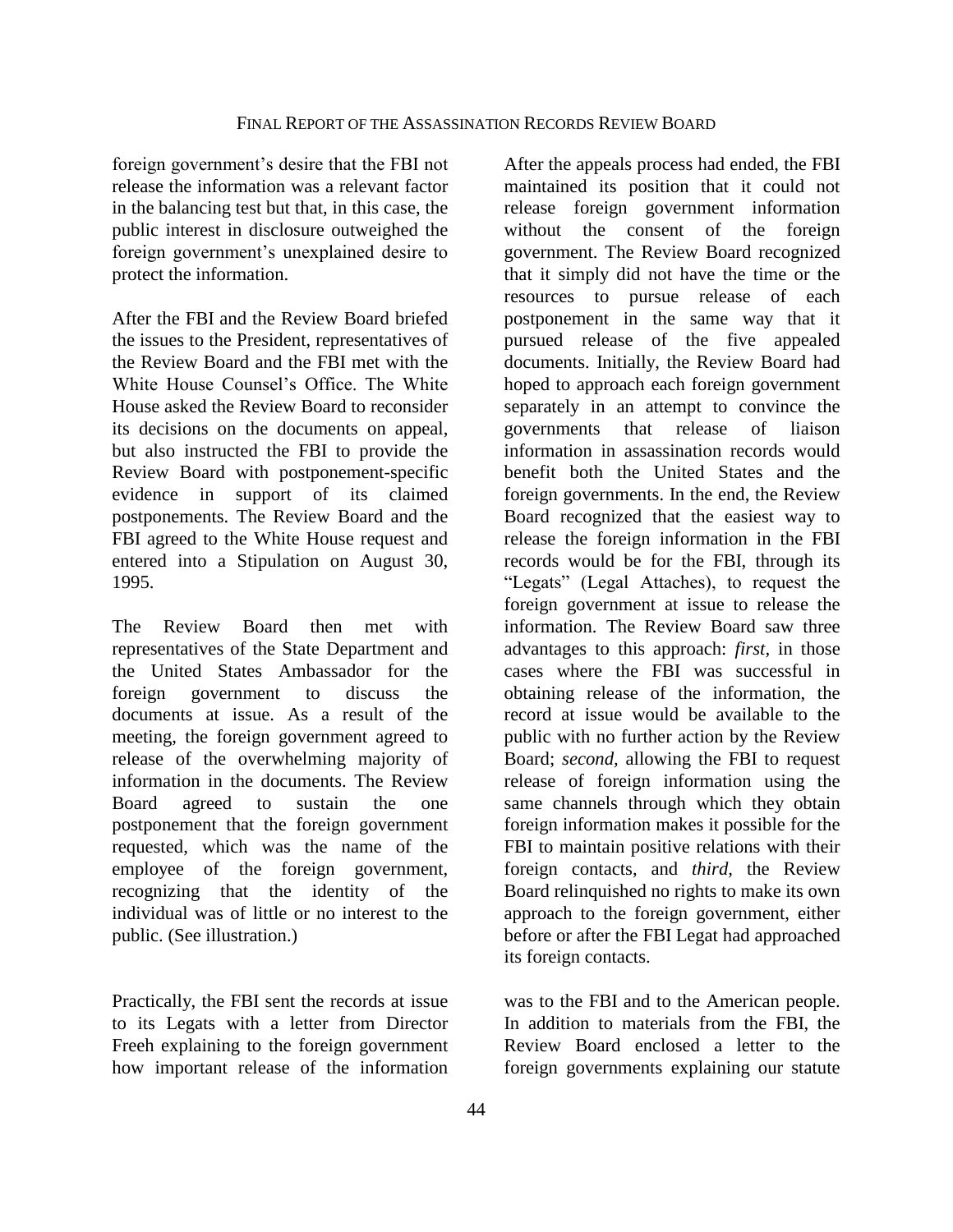foreign government's desire that the FBI not release the information was a relevant factor in the balancing test but that, in this case, the public interest in disclosure outweighed the foreign government's unexplained desire to protect the information.

After the FBI and the Review Board briefed the issues to the President, representatives of the Review Board and the FBI met with the White House Counsel's Office. The White House asked the Review Board to reconsider its decisions on the documents on appeal, but also instructed the FBI to provide the Review Board with postponement-specific evidence in support of its claimed postponements. The Review Board and the FBI agreed to the White House request and entered into a Stipulation on August 30, 1995.

The Review Board then met with representatives of the State Department and the United States Ambassador for the foreign government to discuss the documents at issue. As a result of the meeting, the foreign government agreed to release of the overwhelming majority of information in the documents. The Review Board agreed to sustain the one postponement that the foreign government requested, which was the name of the employee of the foreign government, recognizing that the identity of the individual was of little or no interest to the public. (See illustration.)

After the appeals process had ended, the FBI maintained its position that it could not release foreign government information without the consent of the foreign government. The Review Board recognized that it simply did not have the time or the resources to pursue release of each postponement in the same way that it pursued release of the five appealed documents. Initially, the Review Board had hoped to approach each foreign government separately in an attempt to convince the governments that release of liaison information in assassination records would benefit both the United States and the foreign governments. In the end, the Review Board recognized that the easiest way to release the foreign information in the FBI records would be for the FBI, through its "Legats" (Legal Attaches), to request the foreign government at issue to release the information. The Review Board saw three advantages to this approach: *first*, in those cases where the FBI was successful in obtaining release of the information, the record at issue would be available to the public with no further action by the Review Board; *second*, allowing the FBI to request release of foreign information using the same channels through which they obtain foreign information makes it possible for the FBI to maintain positive relations with their foreign contacts, and *third*, the Review Board relinquished no rights to make its own approach to the foreign government, either before or after the FBI Legat had approached its foreign contacts.

Practically, the FBI sent the records at issue to its Legats with a letter from Director Freeh explaining to the foreign government how important release of the information was to the FBI and to the American people. In addition to materials from the FBI, the Review Board enclosed a letter to the foreign governments explaining our statute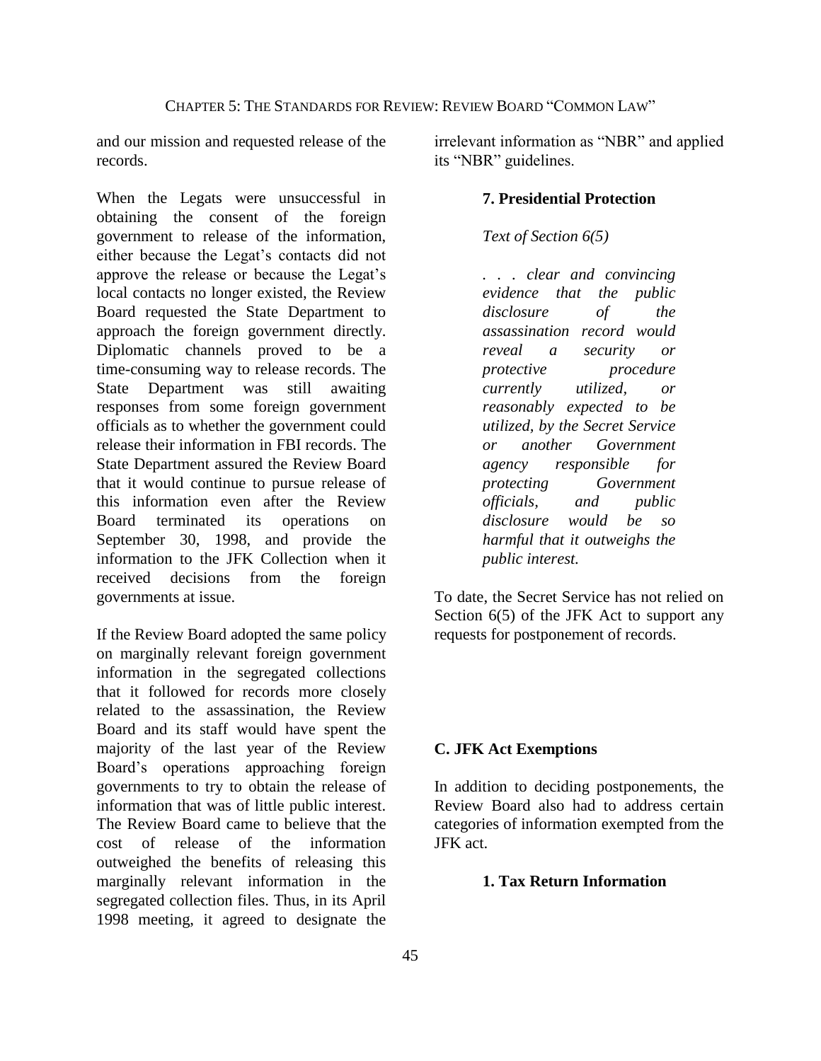and our mission and requested release of the records.

When the Legats were unsuccessful in obtaining the consent of the foreign government to release of the information, either because the Legat's contacts did not approve the release or because the Legat's local contacts no longer existed, the Review Board requested the State Department to approach the foreign government directly. Diplomatic channels proved to be a time-consuming way to release records. The State Department was still awaiting responses from some foreign government officials as to whether the government could release their information in FBI records. The State Department assured the Review Board that it would continue to pursue release of this information even after the Review Board terminated its operations on September 30, 1998, and provide the information to the JFK Collection when it received decisions from the foreign governments at issue.

If the Review Board adopted the same policy on marginally relevant foreign government information in the segregated collections that it followed for records more closely related to the assassination, the Review Board and its staff would have spent the majority of the last year of the Review Board's operations approaching foreign governments to try to obtain the release of information that was of little public interest. The Review Board came to believe that the cost of release of the information outweighed the benefits of releasing this marginally relevant information in the segregated collection files. Thus, in its April 1998 meeting, it agreed to designate the irrelevant information as "NBR" and applied its "NBR" guidelines.

### 7. Presidential Protection

*Text of Section 6(5)*

> *. . . clear and convincing evidence that the public disclosure of the assassination record would reveal a security or protective procedure currently utilized, or reasonably expected to be utilized, by the Secret Service or another Government agency responsible for protecting Government officials, and public disclosure would be so harmful that it outweighs the public interest.*

To date, the Secret Service has not relied on Section 6(5) of the JFK Act to support any requests for postponement of records.

## C. JFK Act Exemptions

In addition to deciding postponements, the Review Board also had to address certain categories of information exempted from the JFK act.

### 1. Tax Return Information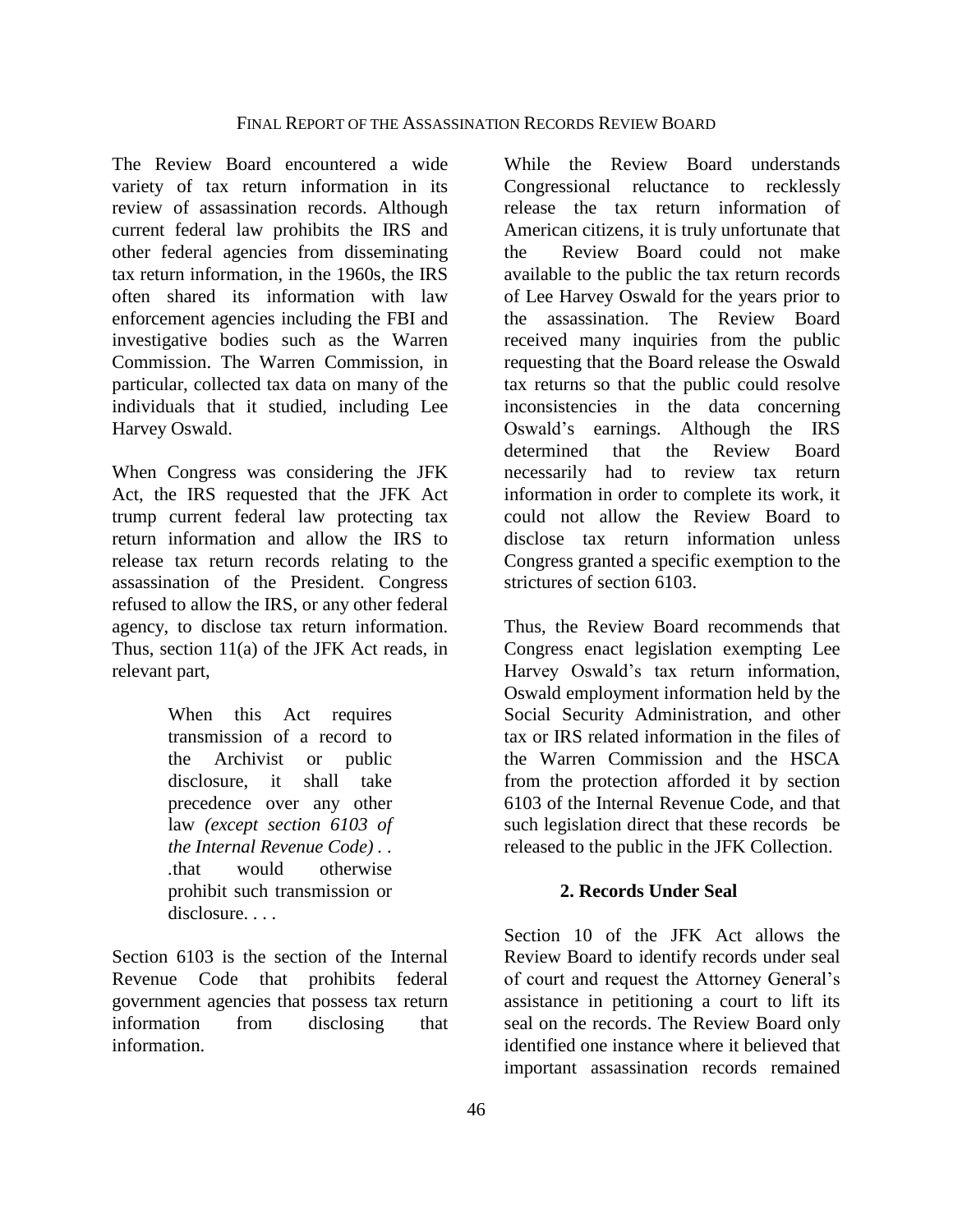The Review Board encountered a wide variety of tax return information in its review of assassination records. Although current federal law prohibits the IRS and other federal agencies from disseminating tax return information, in the 1960s, the IRS often shared its information with law enforcement agencies including the FBI and investigative bodies such as the Warren Commission. The Warren Commission, in particular, collected tax data on many of the individuals that it studied, including Lee Harvey Oswald.

When Congress was considering the JFK Act, the IRS requested that the JFK Act trump current federal law protecting tax return information and allow the IRS to release tax return records relating to the assassination of the President. Congress refused to allow the IRS, or any other federal agency, to disclose tax return information. Thus, section 11(a) of the JFK Act reads, in relevant part,

> When this Act requires transmission of a record to the Archivist or public disclosure, it shall take precedence over any other law *(except section 6103 of the Internal Revenue Code)* . . .that would otherwise prohibit such transmission or disclosure. . . .

Section 6103 is the section of the Internal Revenue Code that prohibits federal government agencies that possess tax return information from disclosing that information.

While the Review Board understands Congressional reluctance to recklessly release the tax return information of American citizens, it is truly unfortunate that the Review Board could not make available to the public the tax return records of Lee Harvey Oswald for the years prior to the assassination. The Review Board received many inquiries from the public requesting that the Board release the Oswald tax returns so that the public could resolve inconsistencies in the data concerning Oswald's earnings. Although the IRS determined that the Review Board necessarily had to review tax return information in order to complete its work, it could not allow the Review Board to disclose tax return information unless Congress granted a specific exemption to the strictures of section 6103.

Thus, the Review Board recommends that Congress enact legislation exempting Lee Harvey Oswald's tax return information, Oswald employment information held by the Social Security Administration, and other tax or IRS related information in the files of the Warren Commission and the HSCA from the protection afforded it by section 6103 of the Internal Revenue Code, and that such legislation direct that these records be released to the public in the JFK Collection.

### 2. Records Under Seal

Section 10 of the JFK Act allows the Review Board to identify records under seal of court and request the Attorney General's assistance in petitioning a court to lift its seal on the records. The Review Board only identified one instance where it believed that important assassination records remained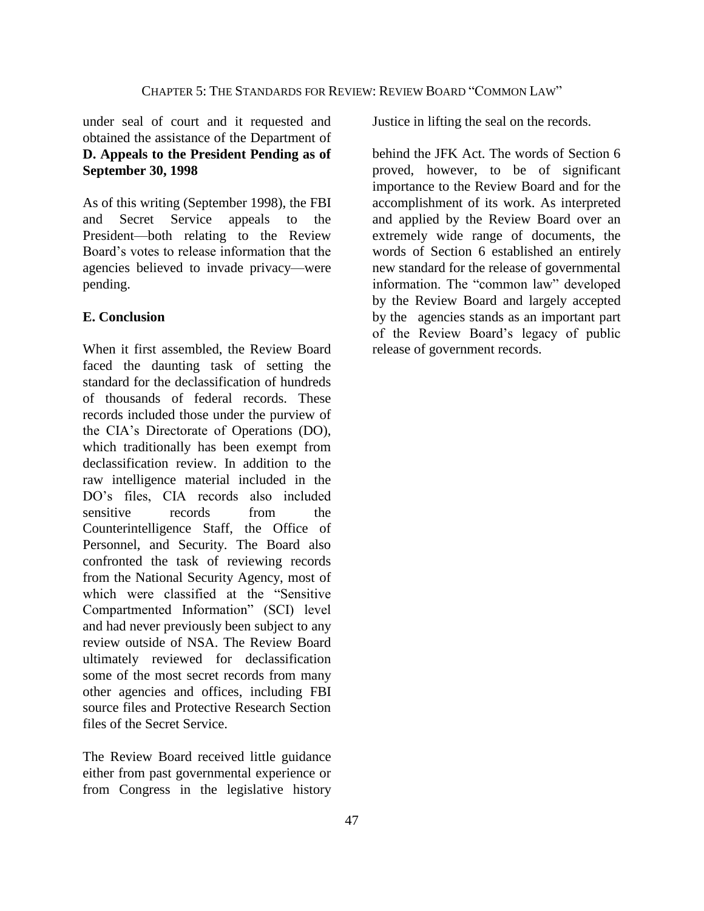under seal of court and it requested and obtained the assistance of the Department of Justice in lifting the seal on the records.

**D. Appeals to the President Pending as of September 30, 1998**

As of this writing (September 1998), the FBI and Secret Service appeals to the President—both relating to the Review Board's votes to release information that the agencies believed to invade privacy—were pending.

**E. Conclusion**

When it first assembled, the Review Board faced the daunting task of setting the standard for the declassification of hundreds of thousands of federal records. These records included those under the purview of the CIA's Directorate of Operations (DO), which traditionally has been exempt from declassification review. In addition to the raw intelligence material included in the DO's files, CIA records also included sensitive records from the Counterintelligence Staff, the Office of Personnel, and Security. The Board also confronted the task of reviewing records from the National Security Agency, most of which were classified at the "Sensitive Compartmented Information" (SCI) level and had never previously been subject to any review outside of NSA. The Review Board ultimately reviewed for declassification some of the most secret records from many other agencies and offices, including FBI source files and Protective Research Section files of the Secret Service.

The Review Board received little guidance either from past governmental experience or from Congress in the legislative history behind the JFK Act. The words of Section 6 proved, however, to be of significant importance to the Review Board and for the accomplishment of its work. As interpreted and applied by the Review Board over an extremely wide range of documents, the words of Section 6 established an entirely new standard for the release of governmental information. The "common law" developed by the Review Board and largely accepted by the agencies stands as an important part of the Review Board's legacy of public release of government records.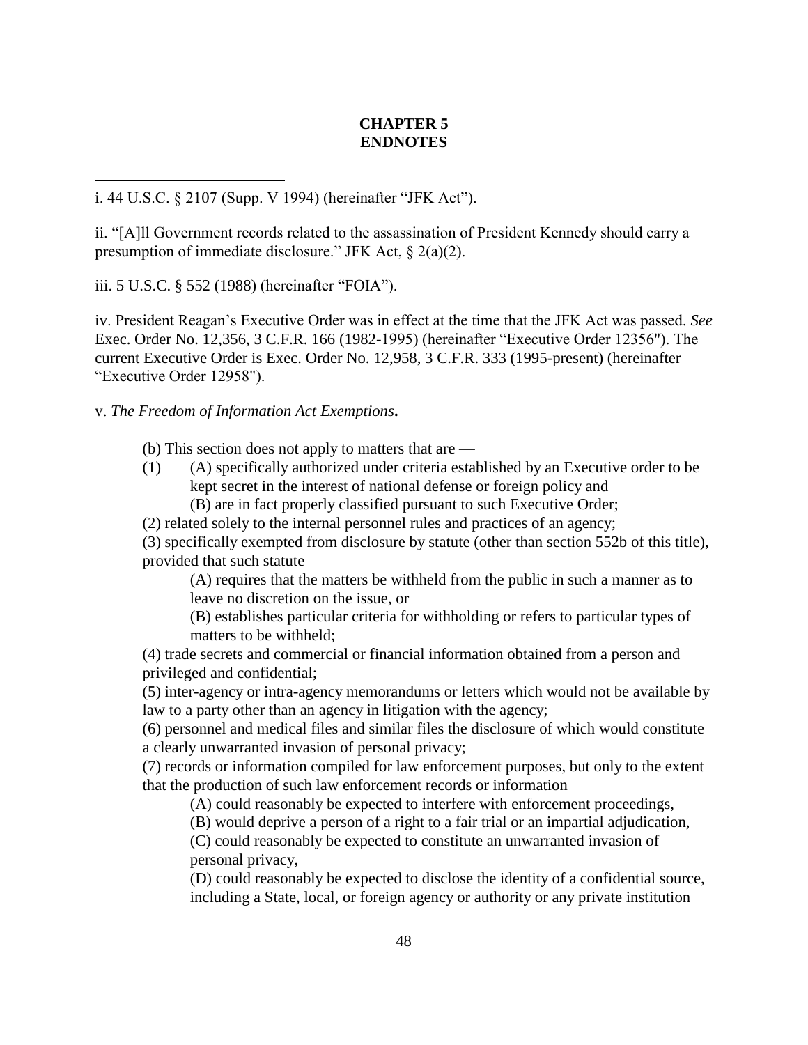# CHAPTER 5
# ENDNOTES

---

i. 44 U.S.C. § 2107 (Supp. V 1994) (hereinafter "JFK Act").

ii. "[A]ll Government records related to the assassination of President Kennedy should carry a presumption of immediate disclosure." JFK Act, § 2(a)(2).

iii. 5 U.S.C. § 552 (1988) (hereinafter "FOIA").

iv. President Reagan's Executive Order was in effect at the time that the JFK Act was passed. *See* Exec. Order No. 12,356, 3 C.F.R. 166 (1982-1995) (hereinafter "Executive Order 12356"). The current Executive Order is Exec. Order No. 12,958, 3 C.F.R. 333 (1995-present) (hereinafter "Executive Order 12958").

v. *The Freedom of Information Act Exemptions***.**

> (b) This section does not apply to matters that are —
>
> (1) (A) specifically authorized under criteria established by an Executive order to be kept secret in the interest of national defense or foreign policy and
>
> (B) are in fact properly classified pursuant to such Executive Order;
>
> (2) related solely to the internal personnel rules and practices of an agency;
>
> (3) specifically exempted from disclosure by statute (other than section 552b of this title), provided that such statute
>
> (A) requires that the matters be withheld from the public in such a manner as to leave no discretion on the issue, or
>
> (B) establishes particular criteria for withholding or refers to particular types of matters to be withheld;
>
> (4) trade secrets and commercial or financial information obtained from a person and privileged and confidential;
>
> (5) inter-agency or intra-agency memorandums or letters which would not be available by law to a party other than an agency in litigation with the agency;
>
> (6) personnel and medical files and similar files the disclosure of which would constitute a clearly unwarranted invasion of personal privacy;
>
> (7) records or information compiled for law enforcement purposes, but only to the extent that the production of such law enforcement records or information
>
> (A) could reasonably be expected to interfere with enforcement proceedings,
>
> (B) would deprive a person of a right to a fair trial or an impartial adjudication,
>
> (C) could reasonably be expected to constitute an unwarranted invasion of personal privacy,
>
> (D) could reasonably be expected to disclose the identity of a confidential source, including a State, local, or foreign agency or authority or any private institution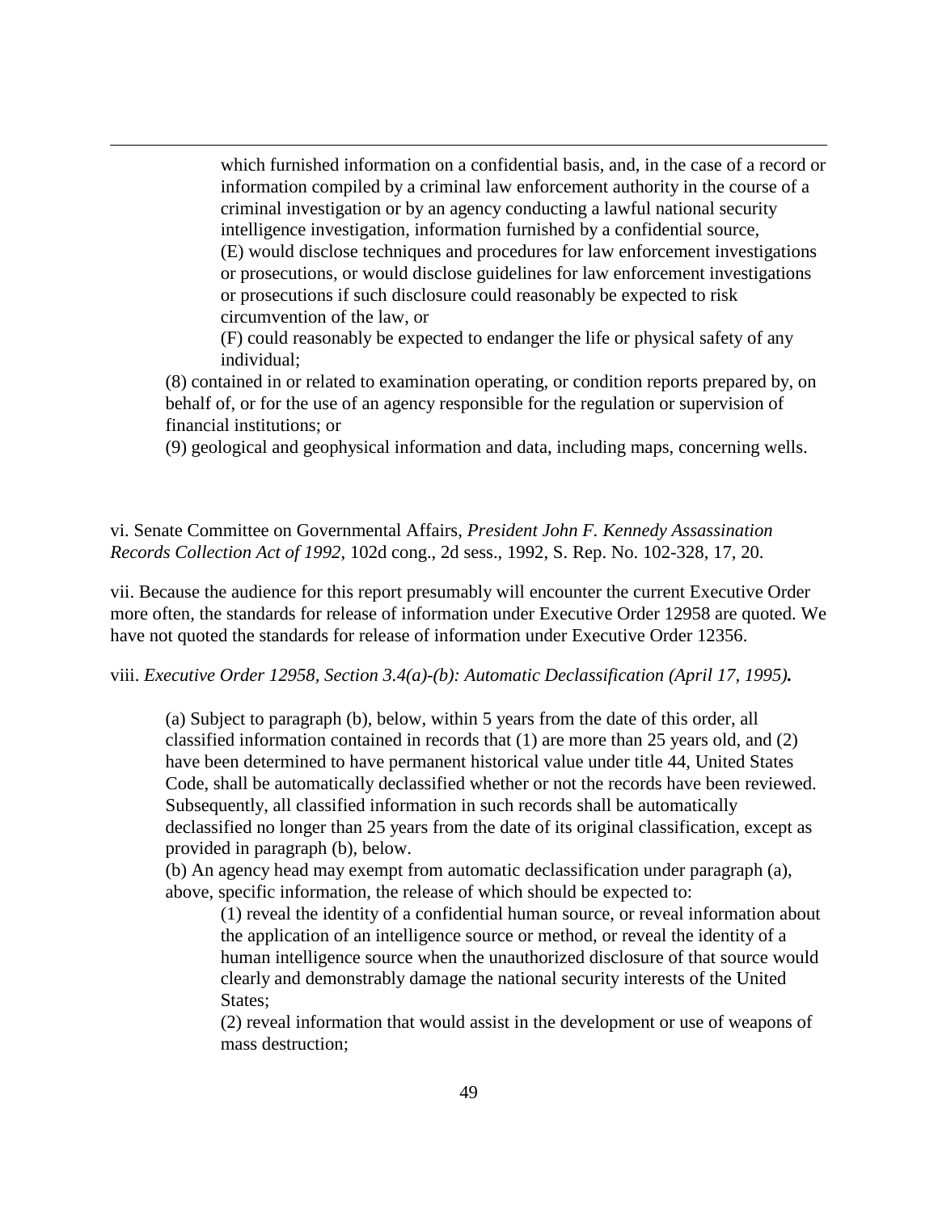which furnished information on a confidential basis, and, in the case of a record or information compiled by a criminal law enforcement authority in the course of a criminal investigation or by an agency conducting a lawful national security intelligence investigation, information furnished by a confidential source,
(E) would disclose techniques and procedures for law enforcement investigations or prosecutions, or would disclose guidelines for law enforcement investigations or prosecutions if such disclosure could reasonably be expected to risk circumvention of the law, or
(F) could reasonably be expected to endanger the life or physical safety of any individual;

(8) contained in or related to examination operating, or condition reports prepared by, on behalf of, or for the use of an agency responsible for the regulation or supervision of financial institutions; or
(9) geological and geophysical information and data, including maps, concerning wells.

vi. Senate Committee on Governmental Affairs, *President John F. Kennedy Assassination Records Collection Act of 1992*, 102d cong., 2d sess., 1992, S. Rep. No. 102-328, 17, 20.

vii. Because the audience for this report presumably will encounter the current Executive Order more often, the standards for release of information under Executive Order 12958 are quoted. We have not quoted the standards for release of information under Executive Order 12356.

viii. *Executive Order 12958, Section 3.4(a)-(b): Automatic Declassification (April 17, 1995)**.***

(a) Subject to paragraph (b), below, within 5 years from the date of this order, all classified information contained in records that (1) are more than 25 years old, and (2) have been determined to have permanent historical value under title 44, United States Code, shall be automatically declassified whether or not the records have been reviewed. Subsequently, all classified information in such records shall be automatically declassified no longer than 25 years from the date of its original classification, except as provided in paragraph (b), below.
(b) An agency head may exempt from automatic declassification under paragraph (a), above, specific information, the release of which should be expected to:

(1) reveal the identity of a confidential human source, or reveal information about the application of an intelligence source or method, or reveal the identity of a human intelligence source when the unauthorized disclosure of that source would clearly and demonstrably damage the national security interests of the United States;
(2) reveal information that would assist in the development or use of weapons of mass destruction;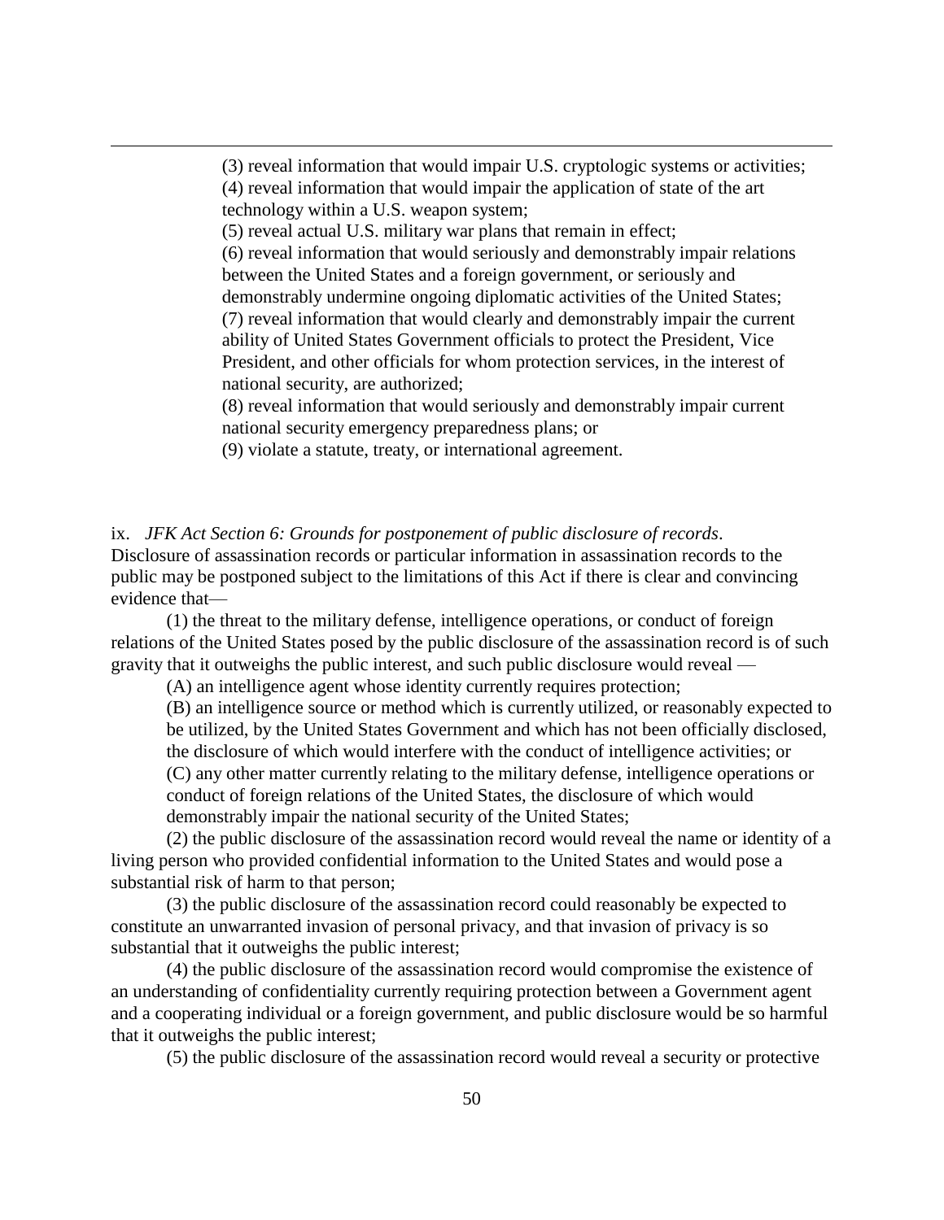(3) reveal information that would impair U.S. cryptologic systems or activities;
(4) reveal information that would impair the application of state of the art technology within a U.S. weapon system;
(5) reveal actual U.S. military war plans that remain in effect;
(6) reveal information that would seriously and demonstrably impair relations between the United States and a foreign government, or seriously and demonstrably undermine ongoing diplomatic activities of the United States;
(7) reveal information that would clearly and demonstrably impair the current ability of United States Government officials to protect the President, Vice President, and other officials for whom protection services, in the interest of national security, are authorized;
(8) reveal information that would seriously and demonstrably impair current national security emergency preparedness plans; or
(9) violate a statute, treaty, or international agreement.

ix. *JFK Act Section 6: Grounds for postponement of public disclosure of records*. Disclosure of assassination records or particular information in assassination records to the public may be postponed subject to the limitations of this Act if there is clear and convincing evidence that—

(1) the threat to the military defense, intelligence operations, or conduct of foreign relations of the United States posed by the public disclosure of the assassination record is of such gravity that it outweighs the public interest, and such public disclosure would reveal —

(A) an intelligence agent whose identity currently requires protection;
(B) an intelligence source or method which is currently utilized, or reasonably expected to be utilized, by the United States Government and which has not been officially disclosed, the disclosure of which would interfere with the conduct of intelligence activities; or
(C) any other matter currently relating to the military defense, intelligence operations or conduct of foreign relations of the United States, the disclosure of which would demonstrably impair the national security of the United States;

(2) the public disclosure of the assassination record would reveal the name or identity of a living person who provided confidential information to the United States and would pose a substantial risk of harm to that person;

(3) the public disclosure of the assassination record could reasonably be expected to constitute an unwarranted invasion of personal privacy, and that invasion of privacy is so substantial that it outweighs the public interest;

(4) the public disclosure of the assassination record would compromise the existence of an understanding of confidentiality currently requiring protection between a Government agent and a cooperating individual or a foreign government, and public disclosure would be so harmful that it outweighs the public interest;

(5) the public disclosure of the assassination record would reveal a security or protective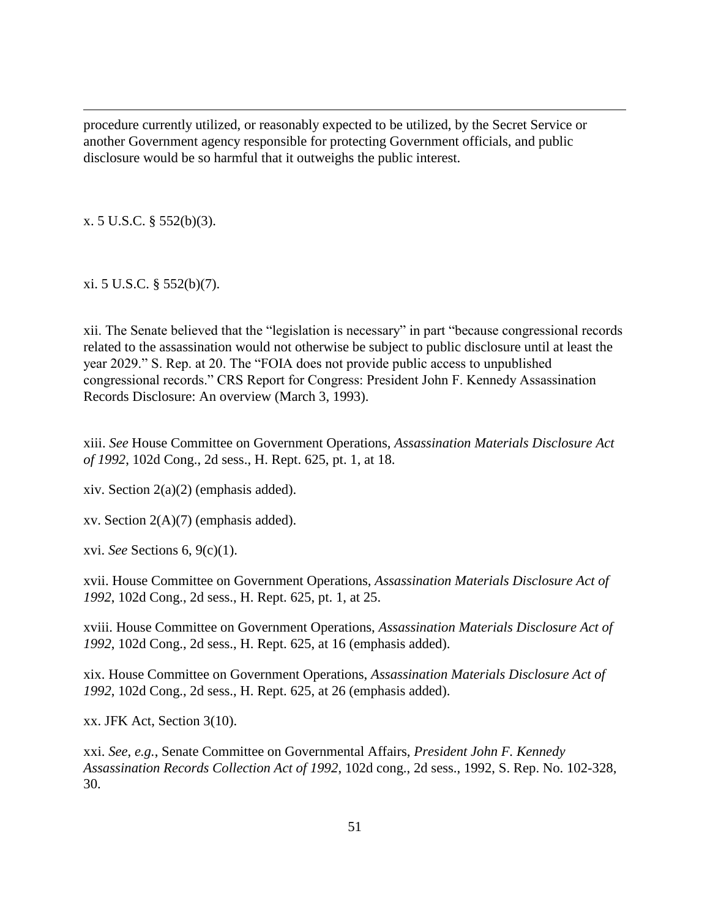procedure currently utilized, or reasonably expected to be utilized, by the Secret Service or another Government agency responsible for protecting Government officials, and public disclosure would be so harmful that it outweighs the public interest.

x. 5 U.S.C. § 552(b)(3).

xi. 5 U.S.C. § 552(b)(7).

xii. The Senate believed that the "legislation is necessary" in part "because congressional records related to the assassination would not otherwise be subject to public disclosure until at least the year 2029." S. Rep. at 20. The "FOIA does not provide public access to unpublished congressional records." CRS Report for Congress: President John F. Kennedy Assassination Records Disclosure: An overview (March 3, 1993).

xiii. *See* House Committee on Government Operations, *Assassination Materials Disclosure Act of 1992*, 102d Cong., 2d sess., H. Rept. 625, pt. 1, at 18.

xiv. Section 2(a)(2) (emphasis added).

xv. Section 2(A)(7) (emphasis added).

xvi. *See* Sections 6, 9(c)(1).

xvii. House Committee on Government Operations, *Assassination Materials Disclosure Act of 1992*, 102d Cong., 2d sess., H. Rept. 625, pt. 1, at 25.

xviii. House Committee on Government Operations, *Assassination Materials Disclosure Act of 1992*, 102d Cong., 2d sess., H. Rept. 625, at 16 (emphasis added).

xix. House Committee on Government Operations, *Assassination Materials Disclosure Act of 1992*, 102d Cong., 2d sess., H. Rept. 625, at 26 (emphasis added).

xx. JFK Act, Section 3(10).

xxi. *See*, *e.g.*, Senate Committee on Governmental Affairs, *President John F. Kennedy Assassination Records Collection Act of 1992*, 102d cong., 2d sess., 1992, S. Rep. No. 102-328, 30.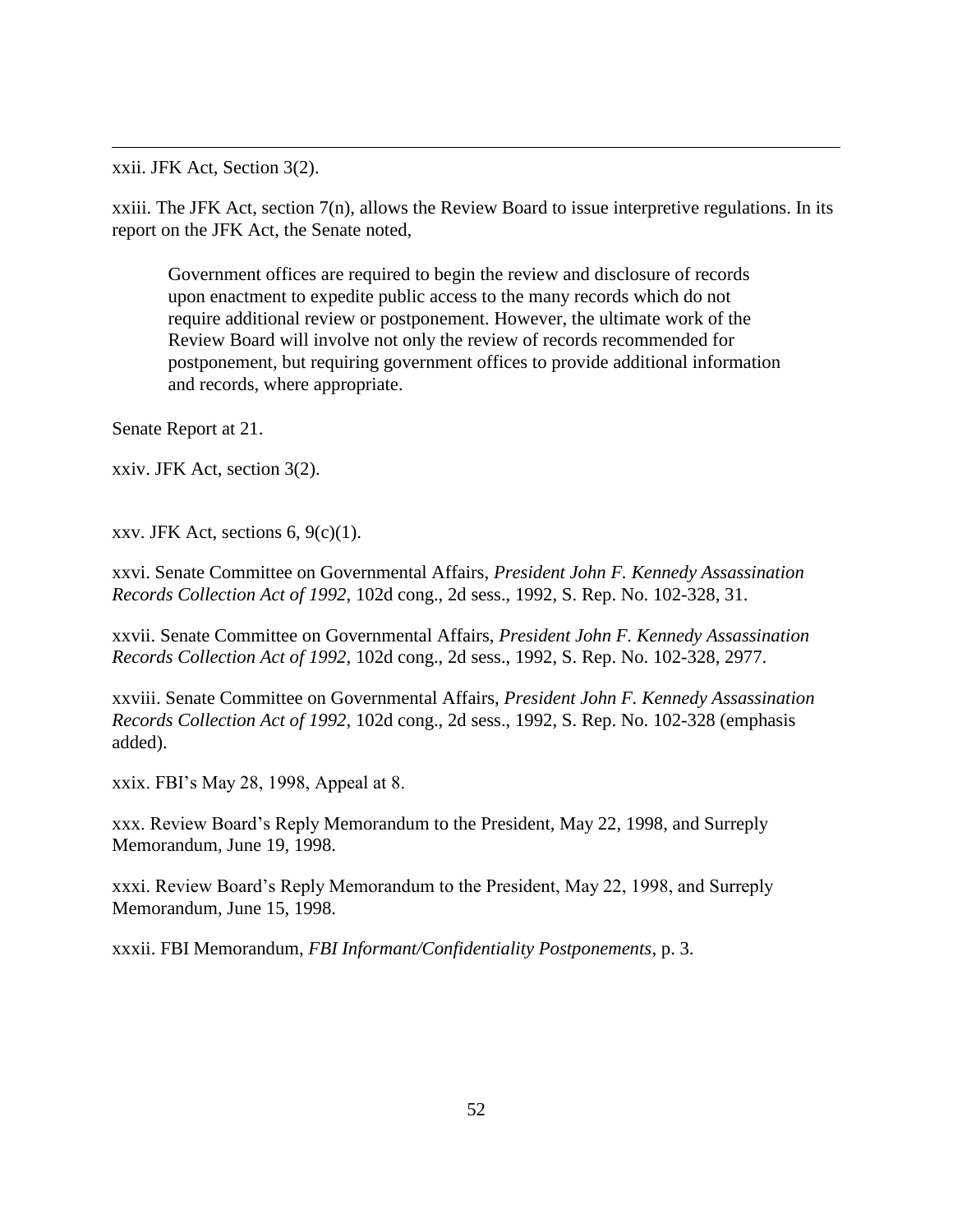xxii. JFK Act, Section 3(2).

xxiii. The JFK Act, section 7(n), allows the Review Board to issue interpretive regulations. In its report on the JFK Act, the Senate noted,

> Government offices are required to begin the review and disclosure of records upon enactment to expedite public access to the many records which do not require additional review or postponement. However, the ultimate work of the Review Board will involve not only the review of records recommended for postponement, but requiring government offices to provide additional information and records, where appropriate.

Senate Report at 21.

xxiv. JFK Act, section 3(2).

xxv. JFK Act, sections 6, 9(c)(1).

xxvi. Senate Committee on Governmental Affairs, *President John F. Kennedy Assassination Records Collection Act of 1992*, 102d cong., 2d sess., 1992, S. Rep. No. 102-328, 31.

xxvii. Senate Committee on Governmental Affairs, *President John F. Kennedy Assassination Records Collection Act of 1992*, 102d cong., 2d sess., 1992, S. Rep. No. 102-328, 2977.

xxviii. Senate Committee on Governmental Affairs, *President John F. Kennedy Assassination Records Collection Act of 1992*, 102d cong., 2d sess., 1992, S. Rep. No. 102-328 (emphasis added).

xxix. FBI's May 28, 1998, Appeal at 8.

xxx. Review Board's Reply Memorandum to the President, May 22, 1998, and Surreply Memorandum, June 19, 1998.

xxxi. Review Board's Reply Memorandum to the President, May 22, 1998, and Surreply Memorandum, June 15, 1998.

xxxii. FBI Memorandum, *FBI Informant/Confidentiality Postponements*, p. 3.